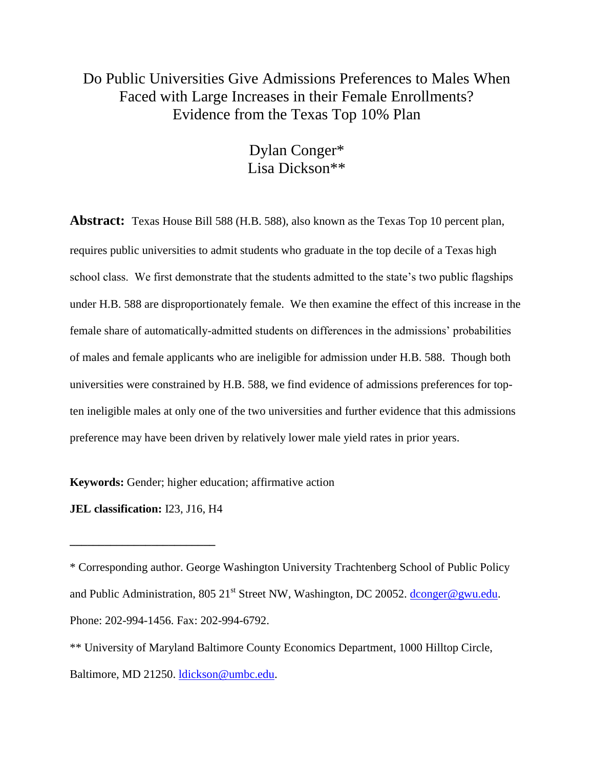# Do Public Universities Give Admissions Preferences to Males When Faced with Large Increases in their Female Enrollments? Evidence from the Texas Top 10% Plan

Dylan Conger*
Lisa Dickson**

**Abstract:** Texas House Bill 588 (H.B. 588), also known as the Texas Top 10 percent plan, requires public universities to admit students who graduate in the top decile of a Texas high school class. We first demonstrate that the students admitted to the state's two public flagships under H.B. 588 are disproportionately female. We then examine the effect of this increase in the female share of automatically-admitted students on differences in the admissions' probabilities of males and female applicants who are ineligible for admission under H.B. 588. Though both universities were constrained by H.B. 588, we find evidence of admissions preferences for top-ten ineligible males at only one of the two universities and further evidence that this admissions preference may have been driven by relatively lower male yield rates in prior years.

**Keywords:** Gender; higher education; affirmative action

**JEL classification:** I23, J16, H4

---

* Corresponding author. George Washington University Trachtenberg School of Public Policy and Public Administration, 805 21st Street NW, Washington, DC 20052. dconger@gwu.edu. Phone: 202-994-1456. Fax: 202-994-6792.

** University of Maryland Baltimore County Economics Department, 1000 Hilltop Circle, Baltimore, MD 21250. ldickson@umbc.edu.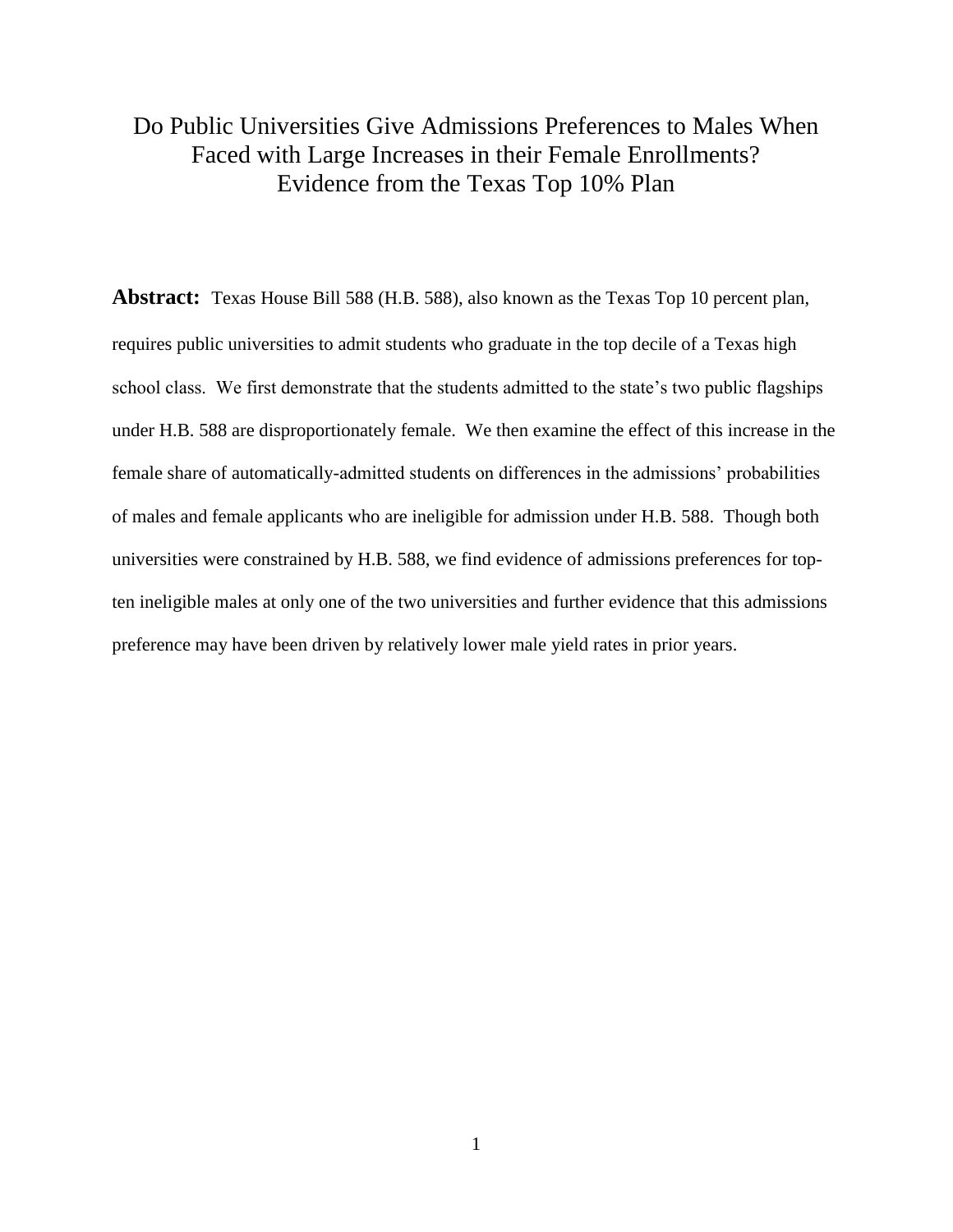# Do Public Universities Give Admissions Preferences to Males When Faced with Large Increases in their Female Enrollments? Evidence from the Texas Top 10% Plan

**Abstract:** Texas House Bill 588 (H.B. 588), also known as the Texas Top 10 percent plan, requires public universities to admit students who graduate in the top decile of a Texas high school class. We first demonstrate that the students admitted to the state's two public flagships under H.B. 588 are disproportionately female. We then examine the effect of this increase in the female share of automatically-admitted students on differences in the admissions' probabilities of males and female applicants who are ineligible for admission under H.B. 588. Though both universities were constrained by H.B. 588, we find evidence of admissions preferences for top-ten ineligible males at only one of the two universities and further evidence that this admissions preference may have been driven by relatively lower male yield rates in prior years.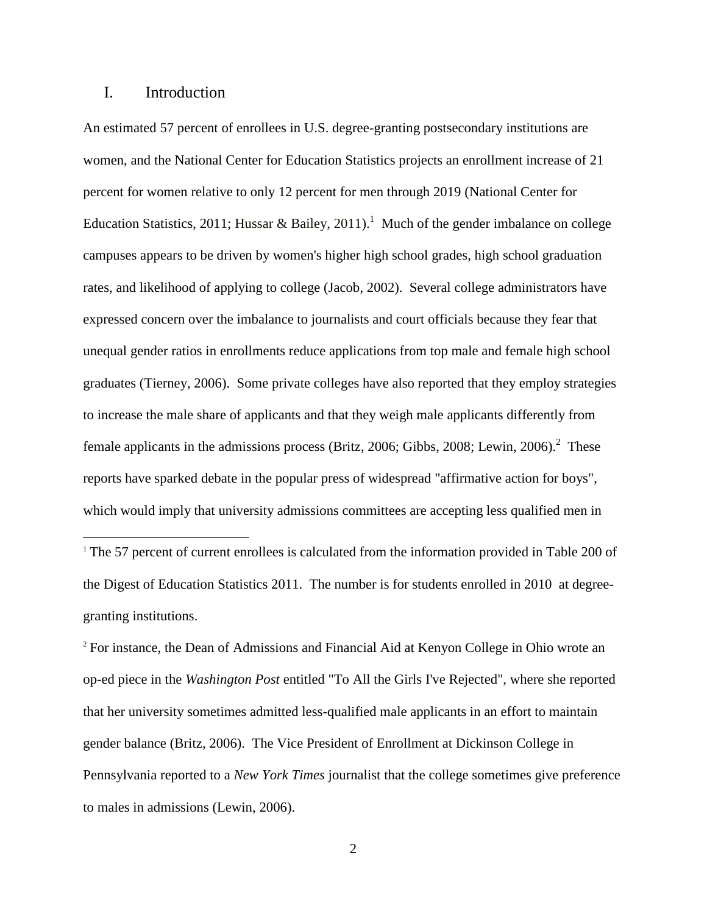## I. Introduction

An estimated 57 percent of enrollees in U.S. degree-granting postsecondary institutions are women, and the National Center for Education Statistics projects an enrollment increase of 21 percent for women relative to only 12 percent for men through 2019 (National Center for Education Statistics, 2011; Hussar & Bailey, 2011).[1] Much of the gender imbalance on college campuses appears to be driven by women's higher high school grades, high school graduation rates, and likelihood of applying to college (Jacob, 2002). Several college administrators have expressed concern over the imbalance to journalists and court officials because they fear that unequal gender ratios in enrollments reduce applications from top male and female high school graduates (Tierney, 2006). Some private colleges have also reported that they employ strategies to increase the male share of applicants and that they weigh male applicants differently from female applicants in the admissions process (Britz, 2006; Gibbs, 2008; Lewin, 2006).[2] These reports have sparked debate in the popular press of widespread "affirmative action for boys", which would imply that university admissions committees are accepting less qualified men in

---

[1] The 57 percent of current enrollees is calculated from the information provided in Table 200 of the Digest of Education Statistics 2011. The number is for students enrolled in 2010 at degree-granting institutions.

[2] For instance, the Dean of Admissions and Financial Aid at Kenyon College in Ohio wrote an op-ed piece in the *Washington Post* entitled "To All the Girls I've Rejected", where she reported that her university sometimes admitted less-qualified male applicants in an effort to maintain gender balance (Britz, 2006). The Vice President of Enrollment at Dickinson College in Pennsylvania reported to a *New York Times* journalist that the college sometimes give preference to males in admissions (Lewin, 2006).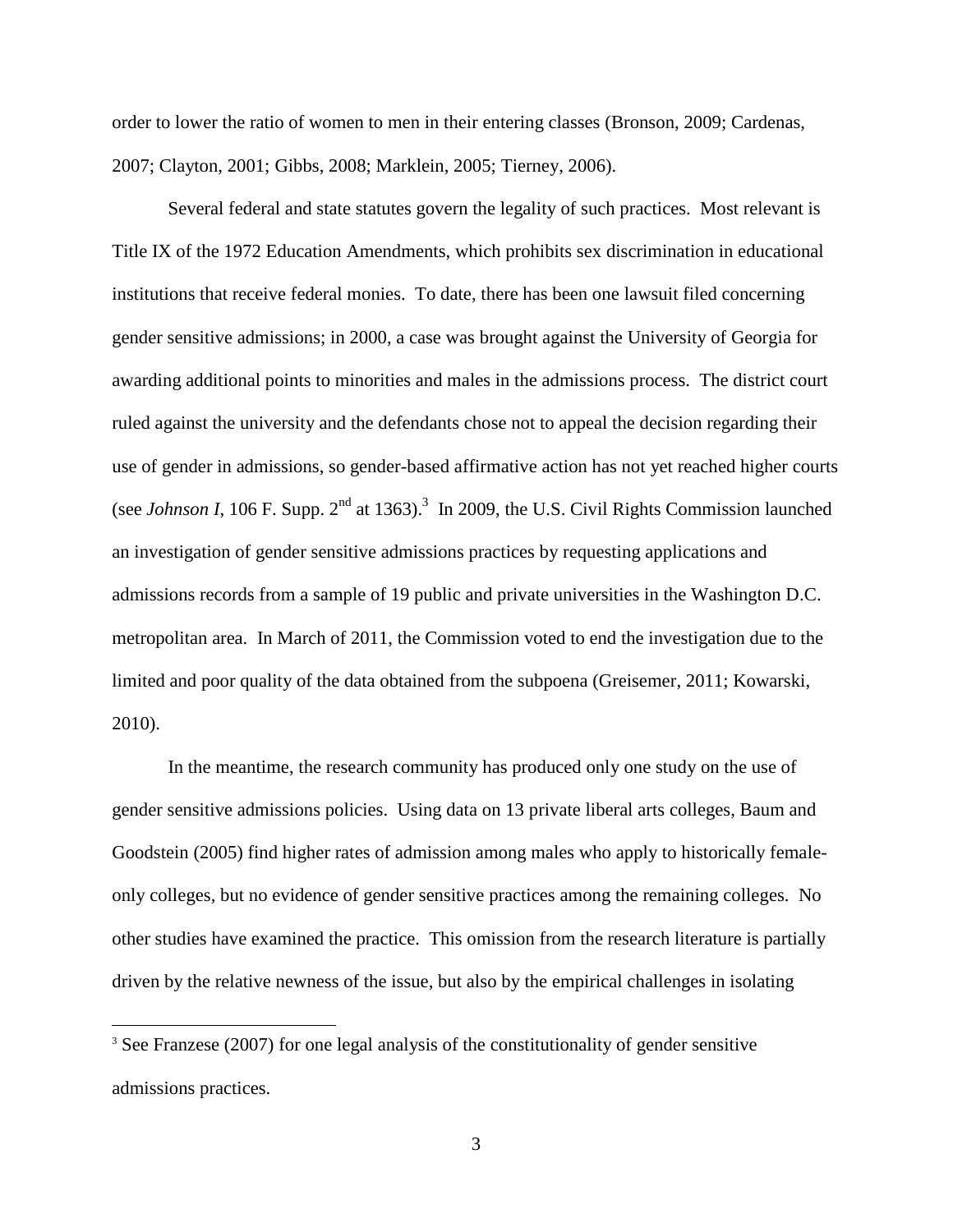order to lower the ratio of women to men in their entering classes (Bronson, 2009; Cardenas, 2007; Clayton, 2001; Gibbs, 2008; Marklein, 2005; Tierney, 2006).

Several federal and state statutes govern the legality of such practices. Most relevant is Title IX of the 1972 Education Amendments, which prohibits sex discrimination in educational institutions that receive federal monies. To date, there has been one lawsuit filed concerning gender sensitive admissions; in 2000, a case was brought against the University of Georgia for awarding additional points to minorities and males in the admissions process. The district court ruled against the university and the defendants chose not to appeal the decision regarding their use of gender in admissions, so gender-based affirmative action has not yet reached higher courts (see *Johnson I*, 106 F. Supp. 2nd at 1363).[3] In 2009, the U.S. Civil Rights Commission launched an investigation of gender sensitive admissions practices by requesting applications and admissions records from a sample of 19 public and private universities in the Washington D.C. metropolitan area. In March of 2011, the Commission voted to end the investigation due to the limited and poor quality of the data obtained from the subpoena (Greisemer, 2011; Kowarski, 2010).

In the meantime, the research community has produced only one study on the use of gender sensitive admissions policies. Using data on 13 private liberal arts colleges, Baum and Goodstein (2005) find higher rates of admission among males who apply to historically female-only colleges, but no evidence of gender sensitive practices among the remaining colleges. No other studies have examined the practice. This omission from the research literature is partially driven by the relative newness of the issue, but also by the empirical challenges in isolating

[3] See Franzese (2007) for one legal analysis of the constitutionality of gender sensitive admissions practices.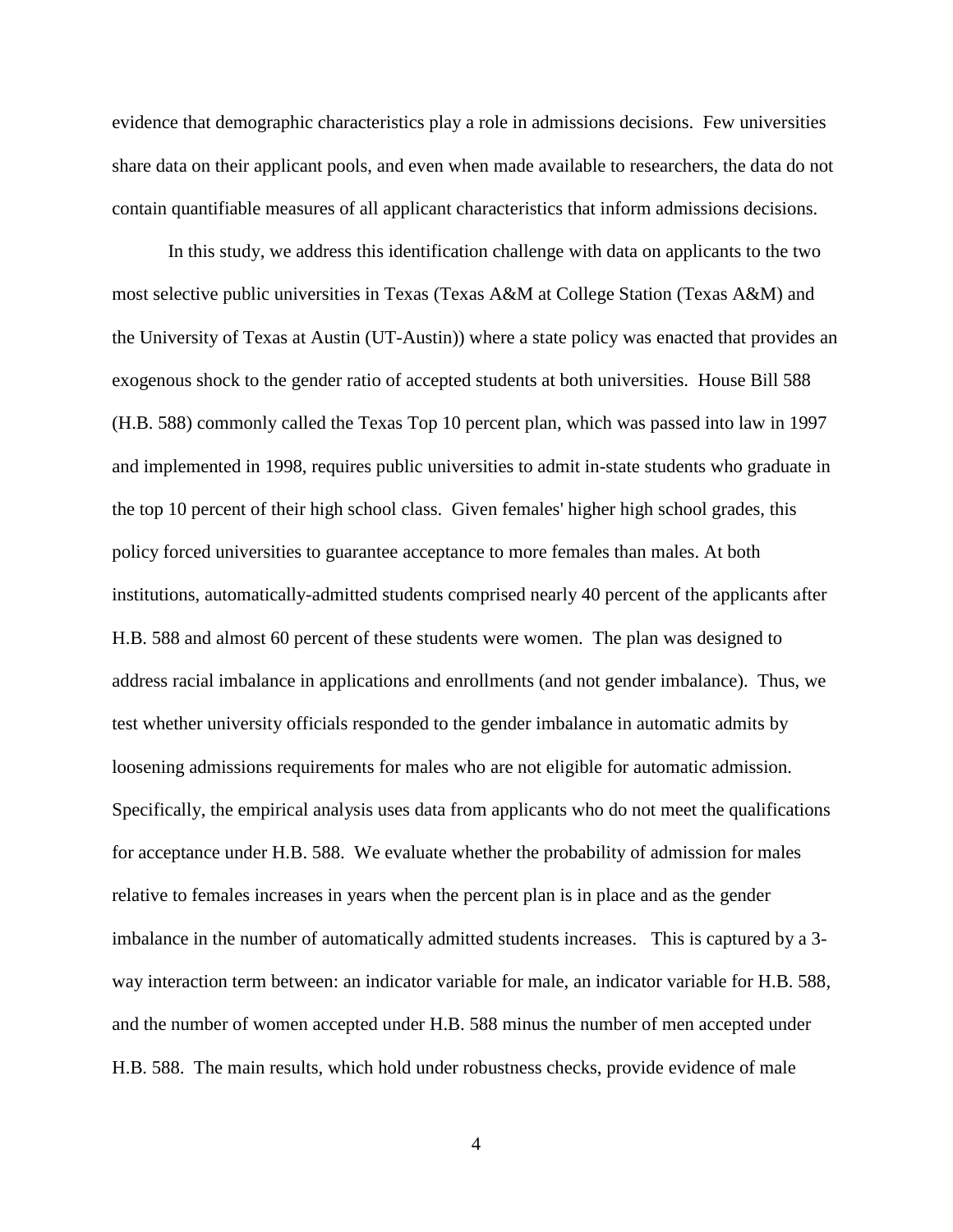evidence that demographic characteristics play a role in admissions decisions. Few universities share data on their applicant pools, and even when made available to researchers, the data do not contain quantifiable measures of all applicant characteristics that inform admissions decisions.

In this study, we address this identification challenge with data on applicants to the two most selective public universities in Texas (Texas A&M at College Station (Texas A&M) and the University of Texas at Austin (UT-Austin)) where a state policy was enacted that provides an exogenous shock to the gender ratio of accepted students at both universities. House Bill 588 (H.B. 588) commonly called the Texas Top 10 percent plan, which was passed into law in 1997 and implemented in 1998, requires public universities to admit in-state students who graduate in the top 10 percent of their high school class. Given females' higher high school grades, this policy forced universities to guarantee acceptance to more females than males. At both institutions, automatically-admitted students comprised nearly 40 percent of the applicants after H.B. 588 and almost 60 percent of these students were women. The plan was designed to address racial imbalance in applications and enrollments (and not gender imbalance). Thus, we test whether university officials responded to the gender imbalance in automatic admits by loosening admissions requirements for males who are not eligible for automatic admission. Specifically, the empirical analysis uses data from applicants who do not meet the qualifications for acceptance under H.B. 588. We evaluate whether the probability of admission for males relative to females increases in years when the percent plan is in place and as the gender imbalance in the number of automatically admitted students increases. This is captured by a 3-way interaction term between: an indicator variable for male, an indicator variable for H.B. 588, and the number of women accepted under H.B. 588 minus the number of men accepted under H.B. 588. The main results, which hold under robustness checks, provide evidence of male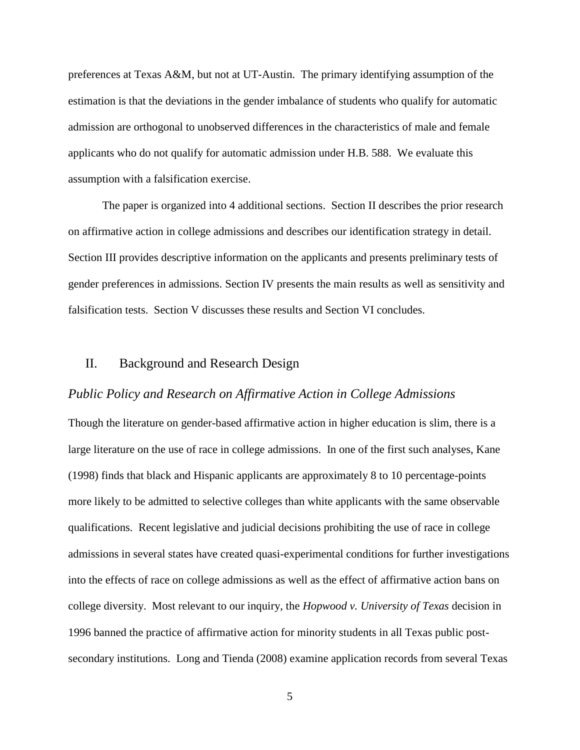preferences at Texas A&M, but not at UT-Austin. The primary identifying assumption of the estimation is that the deviations in the gender imbalance of students who qualify for automatic admission are orthogonal to unobserved differences in the characteristics of male and female applicants who do not qualify for automatic admission under H.B. 588. We evaluate this assumption with a falsification exercise.

The paper is organized into 4 additional sections. Section II describes the prior research on affirmative action in college admissions and describes our identification strategy in detail. Section III provides descriptive information on the applicants and presents preliminary tests of gender preferences in admissions. Section IV presents the main results as well as sensitivity and falsification tests. Section V discusses these results and Section VI concludes.

## II. Background and Research Design

### *Public Policy and Research on Affirmative Action in College Admissions*

Though the literature on gender-based affirmative action in higher education is slim, there is a large literature on the use of race in college admissions. In one of the first such analyses, Kane (1998) finds that black and Hispanic applicants are approximately 8 to 10 percentage-points more likely to be admitted to selective colleges than white applicants with the same observable qualifications. Recent legislative and judicial decisions prohibiting the use of race in college admissions in several states have created quasi-experimental conditions for further investigations into the effects of race on college admissions as well as the effect of affirmative action bans on college diversity. Most relevant to our inquiry, the *Hopwood v. University of Texas* decision in 1996 banned the practice of affirmative action for minority students in all Texas public post-secondary institutions. Long and Tienda (2008) examine application records from several Texas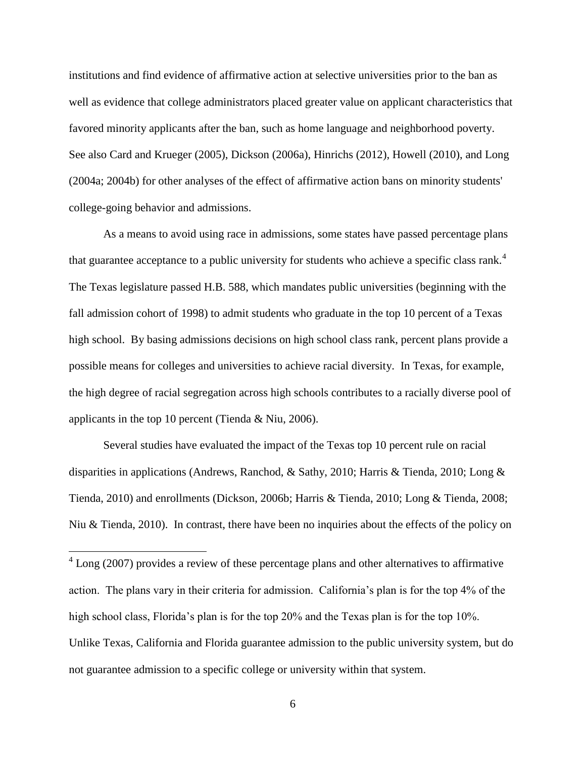institutions and find evidence of affirmative action at selective universities prior to the ban as well as evidence that college administrators placed greater value on applicant characteristics that favored minority applicants after the ban, such as home language and neighborhood poverty. See also Card and Krueger (2005), Dickson (2006a), Hinrichs (2012), Howell (2010), and Long (2004a; 2004b) for other analyses of the effect of affirmative action bans on minority students' college-going behavior and admissions.

As a means to avoid using race in admissions, some states have passed percentage plans that guarantee acceptance to a public university for students who achieve a specific class rank.[4] The Texas legislature passed H.B. 588, which mandates public universities (beginning with the fall admission cohort of 1998) to admit students who graduate in the top 10 percent of a Texas high school. By basing admissions decisions on high school class rank, percent plans provide a possible means for colleges and universities to achieve racial diversity. In Texas, for example, the high degree of racial segregation across high schools contributes to a racially diverse pool of applicants in the top 10 percent (Tienda & Niu, 2006).

Several studies have evaluated the impact of the Texas top 10 percent rule on racial disparities in applications (Andrews, Ranchod, & Sathy, 2010; Harris & Tienda, 2010; Long & Tienda, 2010) and enrollments (Dickson, 2006b; Harris & Tienda, 2010; Long & Tienda, 2008; Niu & Tienda, 2010). In contrast, there have been no inquiries about the effects of the policy on

[4] Long (2007) provides a review of these percentage plans and other alternatives to affirmative action. The plans vary in their criteria for admission. California's plan is for the top 4% of the high school class, Florida's plan is for the top 20% and the Texas plan is for the top 10%. Unlike Texas, California and Florida guarantee admission to the public university system, but do not guarantee admission to a specific college or university within that system.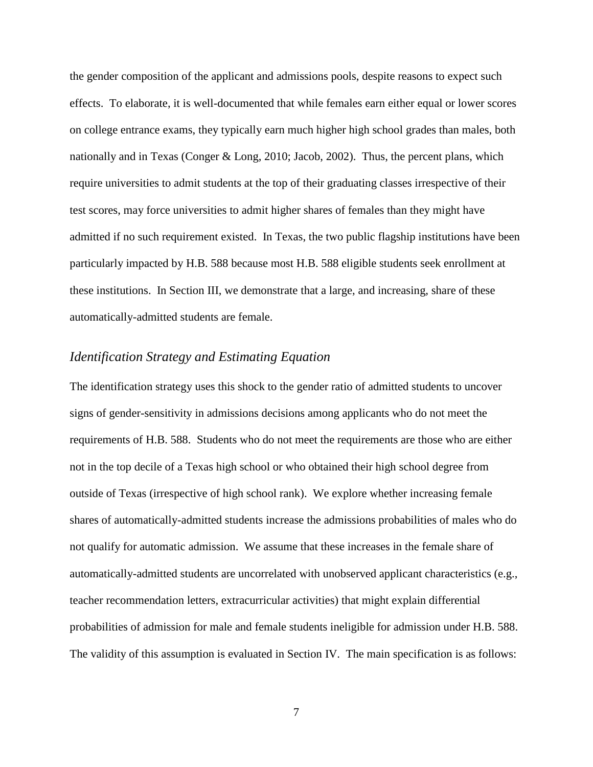the gender composition of the applicant and admissions pools, despite reasons to expect such effects. To elaborate, it is well-documented that while females earn either equal or lower scores on college entrance exams, they typically earn much higher high school grades than males, both nationally and in Texas (Conger & Long, 2010; Jacob, 2002). Thus, the percent plans, which require universities to admit students at the top of their graduating classes irrespective of their test scores, may force universities to admit higher shares of females than they might have admitted if no such requirement existed. In Texas, the two public flagship institutions have been particularly impacted by H.B. 588 because most H.B. 588 eligible students seek enrollment at these institutions. In Section III, we demonstrate that a large, and increasing, share of these automatically-admitted students are female.

### *Identification Strategy and Estimating Equation*

The identification strategy uses this shock to the gender ratio of admitted students to uncover signs of gender-sensitivity in admissions decisions among applicants who do not meet the requirements of H.B. 588. Students who do not meet the requirements are those who are either not in the top decile of a Texas high school or who obtained their high school degree from outside of Texas (irrespective of high school rank). We explore whether increasing female shares of automatically-admitted students increase the admissions probabilities of males who do not qualify for automatic admission. We assume that these increases in the female share of automatically-admitted students are uncorrelated with unobserved applicant characteristics (e.g., teacher recommendation letters, extracurricular activities) that might explain differential probabilities of admission for male and female students ineligible for admission under H.B. 588. The validity of this assumption is evaluated in Section IV. The main specification is as follows: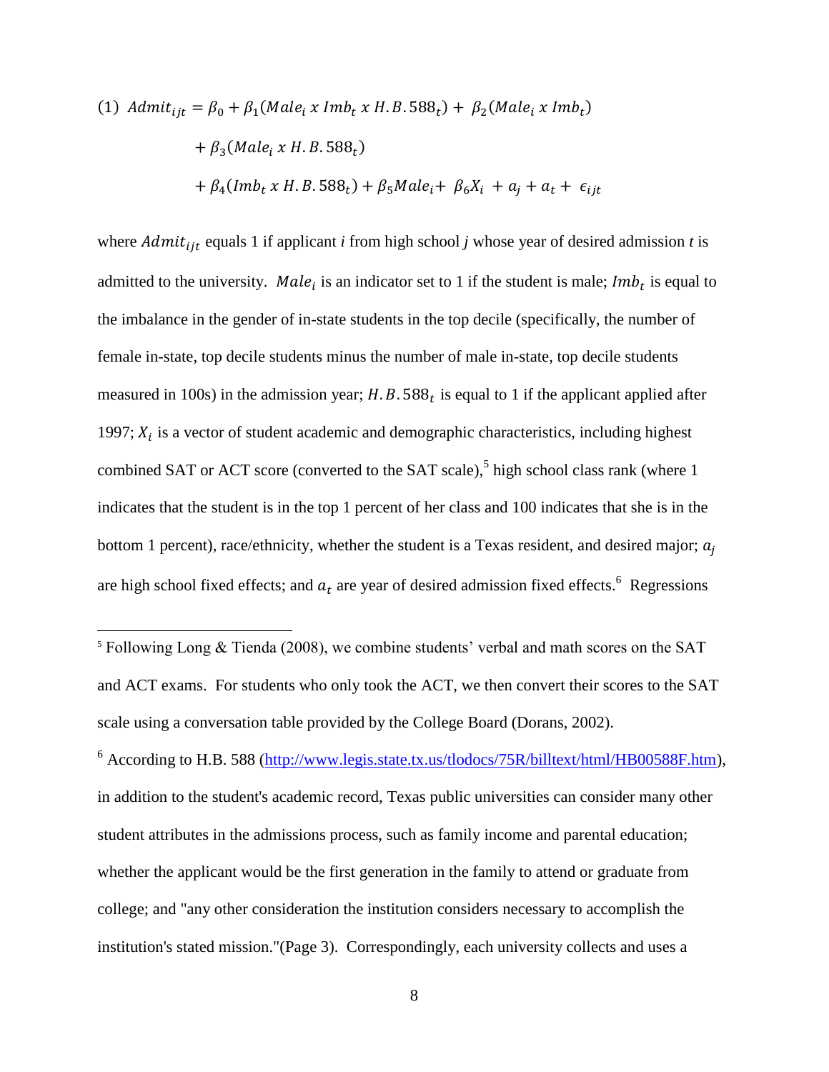$$(1)\ Admit_{ijt} = \beta_0 + \beta_1(Male_i \ x \ Imb_t \ x \ H.B.588_t) + \beta_2(Male_i \ x \ Imb_t) + \beta_3(Male_i \ x \ H.B.588_t) + \beta_4(Imb_t \ x \ H.B.588_t) + \beta_5 Male_i + \beta_6 X_i + a_j + a_t + \epsilon_{ijt}$$

where $Admit_{ijt}$ equals 1 if applicant *i* from high school *j* whose year of desired admission *t* is admitted to the university. $Male_i$ is an indicator set to 1 if the student is male; $Imb_t$ is equal to the imbalance in the gender of in-state students in the top decile (specifically, the number of female in-state, top decile students minus the number of male in-state, top decile students measured in 100s) in the admission year; $H.B.588_t$ is equal to 1 if the applicant applied after 1997; $X_i$ is a vector of student academic and demographic characteristics, including highest combined SAT or ACT score (converted to the SAT scale),[5] high school class rank (where 1 indicates that the student is in the top 1 percent of her class and 100 indicates that she is in the bottom 1 percent), race/ethnicity, whether the student is a Texas resident, and desired major; $a_j$ are high school fixed effects; and $a_t$ are year of desired admission fixed effects.[6] Regressions

[5] Following Long & Tienda (2008), we combine students' verbal and math scores on the SAT and ACT exams. For students who only took the ACT, we then convert their scores to the SAT scale using a conversation table provided by the College Board (Dorans, 2002).

[6] According to H.B. 588 (http://www.legis.state.tx.us/tlodocs/75R/billtext/html/HB00588F.htm), in addition to the student's academic record, Texas public universities can consider many other student attributes in the admissions process, such as family income and parental education; whether the applicant would be the first generation in the family to attend or graduate from college; and "any other consideration the institution considers necessary to accomplish the institution's stated mission."(Page 3). Correspondingly, each university collects and uses a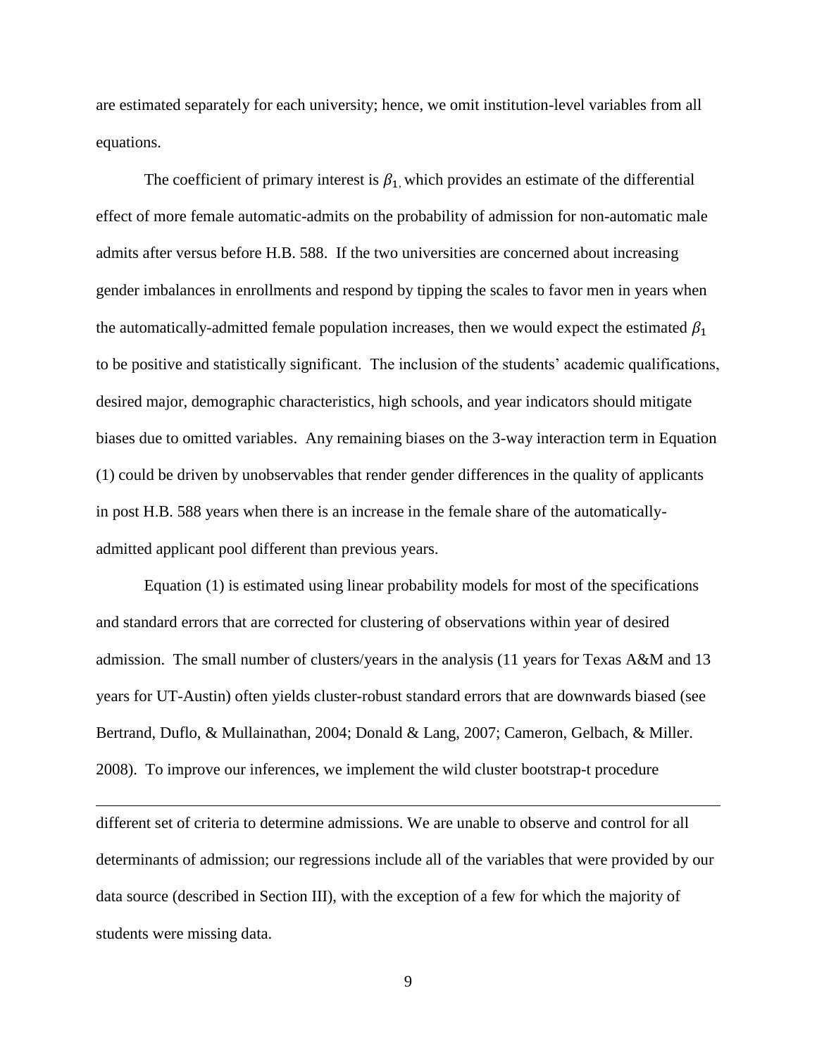are estimated separately for each university; hence, we omit institution-level variables from all equations.

The coefficient of primary interest is $\beta_1$, which provides an estimate of the differential effect of more female automatic-admits on the probability of admission for non-automatic male admits after versus before H.B. 588. If the two universities are concerned about increasing gender imbalances in enrollments and respond by tipping the scales to favor men in years when the automatically-admitted female population increases, then we would expect the estimated $\beta_1$ to be positive and statistically significant. The inclusion of the students' academic qualifications, desired major, demographic characteristics, high schools, and year indicators should mitigate biases due to omitted variables. Any remaining biases on the 3-way interaction term in Equation (1) could be driven by unobservables that render gender differences in the quality of applicants in post H.B. 588 years when there is an increase in the female share of the automatically-admitted applicant pool different than previous years.

Equation (1) is estimated using linear probability models for most of the specifications and standard errors that are corrected for clustering of observations within year of desired admission. The small number of clusters/years in the analysis (11 years for Texas A&M and 13 years for UT-Austin) often yields cluster-robust standard errors that are downwards biased (see Bertrand, Duflo, & Mullainathan, 2004; Donald & Lang, 2007; Cameron, Gelbach, & Miller. 2008). To improve our inferences, we implement the wild cluster bootstrap-t procedure

---

different set of criteria to determine admissions. We are unable to observe and control for all determinants of admission; our regressions include all of the variables that were provided by our data source (described in Section III), with the exception of a few for which the majority of students were missing data.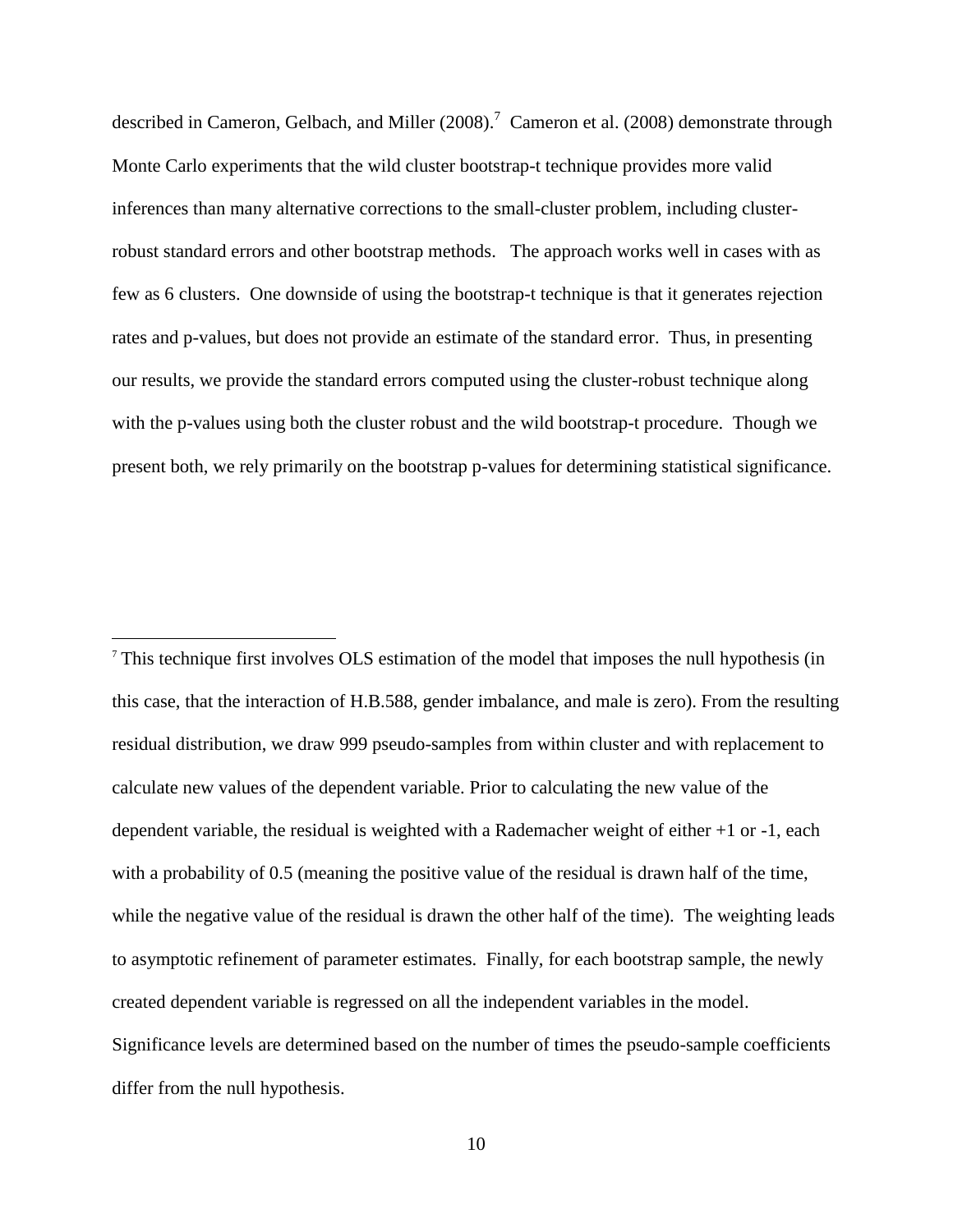described in Cameron, Gelbach, and Miller (2008).[7] Cameron et al. (2008) demonstrate through Monte Carlo experiments that the wild cluster bootstrap-t technique provides more valid inferences than many alternative corrections to the small-cluster problem, including cluster-robust standard errors and other bootstrap methods. The approach works well in cases with as few as 6 clusters. One downside of using the bootstrap-t technique is that it generates rejection rates and p-values, but does not provide an estimate of the standard error. Thus, in presenting our results, we provide the standard errors computed using the cluster-robust technique along with the p-values using both the cluster robust and the wild bootstrap-t procedure. Though we present both, we rely primarily on the bootstrap p-values for determining statistical significance.

---

[7] This technique first involves OLS estimation of the model that imposes the null hypothesis (in this case, that the interaction of H.B.588, gender imbalance, and male is zero). From the resulting residual distribution, we draw 999 pseudo-samples from within cluster and with replacement to calculate new values of the dependent variable. Prior to calculating the new value of the dependent variable, the residual is weighted with a Rademacher weight of either +1 or -1, each with a probability of 0.5 (meaning the positive value of the residual is drawn half of the time, while the negative value of the residual is drawn the other half of the time). The weighting leads to asymptotic refinement of parameter estimates. Finally, for each bootstrap sample, the newly created dependent variable is regressed on all the independent variables in the model. Significance levels are determined based on the number of times the pseudo-sample coefficients differ from the null hypothesis.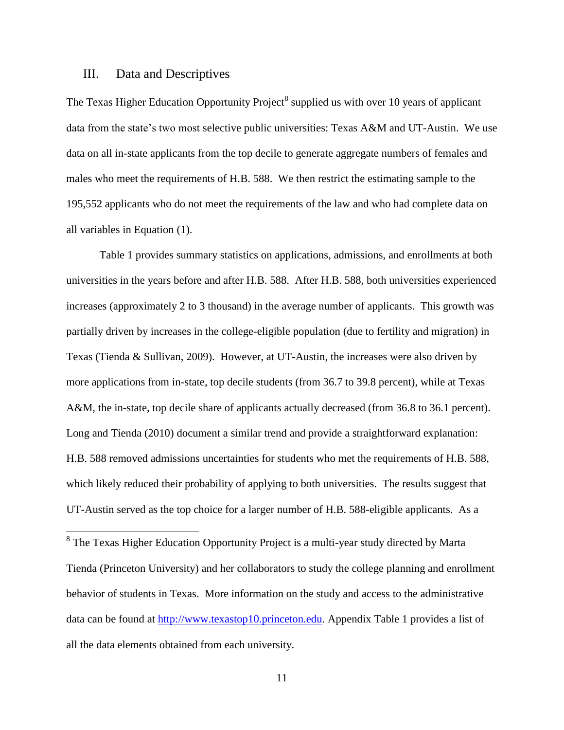## III. Data and Descriptives

The Texas Higher Education Opportunity Project[8] supplied us with over 10 years of applicant data from the state's two most selective public universities: Texas A&M and UT-Austin. We use data on all in-state applicants from the top decile to generate aggregate numbers of females and males who meet the requirements of H.B. 588. We then restrict the estimating sample to the 195,552 applicants who do not meet the requirements of the law and who had complete data on all variables in Equation (1).

Table 1 provides summary statistics on applications, admissions, and enrollments at both universities in the years before and after H.B. 588. After H.B. 588, both universities experienced increases (approximately 2 to 3 thousand) in the average number of applicants. This growth was partially driven by increases in the college-eligible population (due to fertility and migration) in Texas (Tienda & Sullivan, 2009). However, at UT-Austin, the increases were also driven by more applications from in-state, top decile students (from 36.7 to 39.8 percent), while at Texas A&M, the in-state, top decile share of applicants actually decreased (from 36.8 to 36.1 percent). Long and Tienda (2010) document a similar trend and provide a straightforward explanation: H.B. 588 removed admissions uncertainties for students who met the requirements of H.B. 588, which likely reduced their probability of applying to both universities. The results suggest that UT-Austin served as the top choice for a larger number of H.B. 588-eligible applicants. As a

---

[8] The Texas Higher Education Opportunity Project is a multi-year study directed by Marta Tienda (Princeton University) and her collaborators to study the college planning and enrollment behavior of students in Texas. More information on the study and access to the administrative data can be found at http://www.texastop10.princeton.edu. Appendix Table 1 provides a list of all the data elements obtained from each university.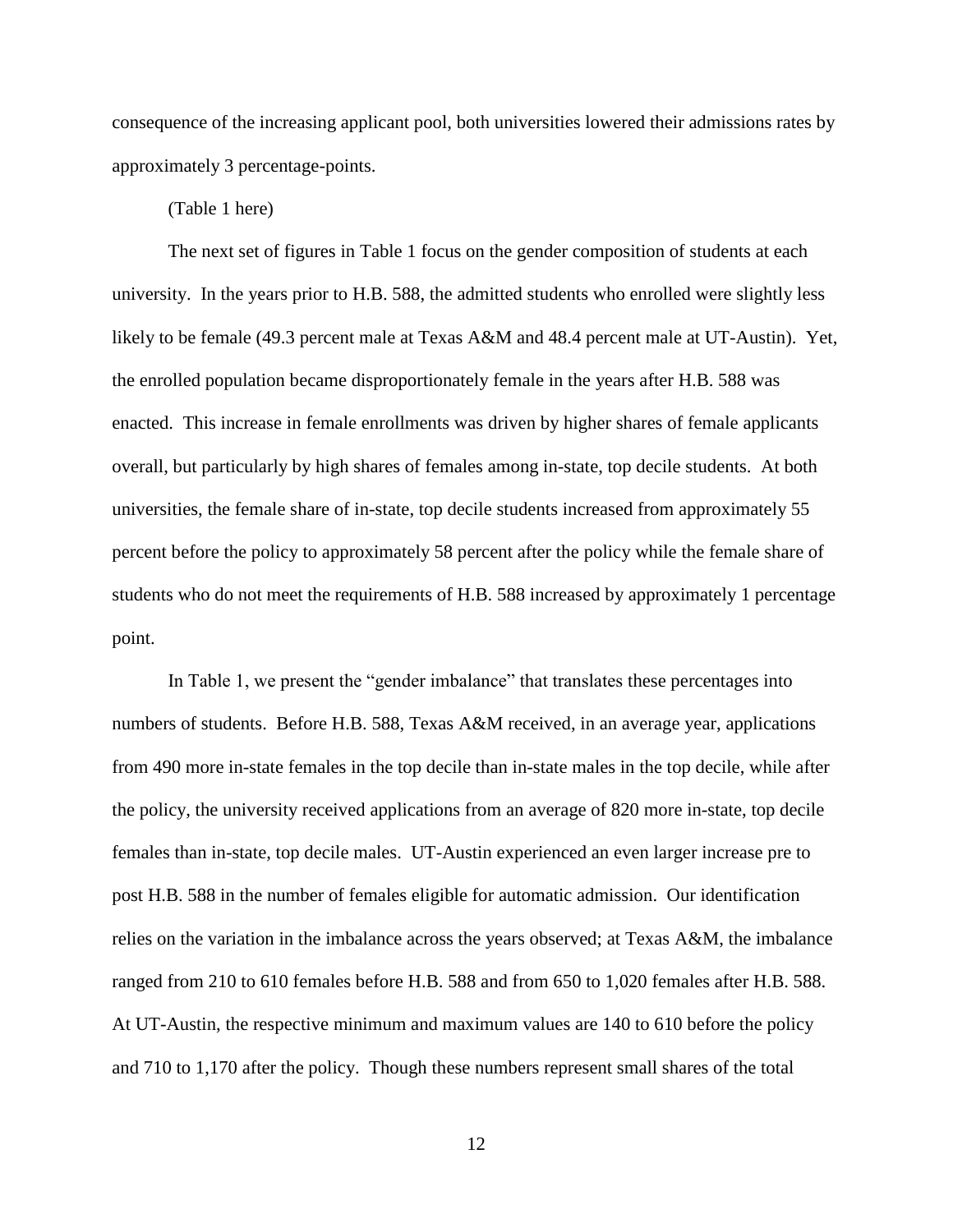consequence of the increasing applicant pool, both universities lowered their admissions rates by approximately 3 percentage-points.

(Table 1 here)

The next set of figures in Table 1 focus on the gender composition of students at each university. In the years prior to H.B. 588, the admitted students who enrolled were slightly less likely to be female (49.3 percent male at Texas A&M and 48.4 percent male at UT-Austin). Yet, the enrolled population became disproportionately female in the years after H.B. 588 was enacted. This increase in female enrollments was driven by higher shares of female applicants overall, but particularly by high shares of females among in-state, top decile students. At both universities, the female share of in-state, top decile students increased from approximately 55 percent before the policy to approximately 58 percent after the policy while the female share of students who do not meet the requirements of H.B. 588 increased by approximately 1 percentage point.

In Table 1, we present the "gender imbalance" that translates these percentages into numbers of students. Before H.B. 588, Texas A&M received, in an average year, applications from 490 more in-state females in the top decile than in-state males in the top decile, while after the policy, the university received applications from an average of 820 more in-state, top decile females than in-state, top decile males. UT-Austin experienced an even larger increase pre to post H.B. 588 in the number of females eligible for automatic admission. Our identification relies on the variation in the imbalance across the years observed; at Texas A&M, the imbalance ranged from 210 to 610 females before H.B. 588 and from 650 to 1,020 females after H.B. 588. At UT-Austin, the respective minimum and maximum values are 140 to 610 before the policy and 710 to 1,170 after the policy. Though these numbers represent small shares of the total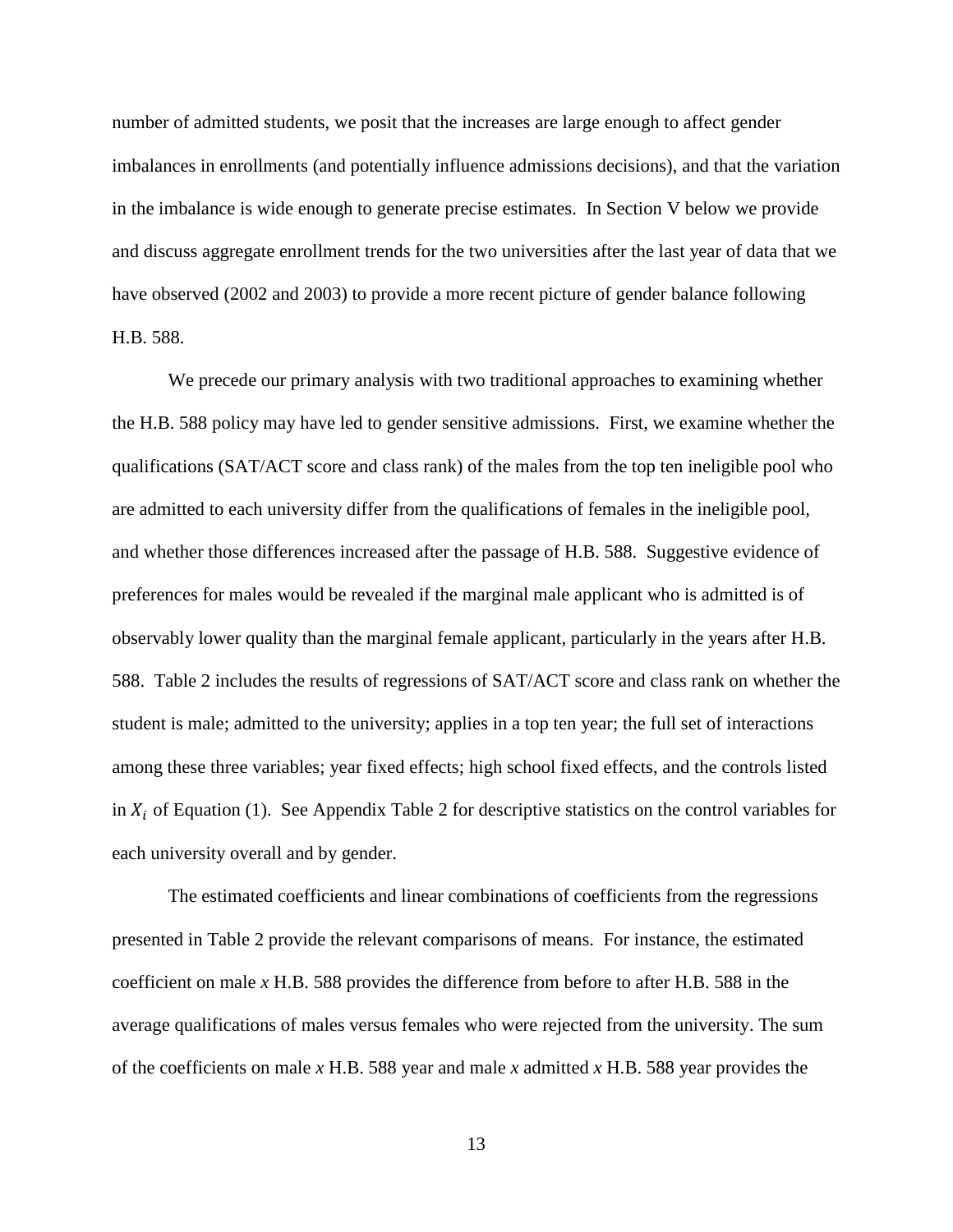number of admitted students, we posit that the increases are large enough to affect gender imbalances in enrollments (and potentially influence admissions decisions), and that the variation in the imbalance is wide enough to generate precise estimates. In Section V below we provide and discuss aggregate enrollment trends for the two universities after the last year of data that we have observed (2002 and 2003) to provide a more recent picture of gender balance following H.B. 588.

We precede our primary analysis with two traditional approaches to examining whether the H.B. 588 policy may have led to gender sensitive admissions. First, we examine whether the qualifications (SAT/ACT score and class rank) of the males from the top ten ineligible pool who are admitted to each university differ from the qualifications of females in the ineligible pool, and whether those differences increased after the passage of H.B. 588. Suggestive evidence of preferences for males would be revealed if the marginal male applicant who is admitted is of observably lower quality than the marginal female applicant, particularly in the years after H.B. 588. Table 2 includes the results of regressions of SAT/ACT score and class rank on whether the student is male; admitted to the university; applies in a top ten year; the full set of interactions among these three variables; year fixed effects; high school fixed effects, and the controls listed in $X_i$ of Equation (1). See Appendix Table 2 for descriptive statistics on the control variables for each university overall and by gender.

The estimated coefficients and linear combinations of coefficients from the regressions presented in Table 2 provide the relevant comparisons of means. For instance, the estimated coefficient on male *x* H.B. 588 provides the difference from before to after H.B. 588 in the average qualifications of males versus females who were rejected from the university. The sum of the coefficients on male *x* H.B. 588 year and male *x* admitted *x* H.B. 588 year provides the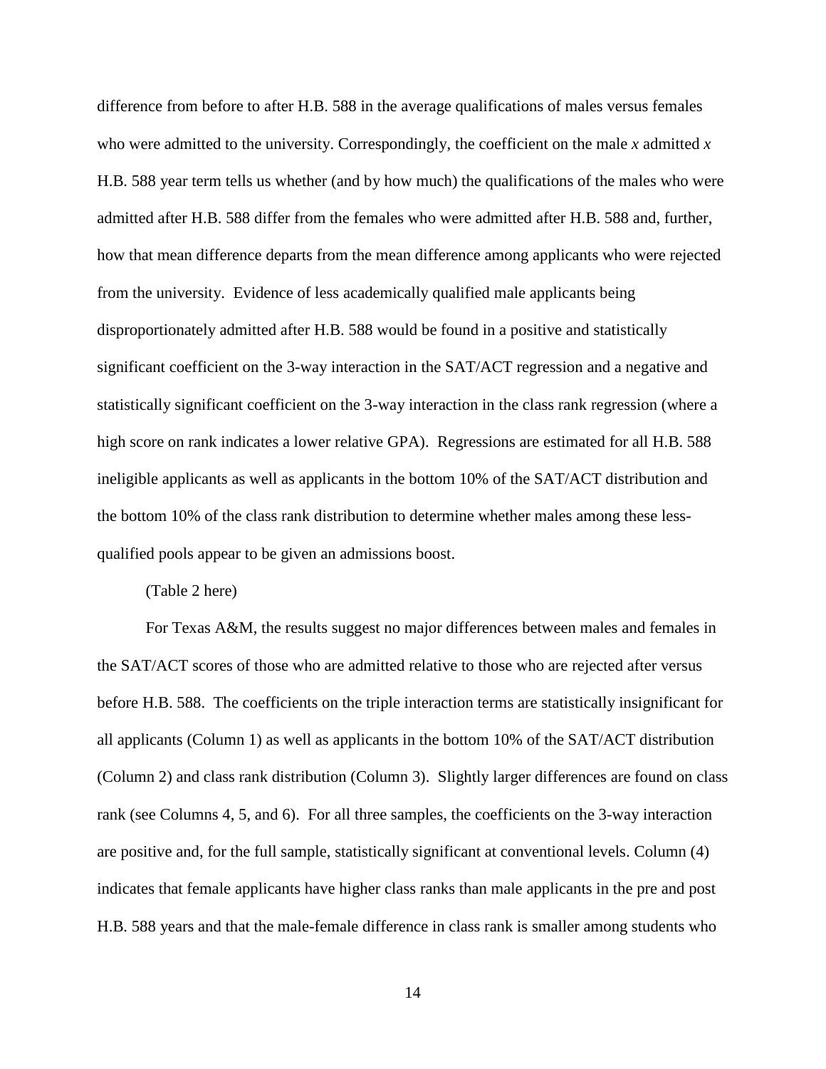difference from before to after H.B. 588 in the average qualifications of males versus females who were admitted to the university. Correspondingly, the coefficient on the male *x* admitted *x* H.B. 588 year term tells us whether (and by how much) the qualifications of the males who were admitted after H.B. 588 differ from the females who were admitted after H.B. 588 and, further, how that mean difference departs from the mean difference among applicants who were rejected from the university. Evidence of less academically qualified male applicants being disproportionately admitted after H.B. 588 would be found in a positive and statistically significant coefficient on the 3-way interaction in the SAT/ACT regression and a negative and statistically significant coefficient on the 3-way interaction in the class rank regression (where a high score on rank indicates a lower relative GPA). Regressions are estimated for all H.B. 588 ineligible applicants as well as applicants in the bottom 10% of the SAT/ACT distribution and the bottom 10% of the class rank distribution to determine whether males among these less-qualified pools appear to be given an admissions boost.

(Table 2 here)

For Texas A&M, the results suggest no major differences between males and females in the SAT/ACT scores of those who are admitted relative to those who are rejected after versus before H.B. 588. The coefficients on the triple interaction terms are statistically insignificant for all applicants (Column 1) as well as applicants in the bottom 10% of the SAT/ACT distribution (Column 2) and class rank distribution (Column 3). Slightly larger differences are found on class rank (see Columns 4, 5, and 6). For all three samples, the coefficients on the 3-way interaction are positive and, for the full sample, statistically significant at conventional levels. Column (4) indicates that female applicants have higher class ranks than male applicants in the pre and post H.B. 588 years and that the male-female difference in class rank is smaller among students who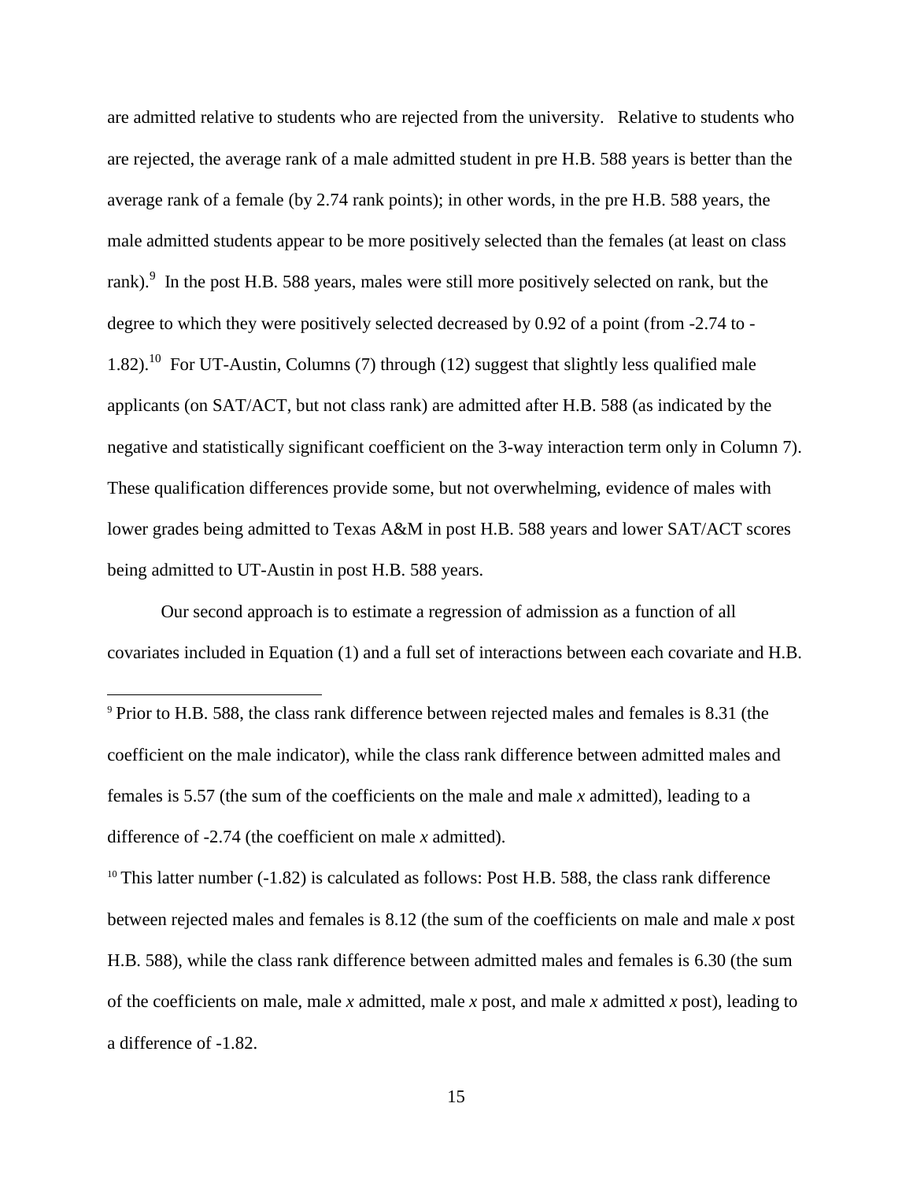are admitted relative to students who are rejected from the university. Relative to students who are rejected, the average rank of a male admitted student in pre H.B. 588 years is better than the average rank of a female (by 2.74 rank points); in other words, in the pre H.B. 588 years, the male admitted students appear to be more positively selected than the females (at least on class rank).[9] In the post H.B. 588 years, males were still more positively selected on rank, but the degree to which they were positively selected decreased by 0.92 of a point (from -2.74 to -1.82).[10] For UT-Austin, Columns (7) through (12) suggest that slightly less qualified male applicants (on SAT/ACT, but not class rank) are admitted after H.B. 588 (as indicated by the negative and statistically significant coefficient on the 3-way interaction term only in Column 7). These qualification differences provide some, but not overwhelming, evidence of males with lower grades being admitted to Texas A&M in post H.B. 588 years and lower SAT/ACT scores being admitted to UT-Austin in post H.B. 588 years.

Our second approach is to estimate a regression of admission as a function of all covariates included in Equation (1) and a full set of interactions between each covariate and H.B.

---

[9] Prior to H.B. 588, the class rank difference between rejected males and females is 8.31 (the coefficient on the male indicator), while the class rank difference between admitted males and females is 5.57 (the sum of the coefficients on the male and male *x* admitted), leading to a difference of -2.74 (the coefficient on male *x* admitted).

[10] This latter number (-1.82) is calculated as follows: Post H.B. 588, the class rank difference between rejected males and females is 8.12 (the sum of the coefficients on male and male *x* post H.B. 588), while the class rank difference between admitted males and females is 6.30 (the sum of the coefficients on male, male *x* admitted, male *x* post, and male *x* admitted *x* post), leading to a difference of -1.82.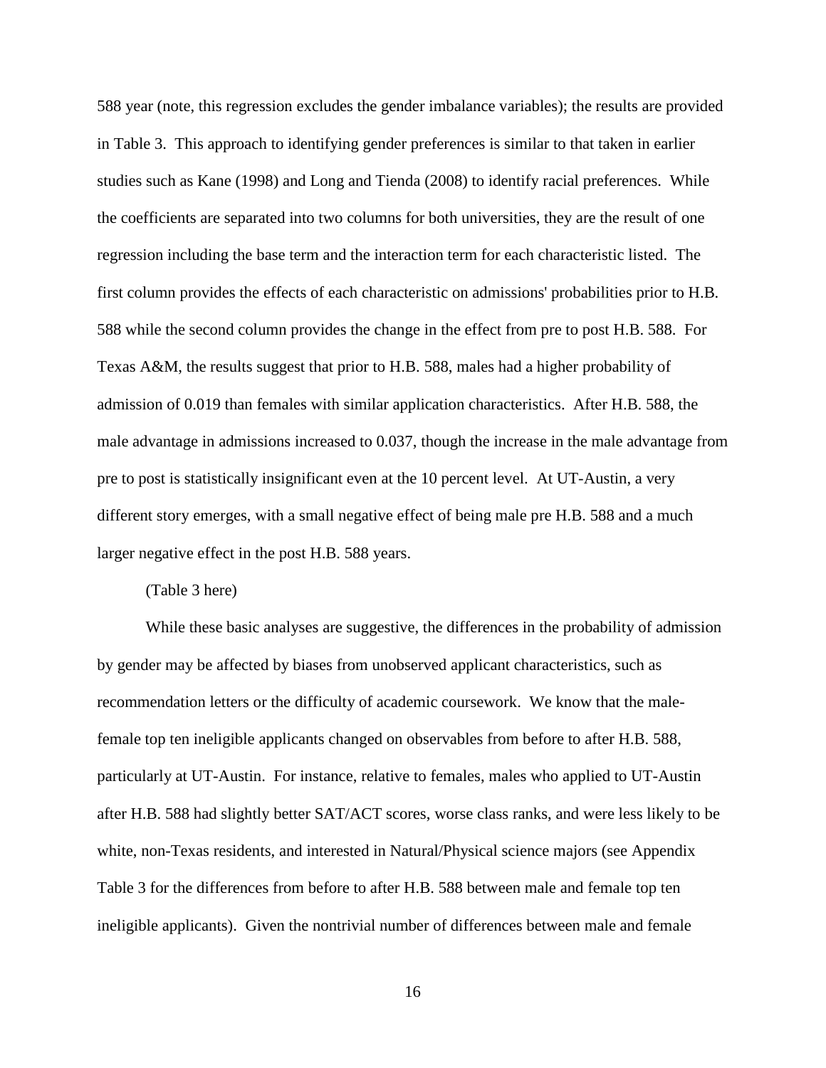588 year (note, this regression excludes the gender imbalance variables); the results are provided in Table 3. This approach to identifying gender preferences is similar to that taken in earlier studies such as Kane (1998) and Long and Tienda (2008) to identify racial preferences. While the coefficients are separated into two columns for both universities, they are the result of one regression including the base term and the interaction term for each characteristic listed. The first column provides the effects of each characteristic on admissions' probabilities prior to H.B. 588 while the second column provides the change in the effect from pre to post H.B. 588. For Texas A&M, the results suggest that prior to H.B. 588, males had a higher probability of admission of 0.019 than females with similar application characteristics. After H.B. 588, the male advantage in admissions increased to 0.037, though the increase in the male advantage from pre to post is statistically insignificant even at the 10 percent level. At UT-Austin, a very different story emerges, with a small negative effect of being male pre H.B. 588 and a much larger negative effect in the post H.B. 588 years.

(Table 3 here)

While these basic analyses are suggestive, the differences in the probability of admission by gender may be affected by biases from unobserved applicant characteristics, such as recommendation letters or the difficulty of academic coursework. We know that the male-female top ten ineligible applicants changed on observables from before to after H.B. 588, particularly at UT-Austin. For instance, relative to females, males who applied to UT-Austin after H.B. 588 had slightly better SAT/ACT scores, worse class ranks, and were less likely to be white, non-Texas residents, and interested in Natural/Physical science majors (see Appendix Table 3 for the differences from before to after H.B. 588 between male and female top ten ineligible applicants). Given the nontrivial number of differences between male and female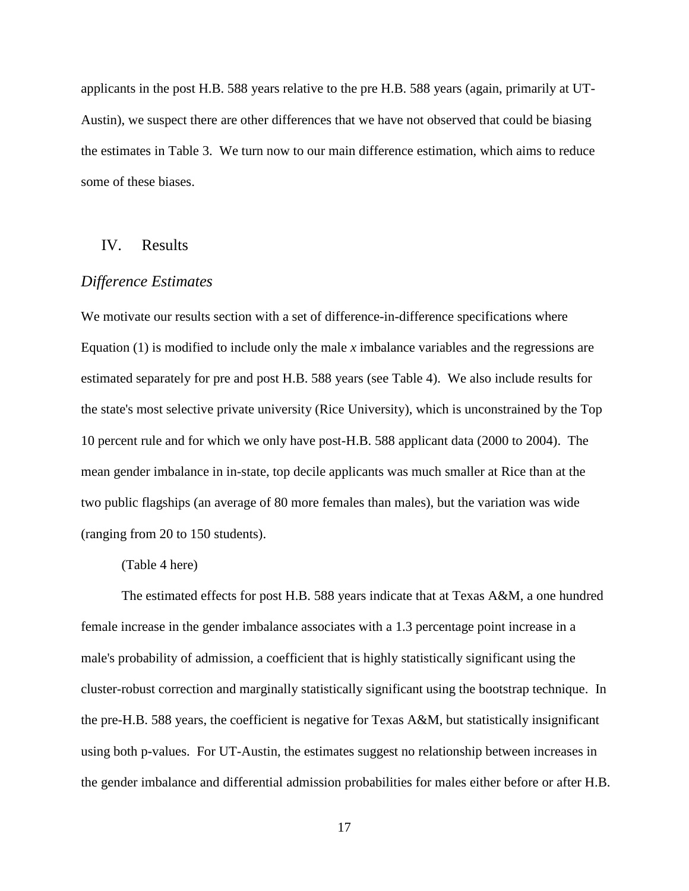applicants in the post H.B. 588 years relative to the pre H.B. 588 years (again, primarily at UT-Austin), we suspect there are other differences that we have not observed that could be biasing the estimates in Table 3. We turn now to our main difference estimation, which aims to reduce some of these biases.

## IV. Results

### *Difference Estimates*

We motivate our results section with a set of difference-in-difference specifications where Equation (1) is modified to include only the male *x* imbalance variables and the regressions are estimated separately for pre and post H.B. 588 years (see Table 4). We also include results for the state's most selective private university (Rice University), which is unconstrained by the Top 10 percent rule and for which we only have post-H.B. 588 applicant data (2000 to 2004). The mean gender imbalance in in-state, top decile applicants was much smaller at Rice than at the two public flagships (an average of 80 more females than males), but the variation was wide (ranging from 20 to 150 students).

(Table 4 here)

The estimated effects for post H.B. 588 years indicate that at Texas A&M, a one hundred female increase in the gender imbalance associates with a 1.3 percentage point increase in a male's probability of admission, a coefficient that is highly statistically significant using the cluster-robust correction and marginally statistically significant using the bootstrap technique. In the pre-H.B. 588 years, the coefficient is negative for Texas A&M, but statistically insignificant using both p-values. For UT-Austin, the estimates suggest no relationship between increases in the gender imbalance and differential admission probabilities for males either before or after H.B.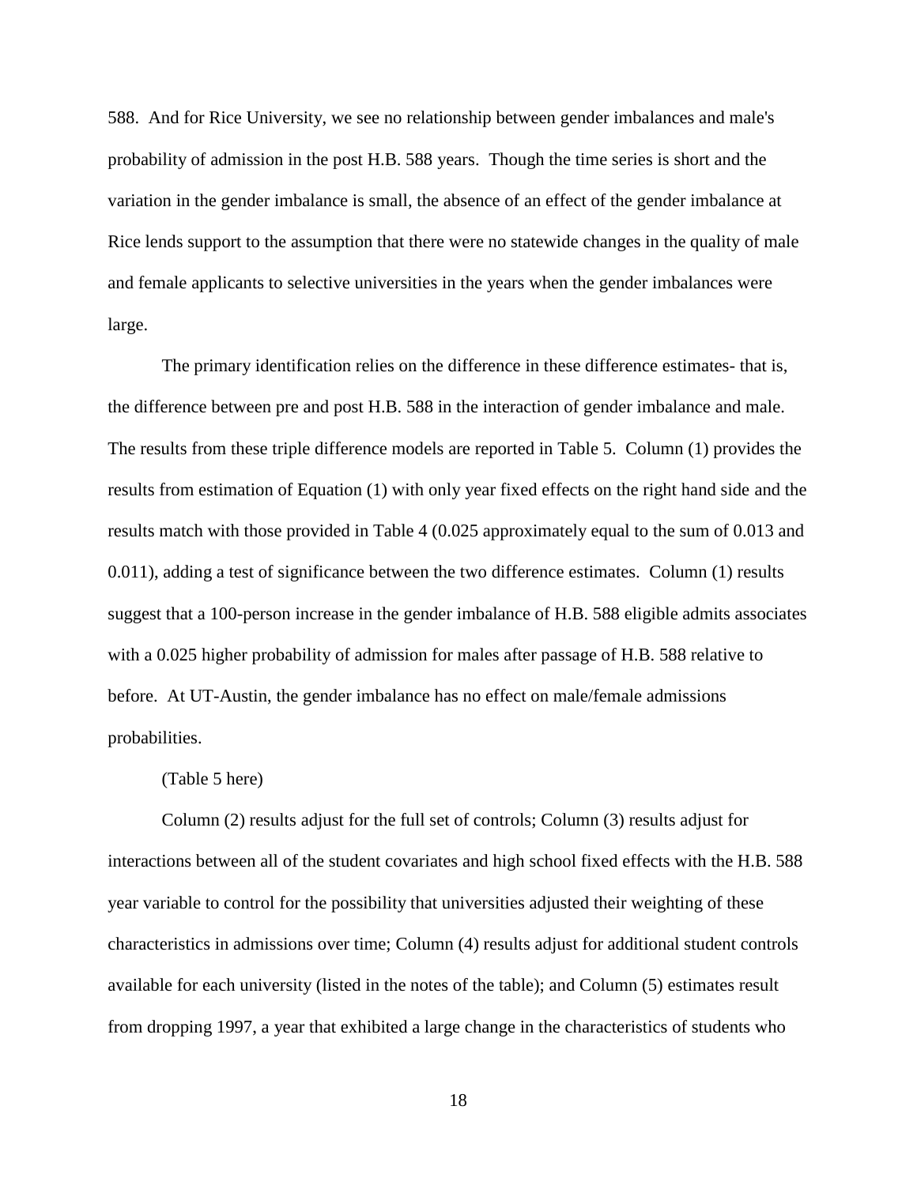588. And for Rice University, we see no relationship between gender imbalances and male's probability of admission in the post H.B. 588 years. Though the time series is short and the variation in the gender imbalance is small, the absence of an effect of the gender imbalance at Rice lends support to the assumption that there were no statewide changes in the quality of male and female applicants to selective universities in the years when the gender imbalances were large.

The primary identification relies on the difference in these difference estimates- that is, the difference between pre and post H.B. 588 in the interaction of gender imbalance and male. The results from these triple difference models are reported in Table 5. Column (1) provides the results from estimation of Equation (1) with only year fixed effects on the right hand side and the results match with those provided in Table 4 (0.025 approximately equal to the sum of 0.013 and 0.011), adding a test of significance between the two difference estimates. Column (1) results suggest that a 100-person increase in the gender imbalance of H.B. 588 eligible admits associates with a 0.025 higher probability of admission for males after passage of H.B. 588 relative to before. At UT-Austin, the gender imbalance has no effect on male/female admissions probabilities.

(Table 5 here)

Column (2) results adjust for the full set of controls; Column (3) results adjust for interactions between all of the student covariates and high school fixed effects with the H.B. 588 year variable to control for the possibility that universities adjusted their weighting of these characteristics in admissions over time; Column (4) results adjust for additional student controls available for each university (listed in the notes of the table); and Column (5) estimates result from dropping 1997, a year that exhibited a large change in the characteristics of students who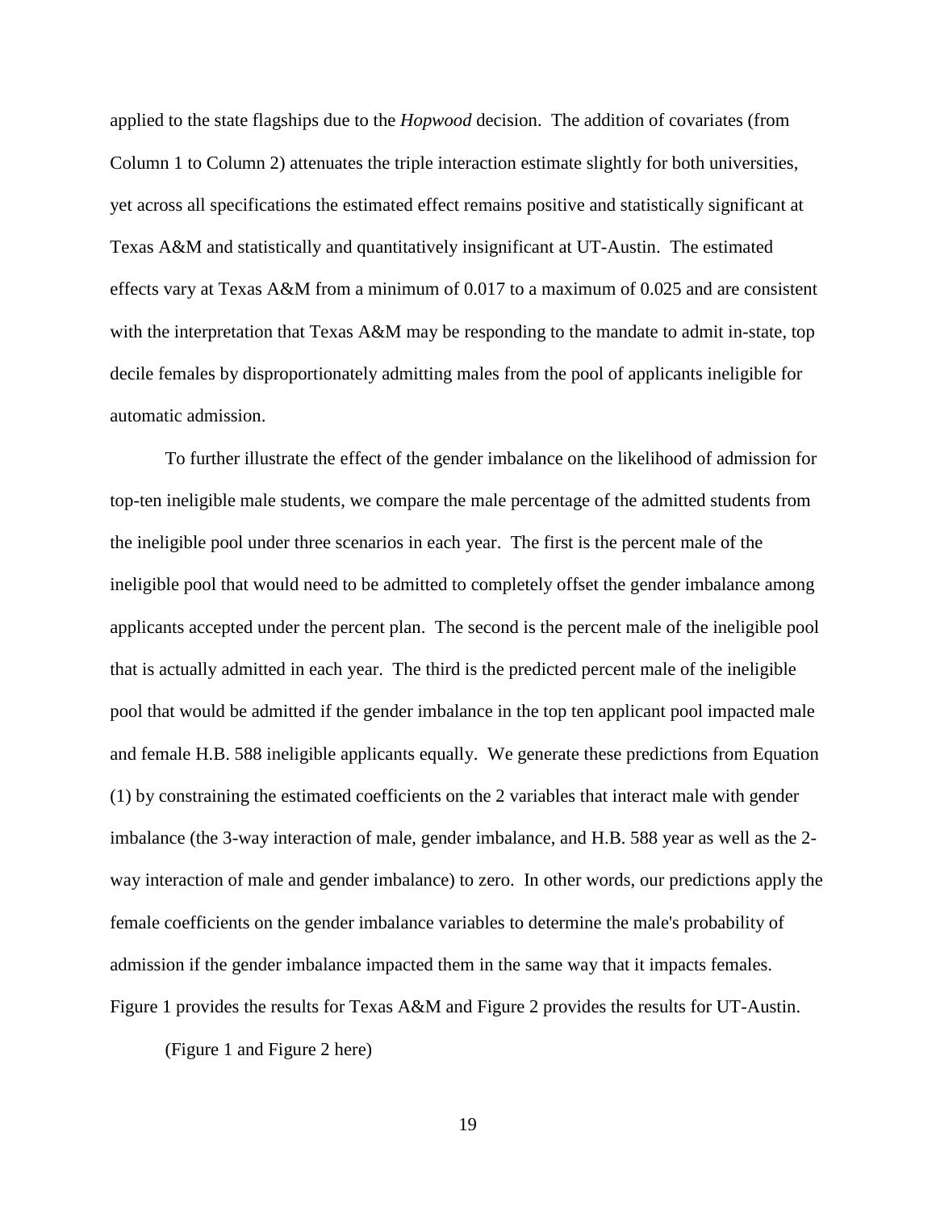applied to the state flagships due to the *Hopwood* decision. The addition of covariates (from Column 1 to Column 2) attenuates the triple interaction estimate slightly for both universities, yet across all specifications the estimated effect remains positive and statistically significant at Texas A&M and statistically and quantitatively insignificant at UT-Austin. The estimated effects vary at Texas A&M from a minimum of 0.017 to a maximum of 0.025 and are consistent with the interpretation that Texas A&M may be responding to the mandate to admit in-state, top decile females by disproportionately admitting males from the pool of applicants ineligible for automatic admission.

To further illustrate the effect of the gender imbalance on the likelihood of admission for top-ten ineligible male students, we compare the male percentage of the admitted students from the ineligible pool under three scenarios in each year. The first is the percent male of the ineligible pool that would need to be admitted to completely offset the gender imbalance among applicants accepted under the percent plan. The second is the percent male of the ineligible pool that is actually admitted in each year. The third is the predicted percent male of the ineligible pool that would be admitted if the gender imbalance in the top ten applicant pool impacted male and female H.B. 588 ineligible applicants equally. We generate these predictions from Equation (1) by constraining the estimated coefficients on the 2 variables that interact male with gender imbalance (the 3-way interaction of male, gender imbalance, and H.B. 588 year as well as the 2-way interaction of male and gender imbalance) to zero. In other words, our predictions apply the female coefficients on the gender imbalance variables to determine the male's probability of admission if the gender imbalance impacted them in the same way that it impacts females. Figure 1 provides the results for Texas A&M and Figure 2 provides the results for UT-Austin.

(Figure 1 and Figure 2 here)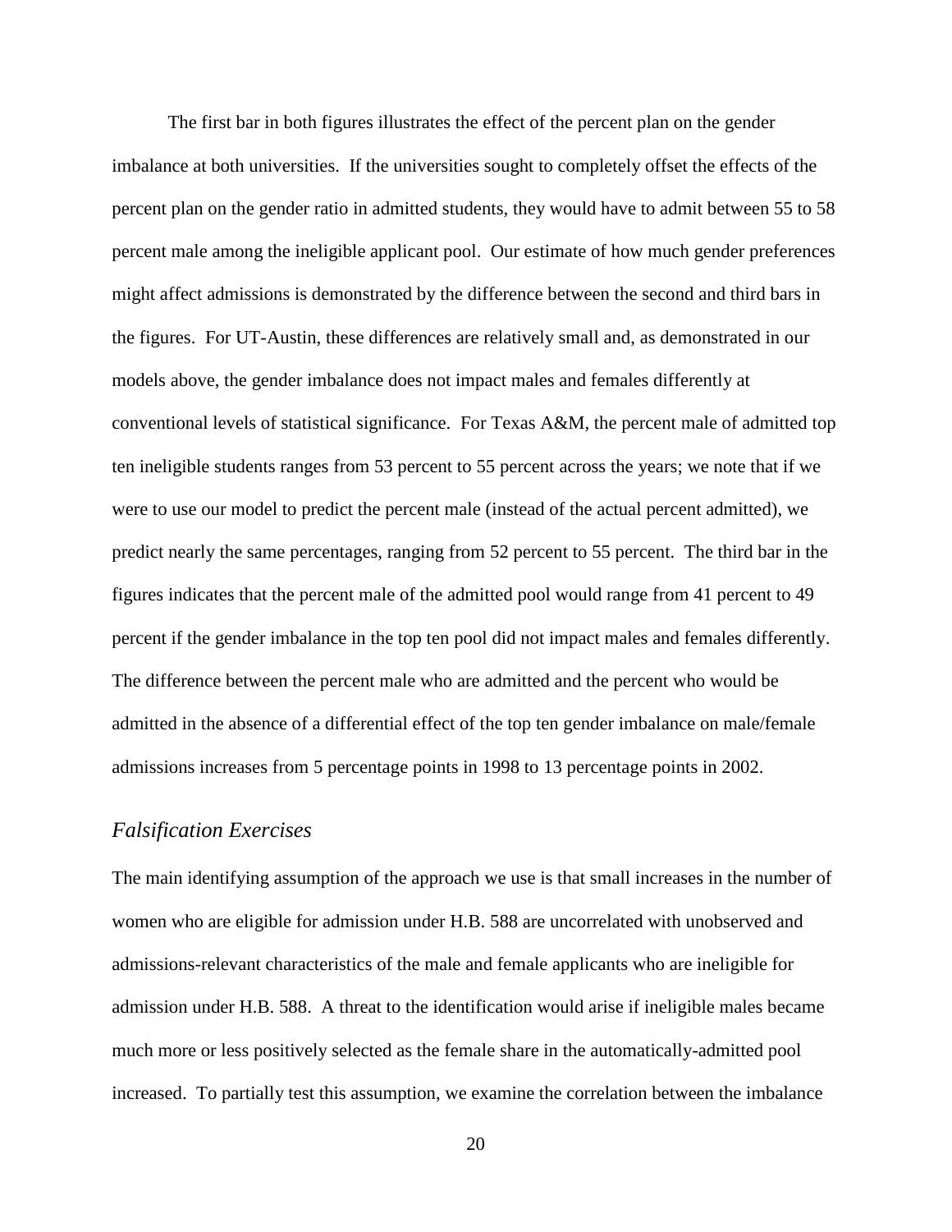The first bar in both figures illustrates the effect of the percent plan on the gender imbalance at both universities. If the universities sought to completely offset the effects of the percent plan on the gender ratio in admitted students, they would have to admit between 55 to 58 percent male among the ineligible applicant pool. Our estimate of how much gender preferences might affect admissions is demonstrated by the difference between the second and third bars in the figures. For UT-Austin, these differences are relatively small and, as demonstrated in our models above, the gender imbalance does not impact males and females differently at conventional levels of statistical significance. For Texas A&M, the percent male of admitted top ten ineligible students ranges from 53 percent to 55 percent across the years; we note that if we were to use our model to predict the percent male (instead of the actual percent admitted), we predict nearly the same percentages, ranging from 52 percent to 55 percent. The third bar in the figures indicates that the percent male of the admitted pool would range from 41 percent to 49 percent if the gender imbalance in the top ten pool did not impact males and females differently. The difference between the percent male who are admitted and the percent who would be admitted in the absence of a differential effect of the top ten gender imbalance on male/female admissions increases from 5 percentage points in 1998 to 13 percentage points in 2002.

### *Falsification Exercises*

The main identifying assumption of the approach we use is that small increases in the number of women who are eligible for admission under H.B. 588 are uncorrelated with unobserved and admissions-relevant characteristics of the male and female applicants who are ineligible for admission under H.B. 588. A threat to the identification would arise if ineligible males became much more or less positively selected as the female share in the automatically-admitted pool increased. To partially test this assumption, we examine the correlation between the imbalance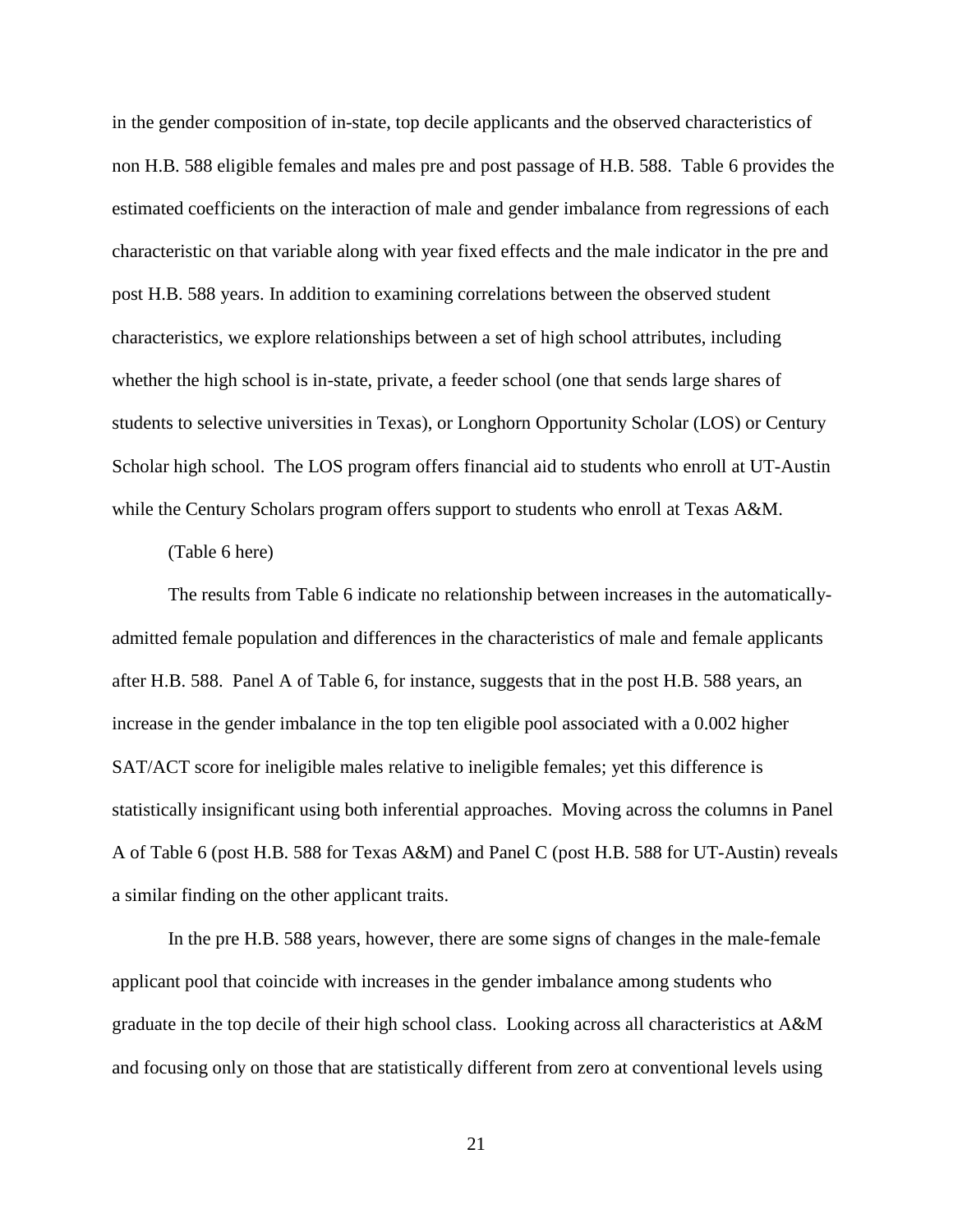in the gender composition of in-state, top decile applicants and the observed characteristics of non H.B. 588 eligible females and males pre and post passage of H.B. 588. Table 6 provides the estimated coefficients on the interaction of male and gender imbalance from regressions of each characteristic on that variable along with year fixed effects and the male indicator in the pre and post H.B. 588 years. In addition to examining correlations between the observed student characteristics, we explore relationships between a set of high school attributes, including whether the high school is in-state, private, a feeder school (one that sends large shares of students to selective universities in Texas), or Longhorn Opportunity Scholar (LOS) or Century Scholar high school. The LOS program offers financial aid to students who enroll at UT-Austin while the Century Scholars program offers support to students who enroll at Texas A&M.

(Table 6 here)

The results from Table 6 indicate no relationship between increases in the automatically-admitted female population and differences in the characteristics of male and female applicants after H.B. 588. Panel A of Table 6, for instance, suggests that in the post H.B. 588 years, an increase in the gender imbalance in the top ten eligible pool associated with a 0.002 higher SAT/ACT score for ineligible males relative to ineligible females; yet this difference is statistically insignificant using both inferential approaches. Moving across the columns in Panel A of Table 6 (post H.B. 588 for Texas A&M) and Panel C (post H.B. 588 for UT-Austin) reveals a similar finding on the other applicant traits.

In the pre H.B. 588 years, however, there are some signs of changes in the male-female applicant pool that coincide with increases in the gender imbalance among students who graduate in the top decile of their high school class. Looking across all characteristics at A&M and focusing only on those that are statistically different from zero at conventional levels using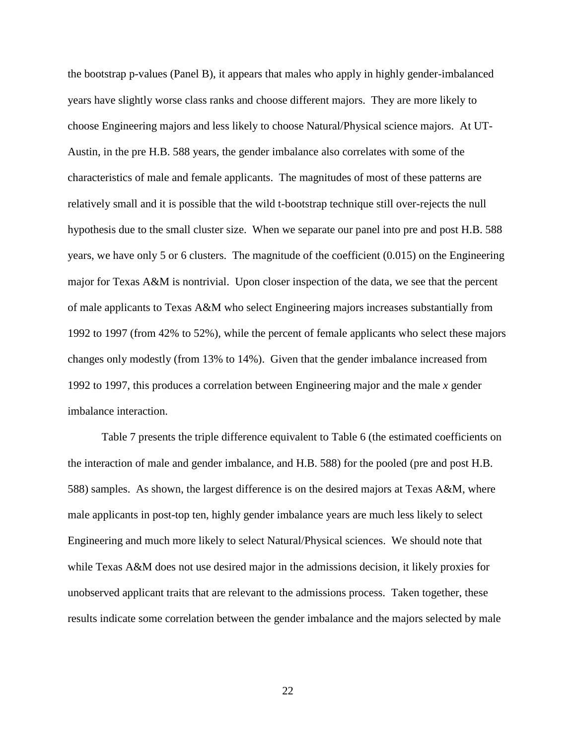the bootstrap p-values (Panel B), it appears that males who apply in highly gender-imbalanced years have slightly worse class ranks and choose different majors. They are more likely to choose Engineering majors and less likely to choose Natural/Physical science majors. At UT-Austin, in the pre H.B. 588 years, the gender imbalance also correlates with some of the characteristics of male and female applicants. The magnitudes of most of these patterns are relatively small and it is possible that the wild t-bootstrap technique still over-rejects the null hypothesis due to the small cluster size. When we separate our panel into pre and post H.B. 588 years, we have only 5 or 6 clusters. The magnitude of the coefficient (0.015) on the Engineering major for Texas A&M is nontrivial. Upon closer inspection of the data, we see that the percent of male applicants to Texas A&M who select Engineering majors increases substantially from 1992 to 1997 (from 42% to 52%), while the percent of female applicants who select these majors changes only modestly (from 13% to 14%). Given that the gender imbalance increased from 1992 to 1997, this produces a correlation between Engineering major and the male *x* gender imbalance interaction.

Table 7 presents the triple difference equivalent to Table 6 (the estimated coefficients on the interaction of male and gender imbalance, and H.B. 588) for the pooled (pre and post H.B. 588) samples. As shown, the largest difference is on the desired majors at Texas A&M, where male applicants in post-top ten, highly gender imbalance years are much less likely to select Engineering and much more likely to select Natural/Physical sciences. We should note that while Texas A&M does not use desired major in the admissions decision, it likely proxies for unobserved applicant traits that are relevant to the admissions process. Taken together, these results indicate some correlation between the gender imbalance and the majors selected by male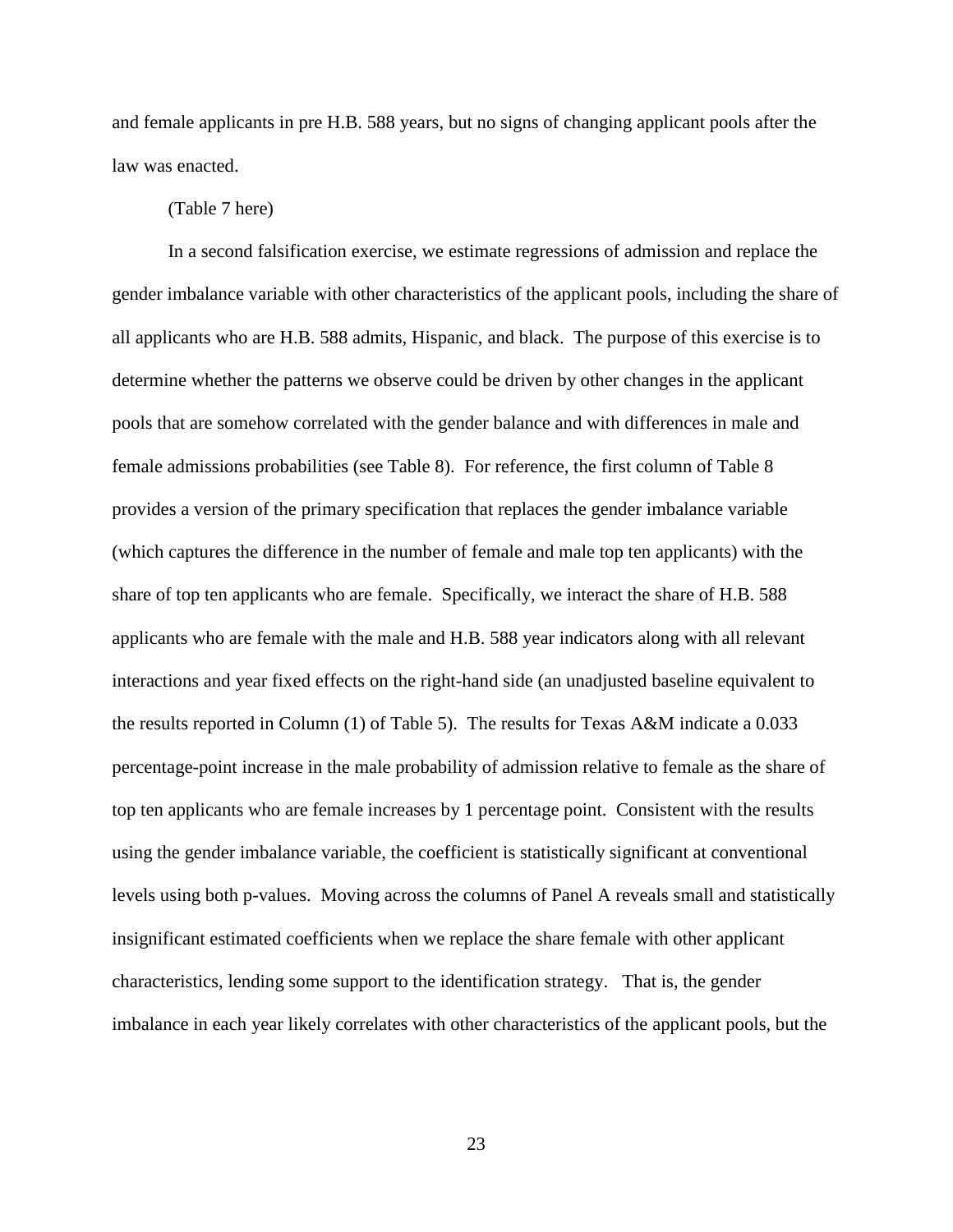and female applicants in pre H.B. 588 years, but no signs of changing applicant pools after the law was enacted.

(Table 7 here)

In a second falsification exercise, we estimate regressions of admission and replace the gender imbalance variable with other characteristics of the applicant pools, including the share of all applicants who are H.B. 588 admits, Hispanic, and black. The purpose of this exercise is to determine whether the patterns we observe could be driven by other changes in the applicant pools that are somehow correlated with the gender balance and with differences in male and female admissions probabilities (see Table 8). For reference, the first column of Table 8 provides a version of the primary specification that replaces the gender imbalance variable (which captures the difference in the number of female and male top ten applicants) with the share of top ten applicants who are female. Specifically, we interact the share of H.B. 588 applicants who are female with the male and H.B. 588 year indicators along with all relevant interactions and year fixed effects on the right-hand side (an unadjusted baseline equivalent to the results reported in Column (1) of Table 5). The results for Texas A&M indicate a 0.033 percentage-point increase in the male probability of admission relative to female as the share of top ten applicants who are female increases by 1 percentage point. Consistent with the results using the gender imbalance variable, the coefficient is statistically significant at conventional levels using both p-values. Moving across the columns of Panel A reveals small and statistically insignificant estimated coefficients when we replace the share female with other applicant characteristics, lending some support to the identification strategy. That is, the gender imbalance in each year likely correlates with other characteristics of the applicant pools, but the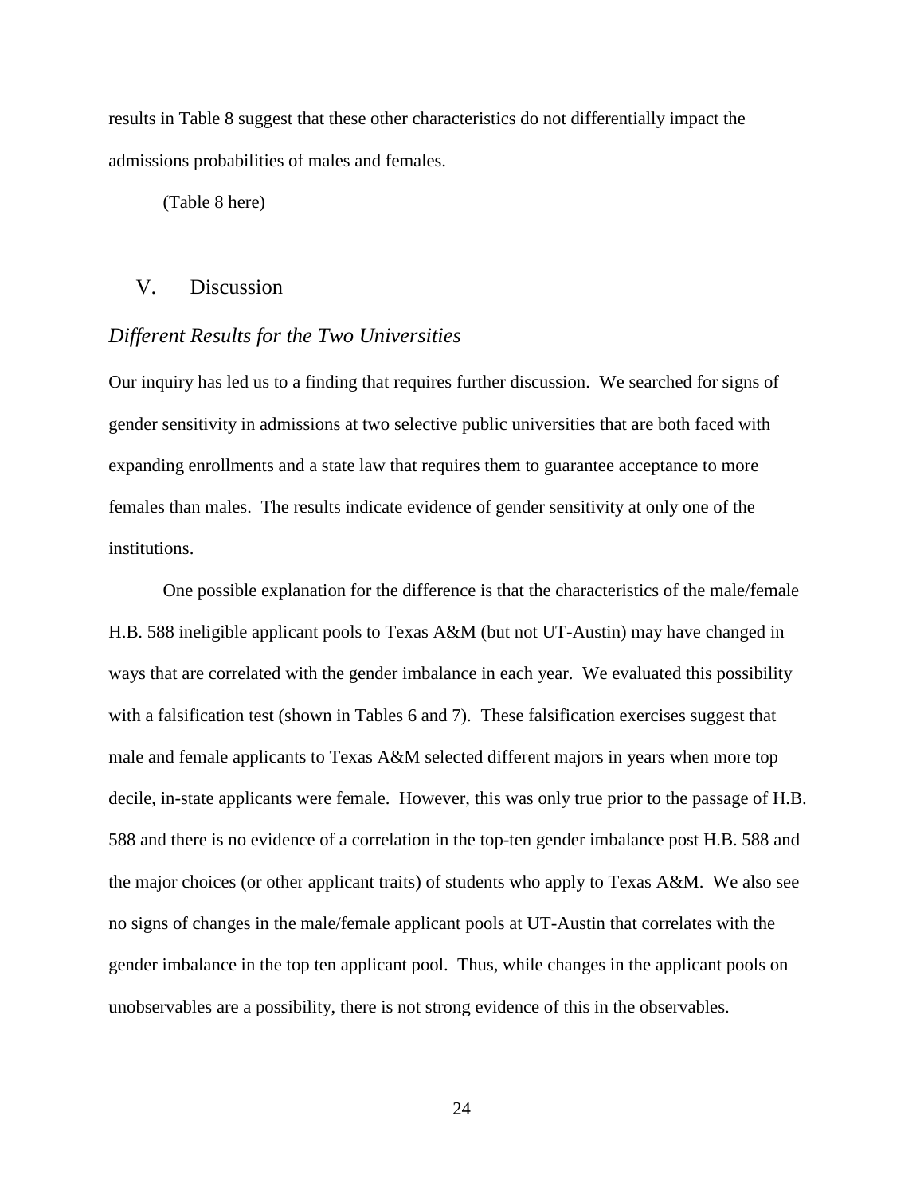results in Table 8 suggest that these other characteristics do not differentially impact the admissions probabilities of males and females.

(Table 8 here)

## V. Discussion

### *Different Results for the Two Universities*

Our inquiry has led us to a finding that requires further discussion. We searched for signs of gender sensitivity in admissions at two selective public universities that are both faced with expanding enrollments and a state law that requires them to guarantee acceptance to more females than males. The results indicate evidence of gender sensitivity at only one of the institutions.

One possible explanation for the difference is that the characteristics of the male/female H.B. 588 ineligible applicant pools to Texas A&M (but not UT-Austin) may have changed in ways that are correlated with the gender imbalance in each year. We evaluated this possibility with a falsification test (shown in Tables 6 and 7). These falsification exercises suggest that male and female applicants to Texas A&M selected different majors in years when more top decile, in-state applicants were female. However, this was only true prior to the passage of H.B. 588 and there is no evidence of a correlation in the top-ten gender imbalance post H.B. 588 and the major choices (or other applicant traits) of students who apply to Texas A&M. We also see no signs of changes in the male/female applicant pools at UT-Austin that correlates with the gender imbalance in the top ten applicant pool. Thus, while changes in the applicant pools on unobservables are a possibility, there is not strong evidence of this in the observables.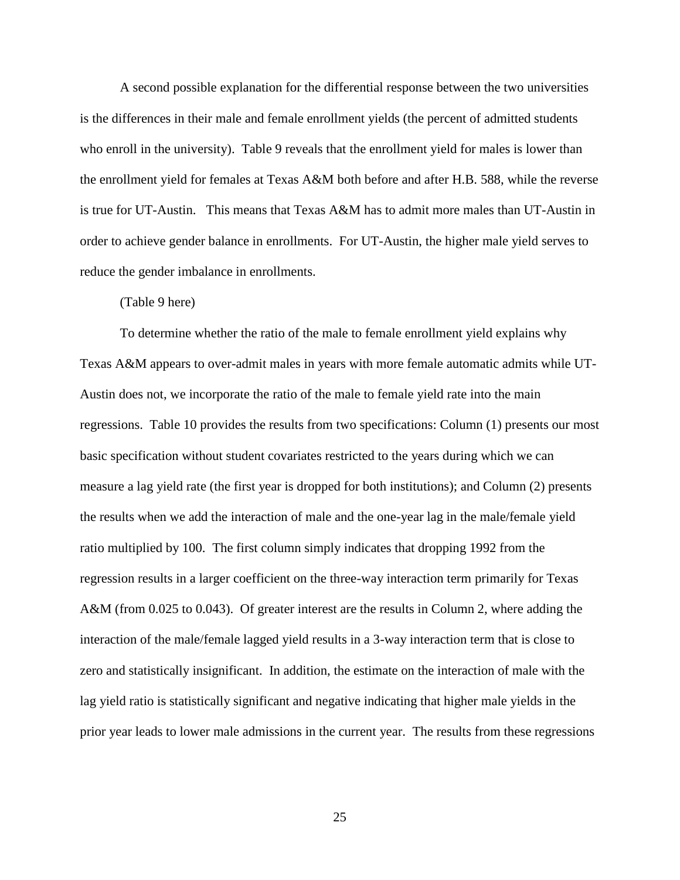A second possible explanation for the differential response between the two universities is the differences in their male and female enrollment yields (the percent of admitted students who enroll in the university). Table 9 reveals that the enrollment yield for males is lower than the enrollment yield for females at Texas A&M both before and after H.B. 588, while the reverse is true for UT-Austin. This means that Texas A&M has to admit more males than UT-Austin in order to achieve gender balance in enrollments. For UT-Austin, the higher male yield serves to reduce the gender imbalance in enrollments.

(Table 9 here)

To determine whether the ratio of the male to female enrollment yield explains why Texas A&M appears to over-admit males in years with more female automatic admits while UT-Austin does not, we incorporate the ratio of the male to female yield rate into the main regressions. Table 10 provides the results from two specifications: Column (1) presents our most basic specification without student covariates restricted to the years during which we can measure a lag yield rate (the first year is dropped for both institutions); and Column (2) presents the results when we add the interaction of male and the one-year lag in the male/female yield ratio multiplied by 100. The first column simply indicates that dropping 1992 from the regression results in a larger coefficient on the three-way interaction term primarily for Texas A&M (from 0.025 to 0.043). Of greater interest are the results in Column 2, where adding the interaction of the male/female lagged yield results in a 3-way interaction term that is close to zero and statistically insignificant. In addition, the estimate on the interaction of male with the lag yield ratio is statistically significant and negative indicating that higher male yields in the prior year leads to lower male admissions in the current year. The results from these regressions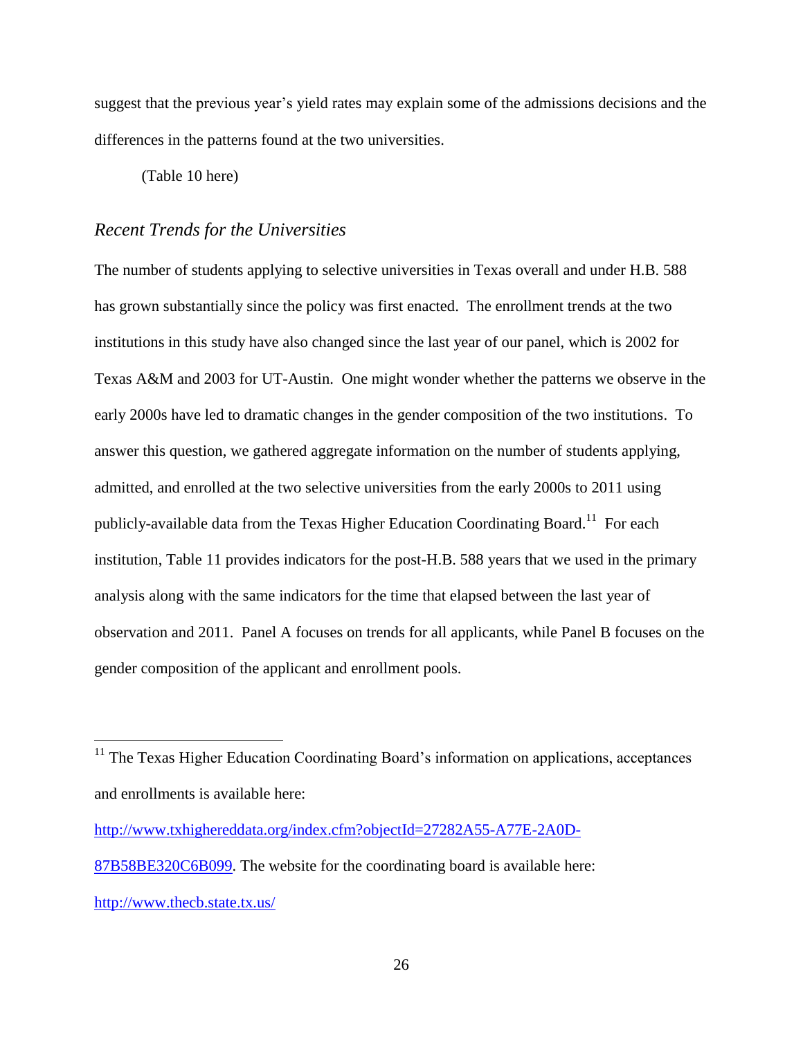suggest that the previous year's yield rates may explain some of the admissions decisions and the differences in the patterns found at the two universities.

(Table 10 here)

### *Recent Trends for the Universities*

The number of students applying to selective universities in Texas overall and under H.B. 588 has grown substantially since the policy was first enacted. The enrollment trends at the two institutions in this study have also changed since the last year of our panel, which is 2002 for Texas A&M and 2003 for UT-Austin. One might wonder whether the patterns we observe in the early 2000s have led to dramatic changes in the gender composition of the two institutions. To answer this question, we gathered aggregate information on the number of students applying, admitted, and enrolled at the two selective universities from the early 2000s to 2011 using publicly-available data from the Texas Higher Education Coordinating Board.[11] For each institution, Table 11 provides indicators for the post-H.B. 588 years that we used in the primary analysis along with the same indicators for the time that elapsed between the last year of observation and 2011. Panel A focuses on trends for all applicants, while Panel B focuses on the gender composition of the applicant and enrollment pools.

---

[11] The Texas Higher Education Coordinating Board's information on applications, acceptances and enrollments is available here: http://www.txhighereddata.org/index.cfm?objectId=27282A55-A77E-2A0D-87B58BE320C6B099. The website for the coordinating board is available here: http://www.thecb.state.tx.us/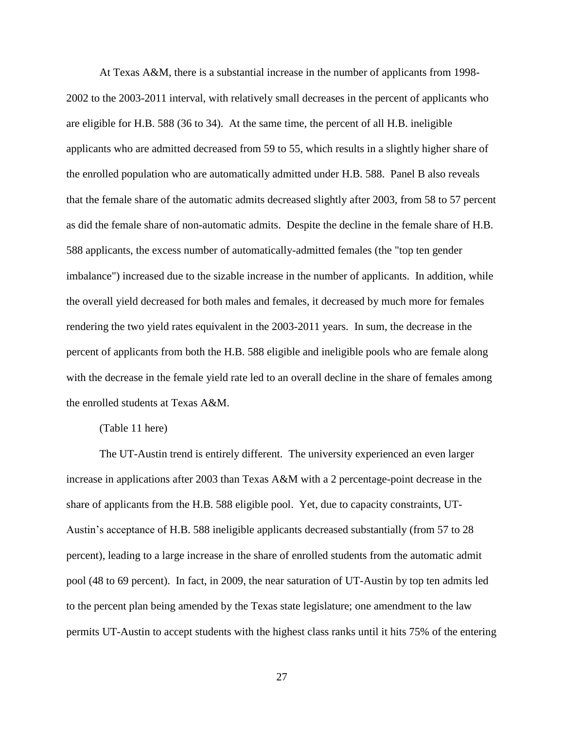At Texas A&M, there is a substantial increase in the number of applicants from 1998-2002 to the 2003-2011 interval, with relatively small decreases in the percent of applicants who are eligible for H.B. 588 (36 to 34). At the same time, the percent of all H.B. ineligible applicants who are admitted decreased from 59 to 55, which results in a slightly higher share of the enrolled population who are automatically admitted under H.B. 588. Panel B also reveals that the female share of the automatic admits decreased slightly after 2003, from 58 to 57 percent as did the female share of non-automatic admits. Despite the decline in the female share of H.B. 588 applicants, the excess number of automatically-admitted females (the "top ten gender imbalance") increased due to the sizable increase in the number of applicants. In addition, while the overall yield decreased for both males and females, it decreased by much more for females rendering the two yield rates equivalent in the 2003-2011 years. In sum, the decrease in the percent of applicants from both the H.B. 588 eligible and ineligible pools who are female along with the decrease in the female yield rate led to an overall decline in the share of females among the enrolled students at Texas A&M.

(Table 11 here)

The UT-Austin trend is entirely different. The university experienced an even larger increase in applications after 2003 than Texas A&M with a 2 percentage-point decrease in the share of applicants from the H.B. 588 eligible pool. Yet, due to capacity constraints, UT-Austin's acceptance of H.B. 588 ineligible applicants decreased substantially (from 57 to 28 percent), leading to a large increase in the share of enrolled students from the automatic admit pool (48 to 69 percent). In fact, in 2009, the near saturation of UT-Austin by top ten admits led to the percent plan being amended by the Texas state legislature; one amendment to the law permits UT-Austin to accept students with the highest class ranks until it hits 75% of the entering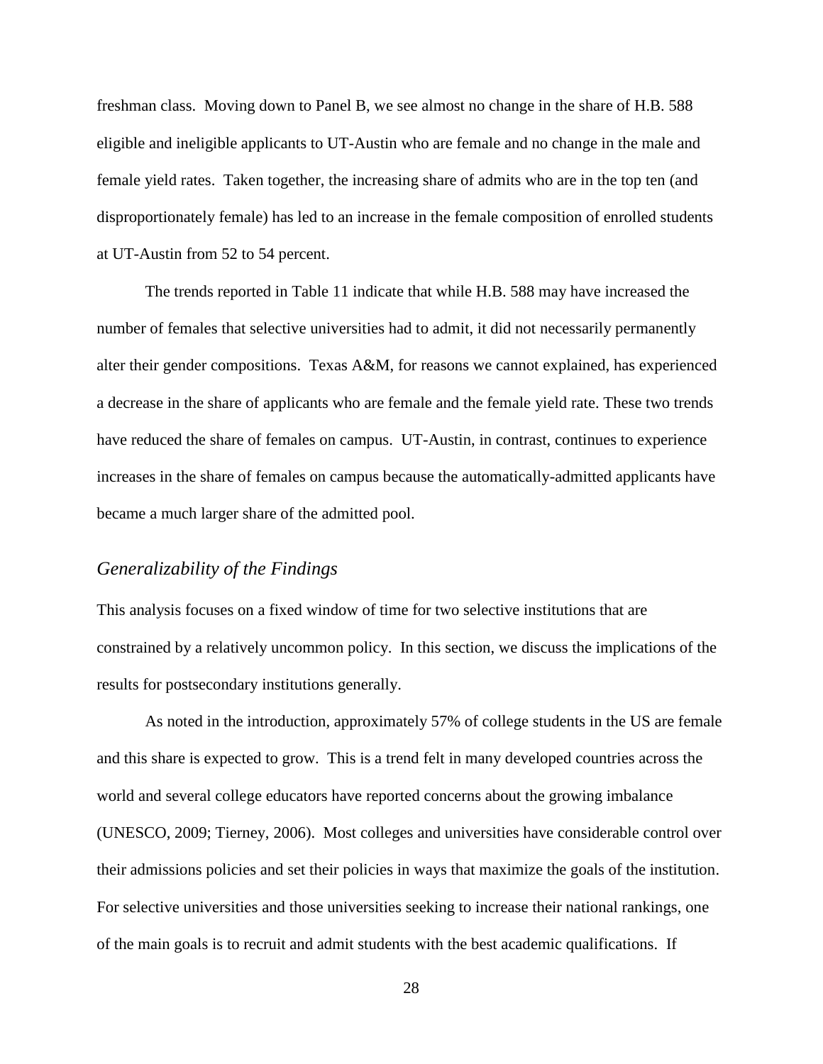freshman class. Moving down to Panel B, we see almost no change in the share of H.B. 588 eligible and ineligible applicants to UT-Austin who are female and no change in the male and female yield rates. Taken together, the increasing share of admits who are in the top ten (and disproportionately female) has led to an increase in the female composition of enrolled students at UT-Austin from 52 to 54 percent.

The trends reported in Table 11 indicate that while H.B. 588 may have increased the number of females that selective universities had to admit, it did not necessarily permanently alter their gender compositions. Texas A&M, for reasons we cannot explained, has experienced a decrease in the share of applicants who are female and the female yield rate. These two trends have reduced the share of females on campus. UT-Austin, in contrast, continues to experience increases in the share of females on campus because the automatically-admitted applicants have became a much larger share of the admitted pool.

### *Generalizability of the Findings*

This analysis focuses on a fixed window of time for two selective institutions that are constrained by a relatively uncommon policy. In this section, we discuss the implications of the results for postsecondary institutions generally.

As noted in the introduction, approximately 57% of college students in the US are female and this share is expected to grow. This is a trend felt in many developed countries across the world and several college educators have reported concerns about the growing imbalance (UNESCO, 2009; Tierney, 2006). Most colleges and universities have considerable control over their admissions policies and set their policies in ways that maximize the goals of the institution. For selective universities and those universities seeking to increase their national rankings, one of the main goals is to recruit and admit students with the best academic qualifications. If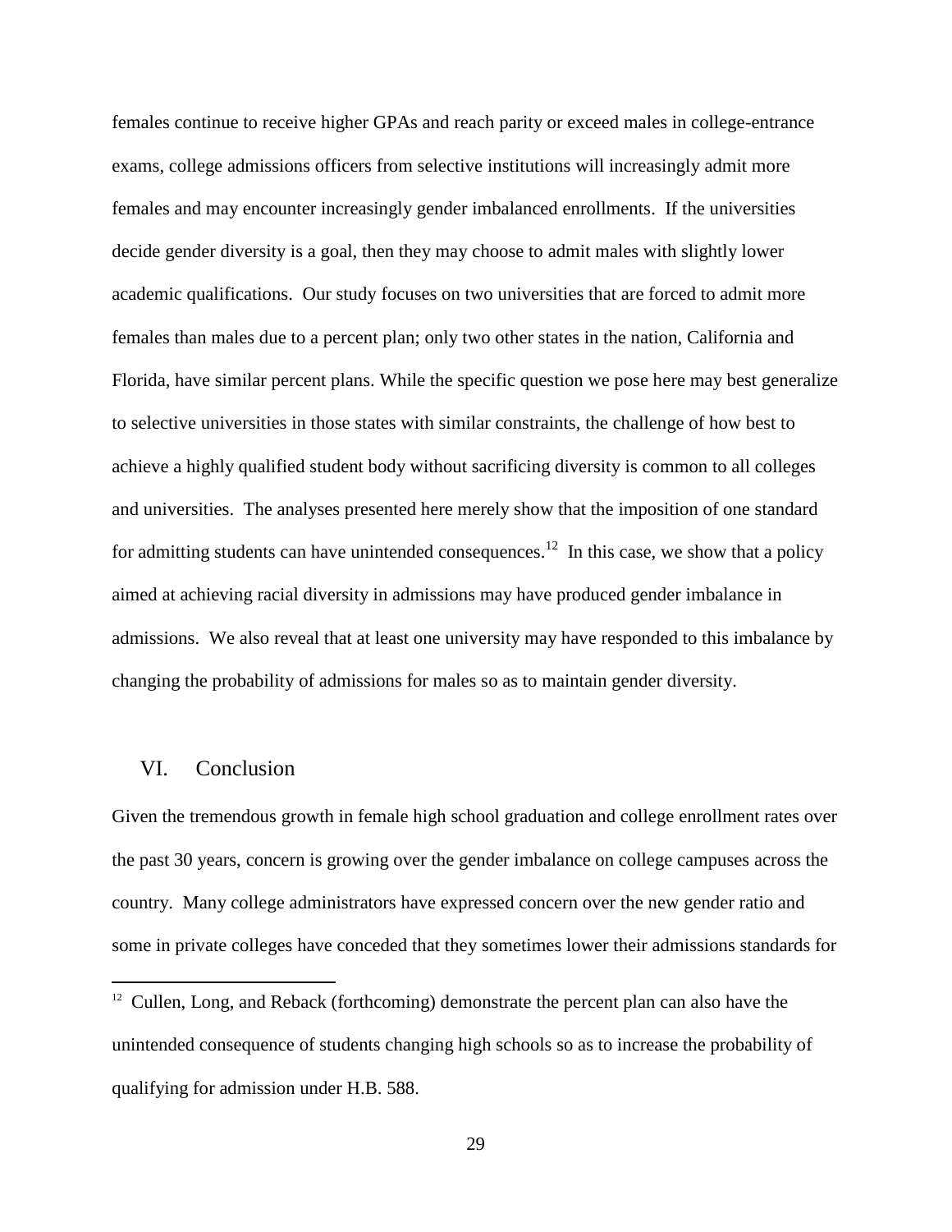females continue to receive higher GPAs and reach parity or exceed males in college-entrance exams, college admissions officers from selective institutions will increasingly admit more females and may encounter increasingly gender imbalanced enrollments. If the universities decide gender diversity is a goal, then they may choose to admit males with slightly lower academic qualifications. Our study focuses on two universities that are forced to admit more females than males due to a percent plan; only two other states in the nation, California and Florida, have similar percent plans. While the specific question we pose here may best generalize to selective universities in those states with similar constraints, the challenge of how best to achieve a highly qualified student body without sacrificing diversity is common to all colleges and universities. The analyses presented here merely show that the imposition of one standard for admitting students can have unintended consequences.[12] In this case, we show that a policy aimed at achieving racial diversity in admissions may have produced gender imbalance in admissions. We also reveal that at least one university may have responded to this imbalance by changing the probability of admissions for males so as to maintain gender diversity.

## VI. Conclusion

Given the tremendous growth in female high school graduation and college enrollment rates over the past 30 years, concern is growing over the gender imbalance on college campuses across the country. Many college administrators have expressed concern over the new gender ratio and some in private colleges have conceded that they sometimes lower their admissions standards for

[12] Cullen, Long, and Reback (forthcoming) demonstrate the percent plan can also have the unintended consequence of students changing high schools so as to increase the probability of qualifying for admission under H.B. 588.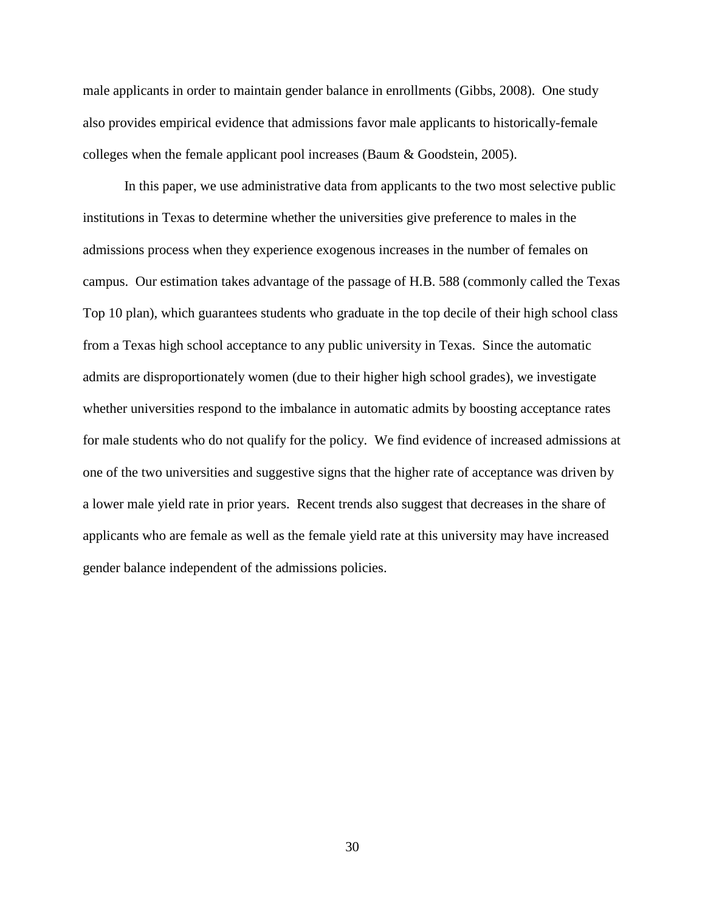male applicants in order to maintain gender balance in enrollments (Gibbs, 2008). One study also provides empirical evidence that admissions favor male applicants to historically-female colleges when the female applicant pool increases (Baum & Goodstein, 2005).

In this paper, we use administrative data from applicants to the two most selective public institutions in Texas to determine whether the universities give preference to males in the admissions process when they experience exogenous increases in the number of females on campus. Our estimation takes advantage of the passage of H.B. 588 (commonly called the Texas Top 10 plan), which guarantees students who graduate in the top decile of their high school class from a Texas high school acceptance to any public university in Texas. Since the automatic admits are disproportionately women (due to their higher high school grades), we investigate whether universities respond to the imbalance in automatic admits by boosting acceptance rates for male students who do not qualify for the policy. We find evidence of increased admissions at one of the two universities and suggestive signs that the higher rate of acceptance was driven by a lower male yield rate in prior years. Recent trends also suggest that decreases in the share of applicants who are female as well as the female yield rate at this university may have increased gender balance independent of the admissions policies.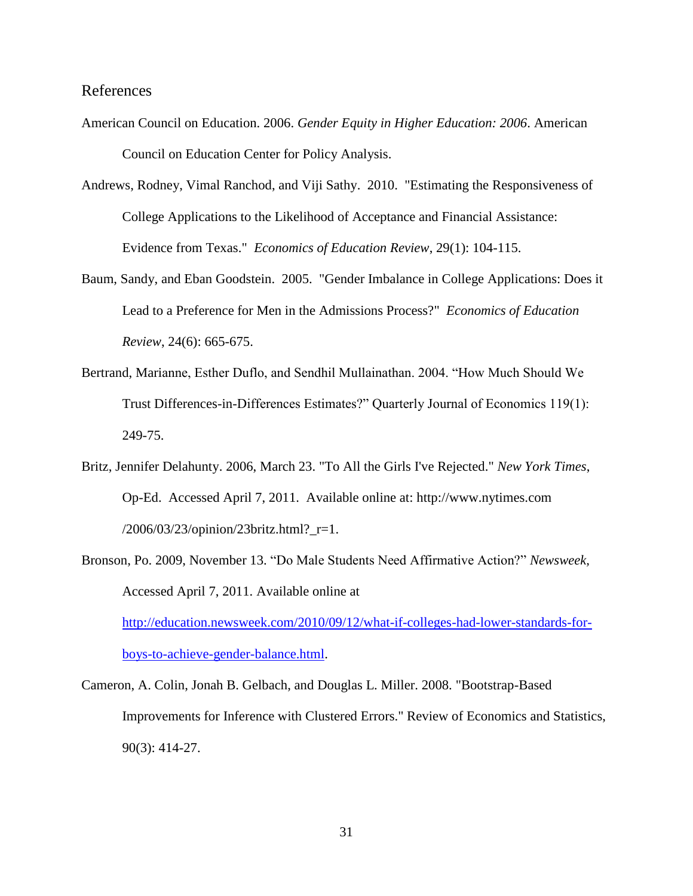## References

American Council on Education. 2006. *Gender Equity in Higher Education: 2006*. American Council on Education Center for Policy Analysis.

Andrews, Rodney, Vimal Ranchod, and Viji Sathy. 2010. "Estimating the Responsiveness of College Applications to the Likelihood of Acceptance and Financial Assistance: Evidence from Texas." *Economics of Education Review*, 29(1): 104-115.

Baum, Sandy, and Eban Goodstein. 2005. "Gender Imbalance in College Applications: Does it Lead to a Preference for Men in the Admissions Process?" *Economics of Education Review*, 24(6): 665-675.

Bertrand, Marianne, Esther Duflo, and Sendhil Mullainathan. 2004. "How Much Should We Trust Differences-in-Differences Estimates?" Quarterly Journal of Economics 119(1): 249-75.

Britz, Jennifer Delahunty. 2006, March 23. "To All the Girls I've Rejected." *New York Times*, Op-Ed. Accessed April 7, 2011. Available online at: http://www.nytimes.com/2006/03/23/opinion/23britz.html?_r=1.

Bronson, Po. 2009, November 13. "Do Male Students Need Affirmative Action?" *Newsweek*, Accessed April 7, 2011. Available online at http://education.newsweek.com/2010/09/12/what-if-colleges-had-lower-standards-for-boys-to-achieve-gender-balance.html.

Cameron, A. Colin, Jonah B. Gelbach, and Douglas L. Miller. 2008. "Bootstrap-Based Improvements for Inference with Clustered Errors." Review of Economics and Statistics, 90(3): 414-27.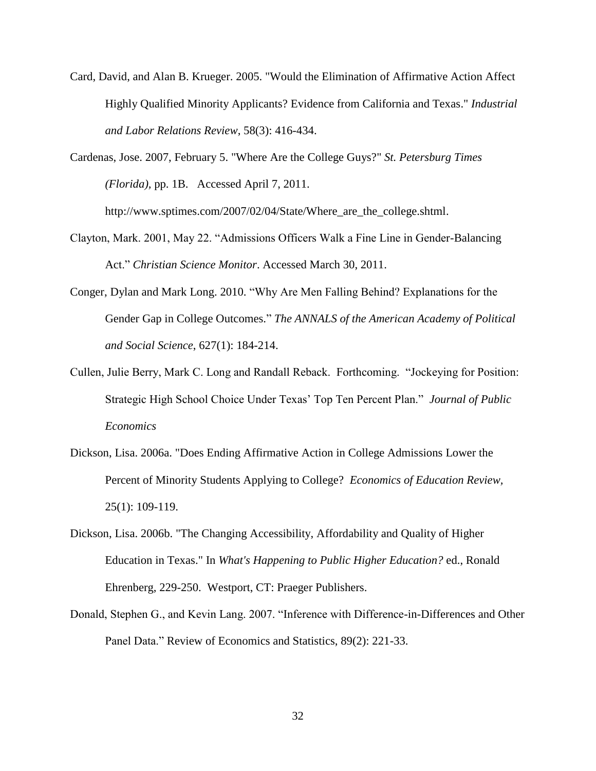Card, David, and Alan B. Krueger. 2005. "Would the Elimination of Affirmative Action Affect Highly Qualified Minority Applicants? Evidence from California and Texas." *Industrial and Labor Relations Review*, 58(3): 416-434.

Cardenas, Jose. 2007, February 5. "Where Are the College Guys?" *St. Petersburg Times (Florida)*, pp. 1B. Accessed April 7, 2011. http://www.sptimes.com/2007/02/04/State/Where_are_the_college.shtml.

Clayton, Mark. 2001, May 22. "Admissions Officers Walk a Fine Line in Gender-Balancing Act." *Christian Science Monitor*. Accessed March 30, 2011.

Conger, Dylan and Mark Long. 2010. "Why Are Men Falling Behind? Explanations for the Gender Gap in College Outcomes." *The ANNALS of the American Academy of Political and Social Science*, 627(1): 184-214.

Cullen, Julie Berry, Mark C. Long and Randall Reback. Forthcoming. "Jockeying for Position: Strategic High School Choice Under Texas' Top Ten Percent Plan." *Journal of Public Economics*

Dickson, Lisa. 2006a. "Does Ending Affirmative Action in College Admissions Lower the Percent of Minority Students Applying to College? *Economics of Education Review*, 25(1): 109-119.

Dickson, Lisa. 2006b. "The Changing Accessibility, Affordability and Quality of Higher Education in Texas." In *What's Happening to Public Higher Education?* ed., Ronald Ehrenberg, 229-250. Westport, CT: Praeger Publishers.

Donald, Stephen G., and Kevin Lang. 2007. "Inference with Difference-in-Differences and Other Panel Data." Review of Economics and Statistics, 89(2): 221-33.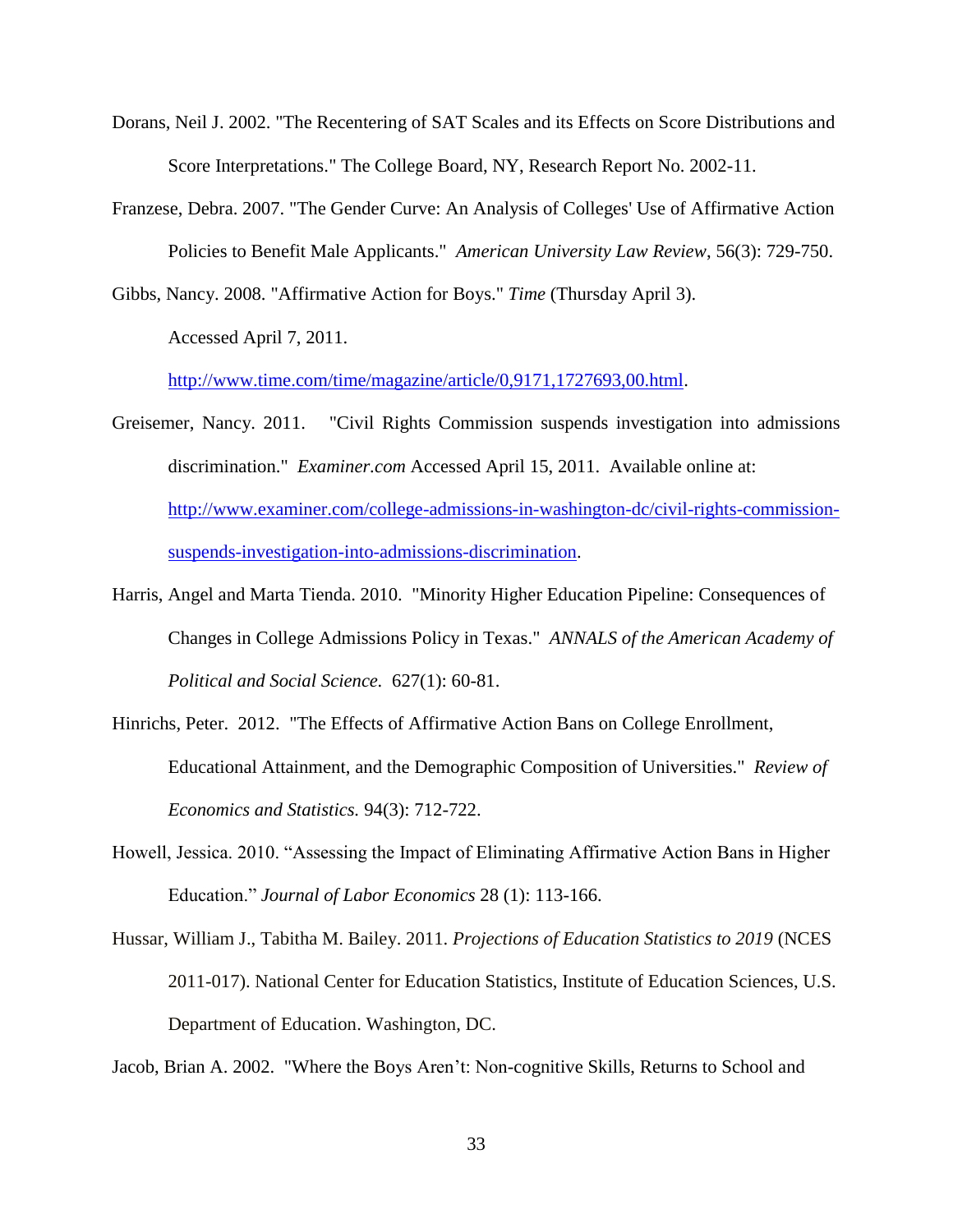Dorans, Neil J. 2002. "The Recentering of SAT Scales and its Effects on Score Distributions and Score Interpretations." The College Board, NY, Research Report No. 2002-11.

Franzese, Debra. 2007. "The Gender Curve: An Analysis of Colleges' Use of Affirmative Action Policies to Benefit Male Applicants." *American University Law Review*, 56(3): 729-750.

Gibbs, Nancy. 2008. "Affirmative Action for Boys." *Time* (Thursday April 3). Accessed April 7, 2011. http://www.time.com/time/magazine/article/0,9171,1727693,00.html.

Greisemer, Nancy. 2011. "Civil Rights Commission suspends investigation into admissions discrimination." *Examiner.com* Accessed April 15, 2011. Available online at: http://www.examiner.com/college-admissions-in-washington-dc/civil-rights-commission-suspends-investigation-into-admissions-discrimination.

Harris, Angel and Marta Tienda. 2010. "Minority Higher Education Pipeline: Consequences of Changes in College Admissions Policy in Texas." *ANNALS of the American Academy of Political and Social Science.* 627(1): 60-81.

Hinrichs, Peter. 2012. "The Effects of Affirmative Action Bans on College Enrollment, Educational Attainment, and the Demographic Composition of Universities." *Review of Economics and Statistics.* 94(3): 712-722.

Howell, Jessica. 2010. "Assessing the Impact of Eliminating Affirmative Action Bans in Higher Education." *Journal of Labor Economics* 28 (1): 113-166.

Hussar, William J., Tabitha M. Bailey. 2011. *Projections of Education Statistics to 2019* (NCES 2011-017). National Center for Education Statistics, Institute of Education Sciences, U.S. Department of Education. Washington, DC.

Jacob, Brian A. 2002. "Where the Boys Aren't: Non-cognitive Skills, Returns to School and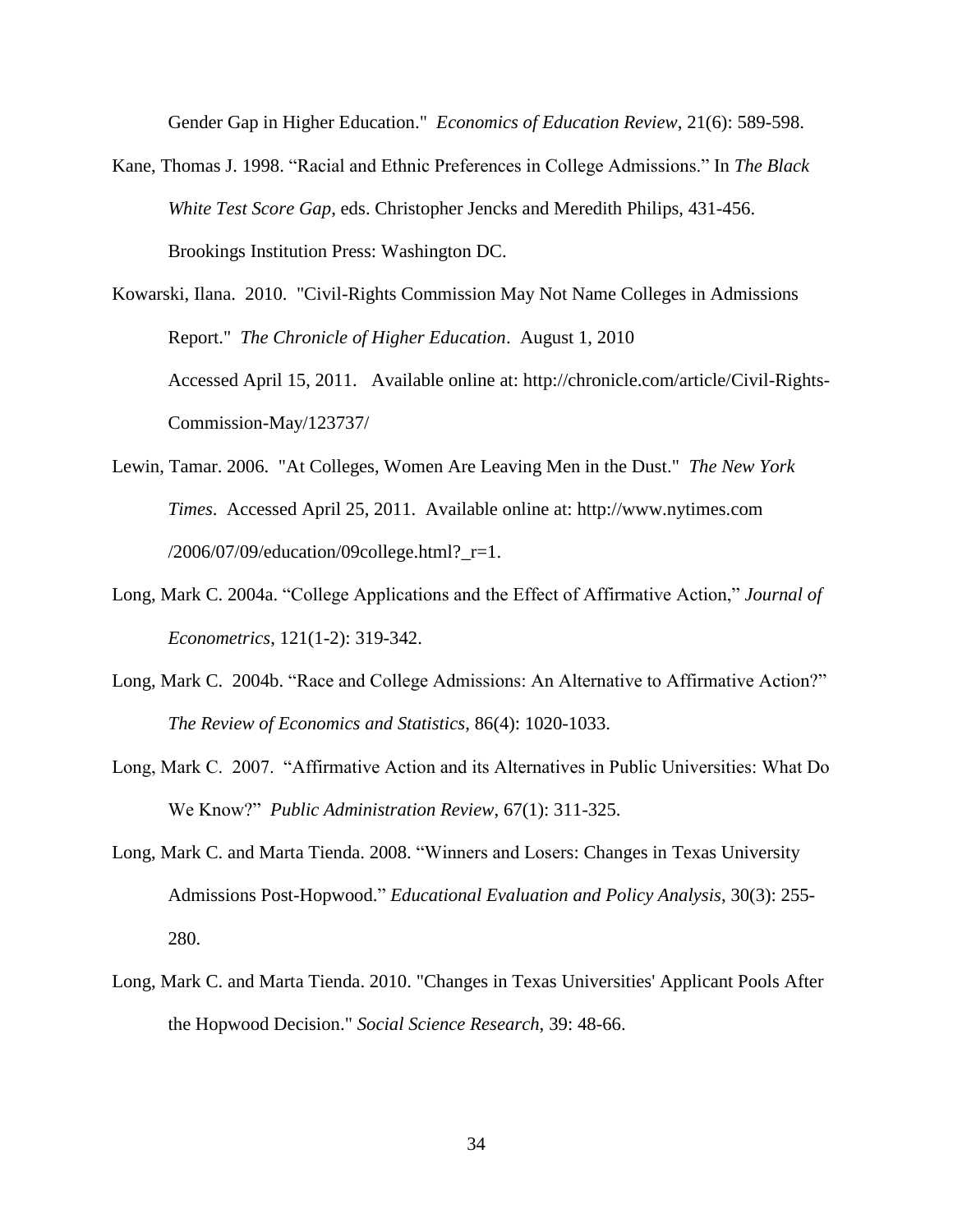Gender Gap in Higher Education." *Economics of Education Review*, 21(6): 589-598.

Kane, Thomas J. 1998. "Racial and Ethnic Preferences in College Admissions." In *The Black White Test Score Gap*, eds. Christopher Jencks and Meredith Philips, 431-456. Brookings Institution Press: Washington DC.

Kowarski, Ilana. 2010. "Civil-Rights Commission May Not Name Colleges in Admissions Report." *The Chronicle of Higher Education*. August 1, 2010 Accessed April 15, 2011. Available online at: http://chronicle.com/article/Civil-Rights-Commission-May/123737/

Lewin, Tamar. 2006. "At Colleges, Women Are Leaving Men in the Dust." *The New York Times*. Accessed April 25, 2011. Available online at: http://www.nytimes.com /2006/07/09/education/09college.html?_r=1.

Long, Mark C. 2004a. "College Applications and the Effect of Affirmative Action," *Journal of Econometrics*, 121(1-2): 319-342.

Long, Mark C. 2004b. "Race and College Admissions: An Alternative to Affirmative Action?" *The Review of Economics and Statistics*, 86(4): 1020-1033.

Long, Mark C. 2007. "Affirmative Action and its Alternatives in Public Universities: What Do We Know?" *Public Administration Review*, 67(1): 311-325.

Long, Mark C. and Marta Tienda. 2008. "Winners and Losers: Changes in Texas University Admissions Post-Hopwood." *Educational Evaluation and Policy Analysis*, 30(3): 255-280.

Long, Mark C. and Marta Tienda. 2010. "Changes in Texas Universities' Applicant Pools After the Hopwood Decision." *Social Science Research*, 39: 48-66.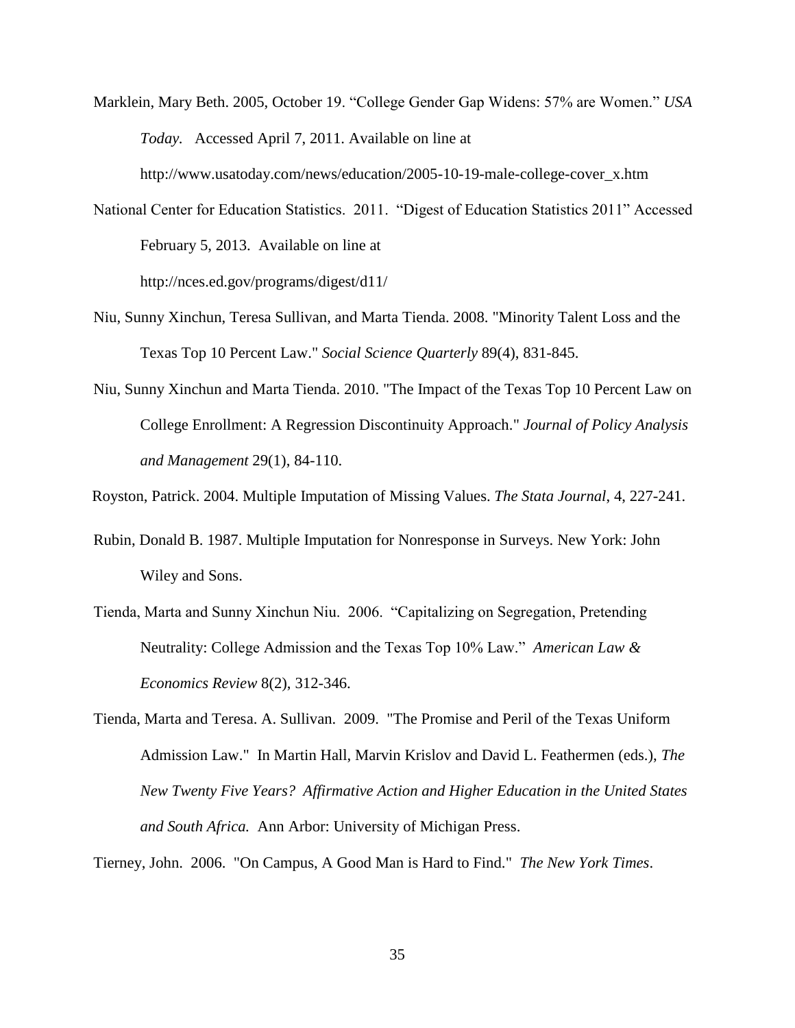Marklein, Mary Beth. 2005, October 19. "College Gender Gap Widens: 57% are Women." *USA Today.* Accessed April 7, 2011. Available on line at http://www.usatoday.com/news/education/2005-10-19-male-college-cover_x.htm

National Center for Education Statistics. 2011. "Digest of Education Statistics 2011" Accessed February 5, 2013. Available on line at http://nces.ed.gov/programs/digest/d11/

Niu, Sunny Xinchun, Teresa Sullivan, and Marta Tienda. 2008. "Minority Talent Loss and the Texas Top 10 Percent Law." *Social Science Quarterly* 89(4), 831-845.

Niu, Sunny Xinchun and Marta Tienda. 2010. "The Impact of the Texas Top 10 Percent Law on College Enrollment: A Regression Discontinuity Approach." *Journal of Policy Analysis and Management* 29(1), 84-110.

Royston, Patrick. 2004. Multiple Imputation of Missing Values. *The Stata Journal*, 4, 227-241.

Rubin, Donald B. 1987. Multiple Imputation for Nonresponse in Surveys. New York: John Wiley and Sons.

Tienda, Marta and Sunny Xinchun Niu. 2006. "Capitalizing on Segregation, Pretending Neutrality: College Admission and the Texas Top 10% Law." *American Law & Economics Review* 8(2), 312-346.

Tienda, Marta and Teresa. A. Sullivan. 2009. "The Promise and Peril of the Texas Uniform Admission Law." In Martin Hall, Marvin Krislov and David L. Feathermen (eds.), *The New Twenty Five Years? Affirmative Action and Higher Education in the United States and South Africa.* Ann Arbor: University of Michigan Press.

Tierney, John. 2006. "On Campus, A Good Man is Hard to Find." *The New York Times*.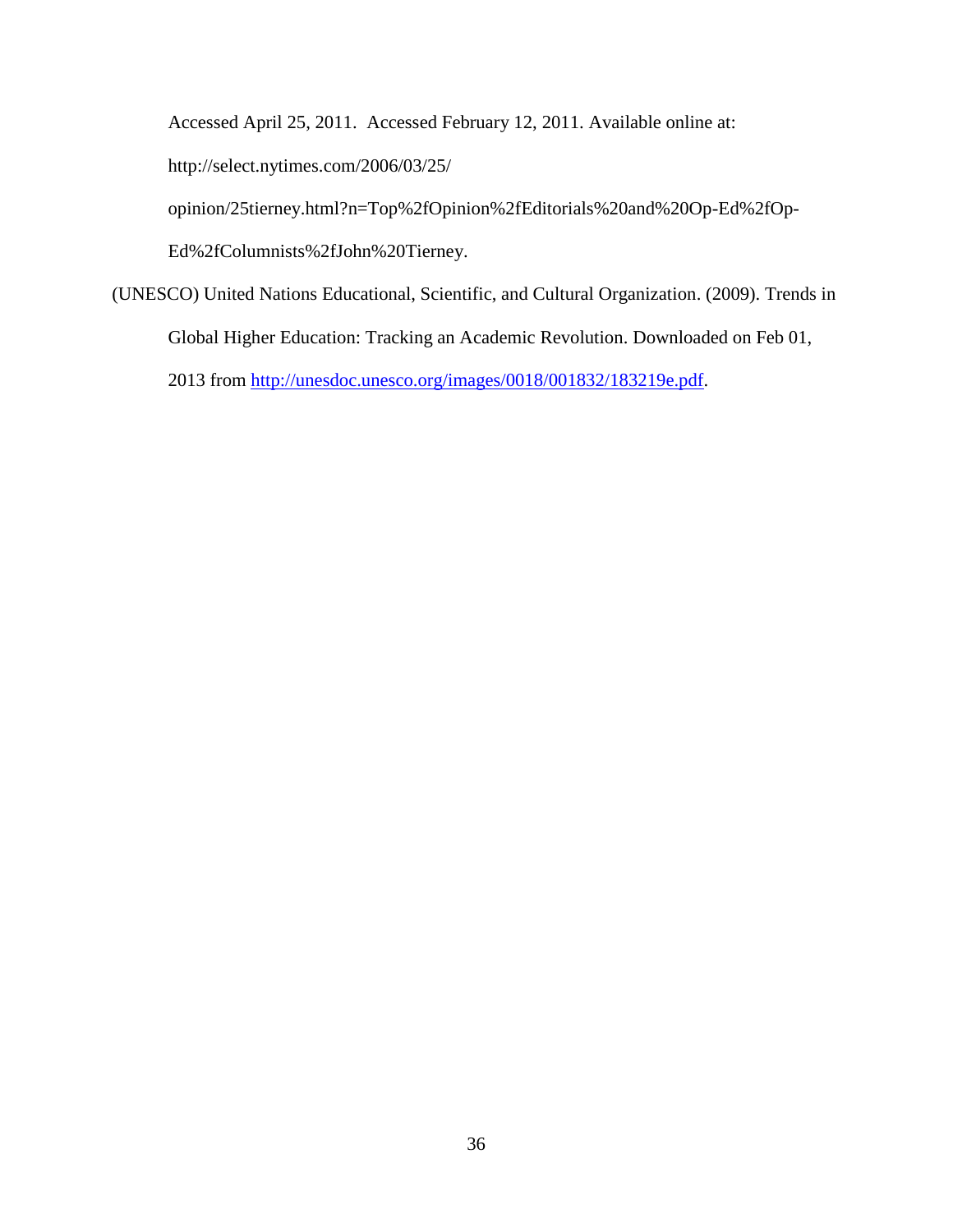Accessed April 25, 2011. Accessed February 12, 2011. Available online at: http://select.nytimes.com/2006/03/25/ opinion/25tierney.html?n=Top%2fOpinion%2fEditorials%20and%20Op-Ed%2fOp-Ed%2fColumnists%2fJohn%20Tierney.

(UNESCO) United Nations Educational, Scientific, and Cultural Organization. (2009). Trends in Global Higher Education: Tracking an Academic Revolution. Downloaded on Feb 01, 2013 from http://unesdoc.unesco.org/images/0018/001832/183219e.pdf.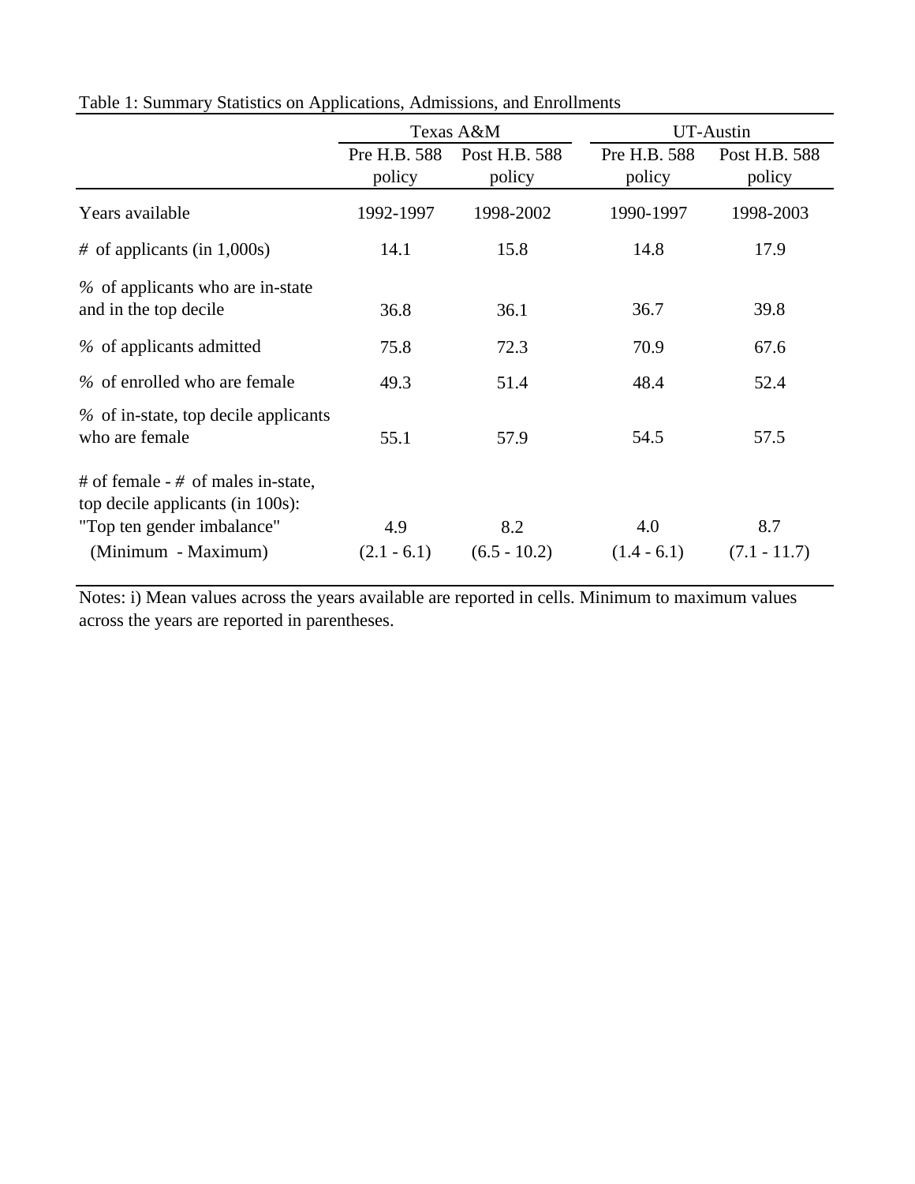Table 1: Summary Statistics on Applications, Admissions, and Enrollments

| | Texas A&M | | UT-Austin | |
|---|---|---|---|---|
| | Pre H.B. 588 policy | Post H.B. 588 policy | Pre H.B. 588 policy | Post H.B. 588 policy |
| Years available | 1992-1997 | 1998-2002 | 1990-1997 | 1998-2003 |
| # of applicants (in 1,000s) | 14.1 | 15.8 | 14.8 | 17.9 |
| % of applicants who are in-state and in the top decile | 36.8 | 36.1 | 36.7 | 39.8 |
| % of applicants admitted | 75.8 | 72.3 | 70.9 | 67.6 |
| % of enrolled who are female | 49.3 | 51.4 | 48.4 | 52.4 |
| % of in-state, top decile applicants who are female | 55.1 | 57.9 | 54.5 | 57.5 |
| # of female - # of males in-state, top decile applicants (in 100s): "Top ten gender imbalance" | 4.9 | 8.2 | 4.0 | 8.7 |
| (Minimum - Maximum) | (2.1 - 6.1) | (6.5 - 10.2) | (1.4 - 6.1) | (7.1 - 11.7) |

Notes: i) Mean values across the years available are reported in cells. Minimum to maximum values across the years are reported in parentheses.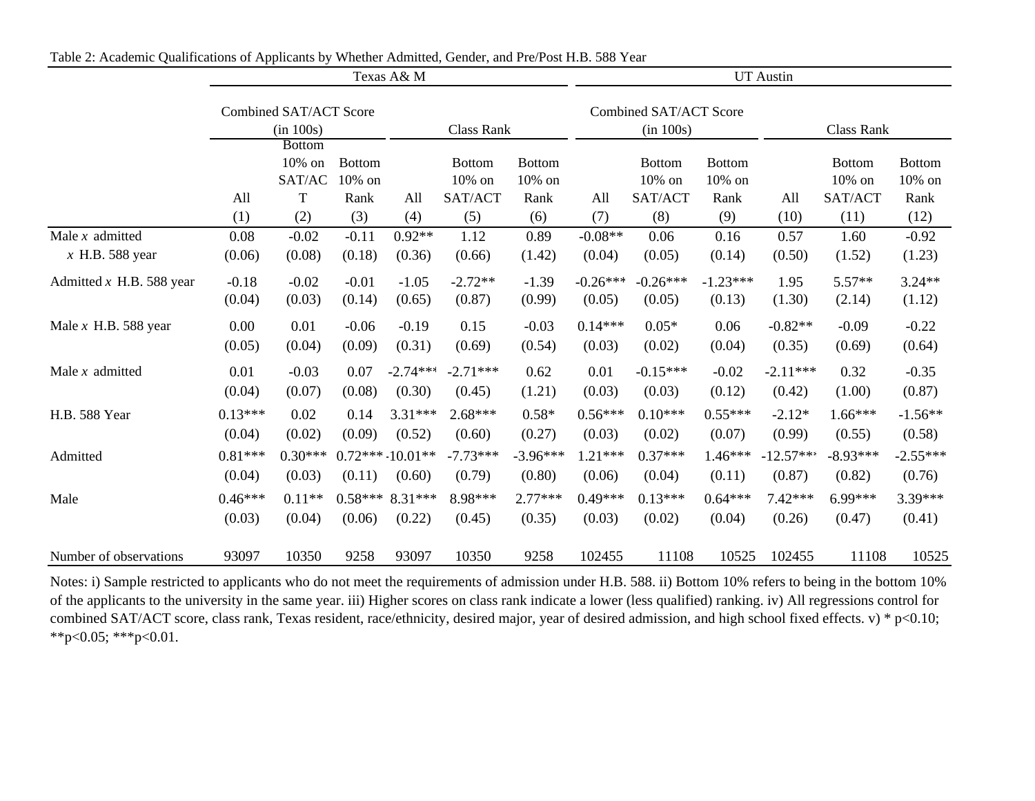Table 2: Academic Qualifications of Applicants by Whether Admitted, Gender, and Pre/Post H.B. 588 Year

| | Texas A& M | | | | | | UT Austin | | | | | |
|---|---|---|---|---|---|---|---|---|---|---|---|---|
| | Combined SAT/ACT Score (in 100s) | | | Class Rank | | | Combined SAT/ACT Score (in 100s) | | | Class Rank | | |
| | All | Bottom 10% on SAT/ACT | Bottom 10% on Rank | All | Bottom 10% on SAT/ACT | Bottom 10% on Rank | All | Bottom 10% on SAT/ACT | Bottom 10% on Rank | All | Bottom 10% on SAT/ACT | Bottom 10% on Rank |
| | (1) | (2) | (3) | (4) | (5) | (6) | (7) | (8) | (9) | (10) | (11) | (12) |
| Male *x* admitted *x* H.B. 588 year | 0.08 | -0.02 | -0.11 | 0.92** | 1.12 | 0.89 | -0.08** | 0.06 | 0.16 | 0.57 | 1.60 | -0.92 |
| | (0.06) | (0.08) | (0.18) | (0.36) | (0.66) | (1.42) | (0.04) | (0.05) | (0.14) | (0.50) | (1.52) | (1.23) |
| Admitted *x* H.B. 588 year | -0.18 | -0.02 | -0.01 | -1.05 | -2.72** | -1.39 | -0.26*** | -0.26*** | -1.23*** | 1.95 | 5.57** | 3.24** |
| | (0.04) | (0.03) | (0.14) | (0.65) | (0.87) | (0.99) | (0.05) | (0.05) | (0.13) | (1.30) | (2.14) | (1.12) |
| Male *x* H.B. 588 year | 0.00 | 0.01 | -0.06 | -0.19 | 0.15 | -0.03 | 0.14*** | 0.05* | 0.06 | -0.82** | -0.09 | -0.22 |
| | (0.05) | (0.04) | (0.09) | (0.31) | (0.69) | (0.54) | (0.03) | (0.02) | (0.04) | (0.35) | (0.69) | (0.64) |
| Male *x* admitted | 0.01 | -0.03 | 0.07 | -2.74*** | -2.71*** | 0.62 | 0.01 | -0.15*** | -0.02 | -2.11*** | 0.32 | -0.35 |
| | (0.04) | (0.07) | (0.08) | (0.30) | (0.45) | (1.21) | (0.03) | (0.03) | (0.12) | (0.42) | (1.00) | (0.87) |
| H.B. 588 Year | 0.13*** | 0.02 | 0.14 | 3.31*** | 2.68*** | 0.58* | 0.56*** | 0.10*** | 0.55*** | -2.12* | 1.66*** | -1.56** |
| | (0.04) | (0.02) | (0.09) | (0.52) | (0.60) | (0.27) | (0.03) | (0.02) | (0.07) | (0.99) | (0.55) | (0.58) |
| Admitted | 0.81*** | 0.30*** | 0.72*** | -10.01** | -7.73*** | -3.96*** | 1.21*** | 0.37*** | 1.46*** | -12.57*** | -8.93*** | -2.55*** |
| | (0.04) | (0.03) | (0.11) | (0.60) | (0.79) | (0.80) | (0.06) | (0.04) | (0.11) | (0.87) | (0.82) | (0.76) |
| Male | 0.46*** | 0.11** | 0.58*** | 8.31*** | 8.98*** | 2.77*** | 0.49*** | 0.13*** | 0.64*** | 7.42*** | 6.99*** | 3.39*** |
| | (0.03) | (0.04) | (0.06) | (0.22) | (0.45) | (0.35) | (0.03) | (0.02) | (0.04) | (0.26) | (0.47) | (0.41) |
| Number of observations | 93097 | 10350 | 9258 | 93097 | 10350 | 9258 | 102455 | 11108 | 10525 | 102455 | 11108 | 10525 |

Notes: i) Sample restricted to applicants who do not meet the requirements of admission under H.B. 588. ii) Bottom 10% refers to being in the bottom 10% of the applicants to the university in the same year. iii) Higher scores on class rank indicate a lower (less qualified) ranking. iv) All regressions control for combined SAT/ACT score, class rank, Texas resident, race/ethnicity, desired major, year of desired admission, and high school fixed effects. v) * p<0.10; **p<0.05; ***p<0.01.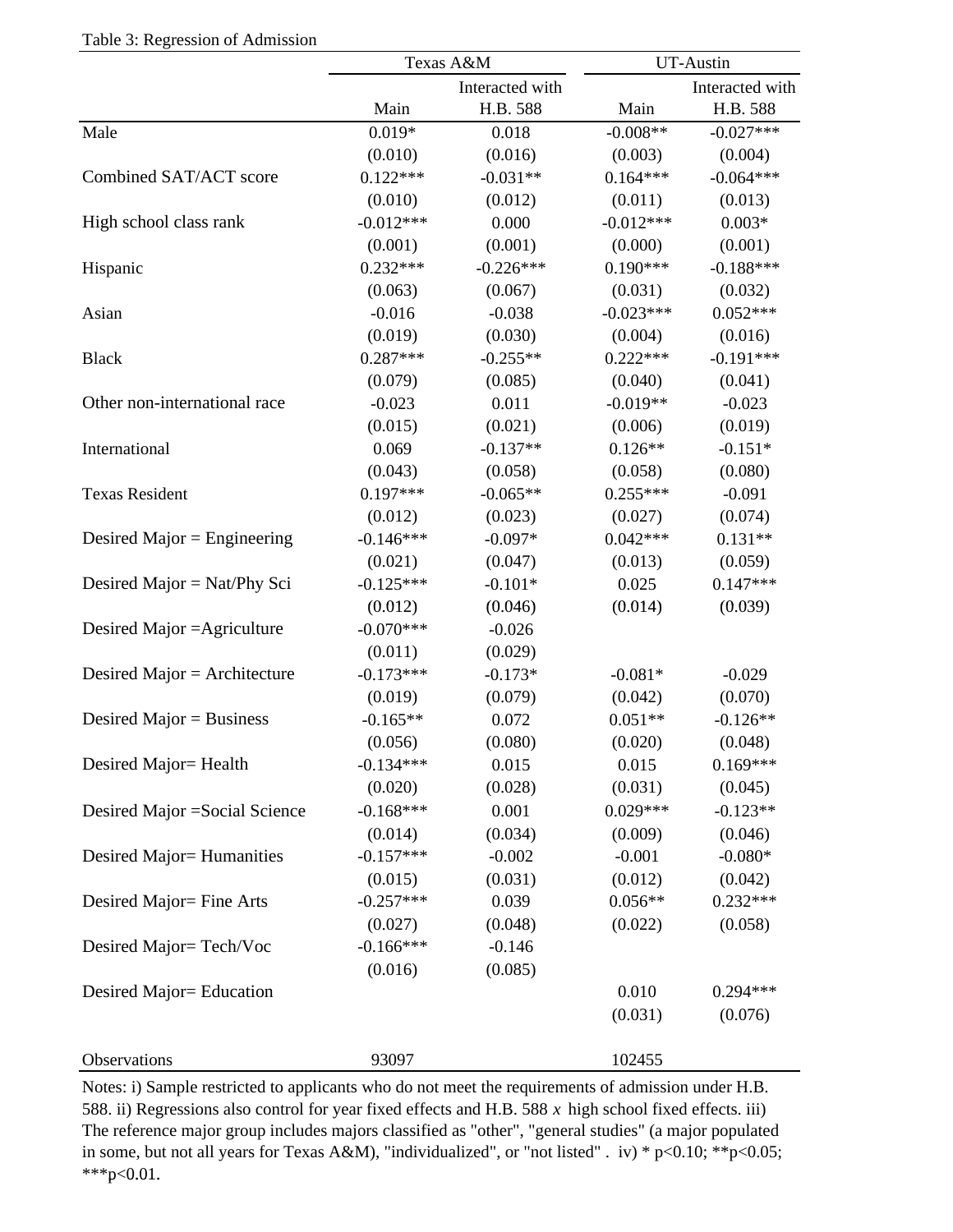Table 3: Regression of Admission

| | Texas A&M | | UT-Austin | |
|---|---|---|---|---|
| | Main | Interacted with H.B. 588 | Main | Interacted with H.B. 588 |
| Male | 0.019* | 0.018 | -0.008** | -0.027*** |
| | (0.010) | (0.016) | (0.003) | (0.004) |
| Combined SAT/ACT score | 0.122*** | -0.031** | 0.164*** | -0.064*** |
| | (0.010) | (0.012) | (0.011) | (0.013) |
| High school class rank | -0.012*** | 0.000 | -0.012*** | 0.003* |
| | (0.001) | (0.001) | (0.000) | (0.001) |
| Hispanic | 0.232*** | -0.226*** | 0.190*** | -0.188*** |
| | (0.063) | (0.067) | (0.031) | (0.032) |
| Asian | -0.016 | -0.038 | -0.023*** | 0.052*** |
| | (0.019) | (0.030) | (0.004) | (0.016) |
| Black | 0.287*** | -0.255** | 0.222*** | -0.191*** |
| | (0.079) | (0.085) | (0.040) | (0.041) |
| Other non-international race | -0.023 | 0.011 | -0.019** | -0.023 |
| | (0.015) | (0.021) | (0.006) | (0.019) |
| International | 0.069 | -0.137** | 0.126** | -0.151* |
| | (0.043) | (0.058) | (0.058) | (0.080) |
| Texas Resident | 0.197*** | -0.065** | 0.255*** | -0.091 |
| | (0.012) | (0.023) | (0.027) | (0.074) |
| Desired Major = Engineering | -0.146*** | -0.097* | 0.042*** | 0.131** |
| | (0.021) | (0.047) | (0.013) | (0.059) |
| Desired Major = Nat/Phy Sci | -0.125*** | -0.101* | 0.025 | 0.147*** |
| | (0.012) | (0.046) | (0.014) | (0.039) |
| Desired Major =Agriculture | -0.070*** | -0.026 | | |
| | (0.011) | (0.029) | | |
| Desired Major = Architecture | -0.173*** | -0.173* | -0.081* | -0.029 |
| | (0.019) | (0.079) | (0.042) | (0.070) |
| Desired Major = Business | -0.165** | 0.072 | 0.051** | -0.126** |
| | (0.056) | (0.080) | (0.020) | (0.048) |
| Desired Major= Health | -0.134*** | 0.015 | 0.015 | 0.169*** |
| | (0.020) | (0.028) | (0.031) | (0.045) |
| Desired Major =Social Science | -0.168*** | 0.001 | 0.029*** | -0.123** |
| | (0.014) | (0.034) | (0.009) | (0.046) |
| Desired Major= Humanities | -0.157*** | -0.002 | -0.001 | -0.080* |
| | (0.015) | (0.031) | (0.012) | (0.042) |
| Desired Major= Fine Arts | -0.257*** | 0.039 | 0.056** | 0.232*** |
| | (0.027) | (0.048) | (0.022) | (0.058) |
| Desired Major= Tech/Voc | -0.166*** | -0.146 | | |
| | (0.016) | (0.085) | | |
| Desired Major= Education | | | 0.010 | 0.294*** |
| | | | (0.031) | (0.076) |
| Observations | 93097 | | 102455 | |

Notes: i) Sample restricted to applicants who do not meet the requirements of admission under H.B. 588. ii) Regressions also control for year fixed effects and H.B. 588 *x* high school fixed effects. iii) The reference major group includes majors classified as "other", "general studies" (a major populated in some, but not all years for Texas A&M), "individualized", or "not listed" . iv) * p<0.10; **p<0.05; ***p<0.01.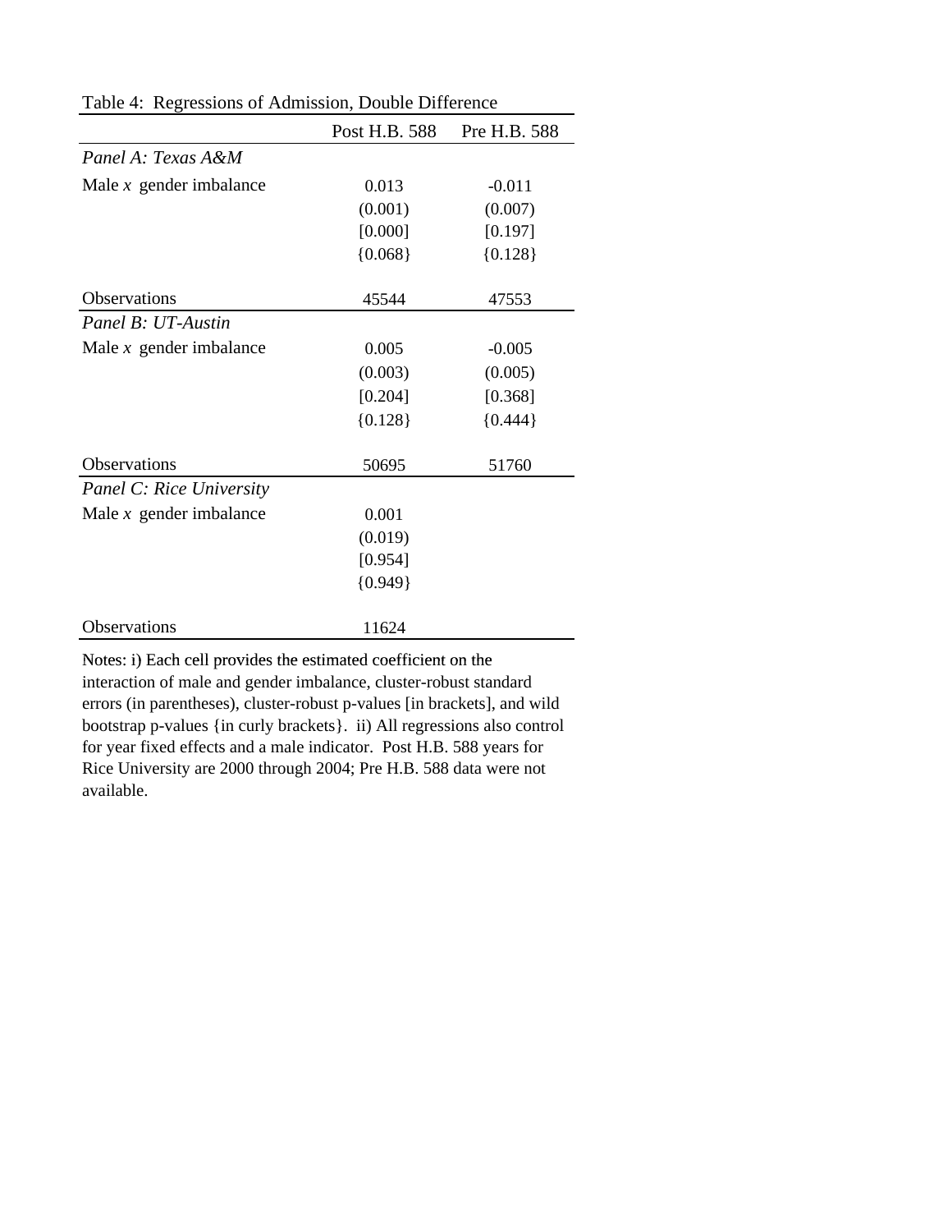Table 4: Regressions of Admission, Double Difference

| | Post H.B. 588 | Pre H.B. 588 |
|---|---|---|
| *Panel A: Texas A&M* | | |
| Male *x* gender imbalance | 0.013 | -0.011 |
| | (0.001) | (0.007) |
| | [0.000] | [0.197] |
| | {0.068} | {0.128} |
| Observations | 45544 | 47553 |
| *Panel B: UT-Austin* | | |
| Male *x* gender imbalance | 0.005 | -0.005 |
| | (0.003) | (0.005) |
| | [0.204] | [0.368] |
| | {0.128} | {0.444} |
| Observations | 50695 | 51760 |
| *Panel C: Rice University* | | |
| Male *x* gender imbalance | 0.001 | |
| | (0.019) | |
| | [0.954] | |
| | {0.949} | |
| Observations | 11624 | |

Notes: i) Each cell provides the estimated coefficient on the interaction of male and gender imbalance, cluster-robust standard errors (in parentheses), cluster-robust p-values [in brackets], and wild bootstrap p-values {in curly brackets}. ii) All regressions also control for year fixed effects and a male indicator. Post H.B. 588 years for Rice University are 2000 through 2004; Pre H.B. 588 data were not available.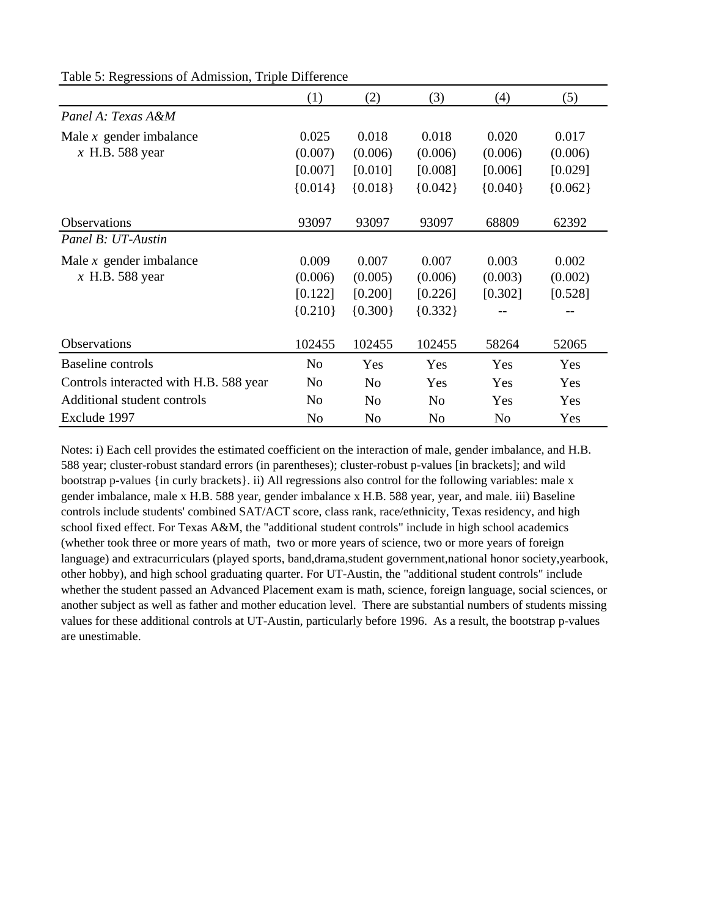Table 5: Regressions of Admission, Triple Difference

| | (1) | (2) | (3) | (4) | (5) |
|---|---|---|---|---|---|
| *Panel A: Texas A&M* | | | | | |
| Male *x* gender imbalance | 0.025 | 0.018 | 0.018 | 0.020 | 0.017 |
| *x* H.B. 588 year | (0.007) | (0.006) | (0.006) | (0.006) | (0.006) |
| | [0.007] | [0.010] | [0.008] | [0.006] | [0.029] |
| | {0.014} | {0.018} | {0.042} | {0.040} | {0.062} |
| Observations | 93097 | 93097 | 93097 | 68809 | 62392 |
| *Panel B: UT-Austin* | | | | | |
| Male *x* gender imbalance | 0.009 | 0.007 | 0.007 | 0.003 | 0.002 |
| *x* H.B. 588 year | (0.006) | (0.005) | (0.006) | (0.003) | (0.002) |
| | [0.122] | [0.200] | [0.226] | [0.302] | [0.528] |
| | {0.210} | {0.300} | {0.332} | -- | -- |
| Observations | 102455 | 102455 | 102455 | 58264 | 52065 |
| Baseline controls | No | Yes | Yes | Yes | Yes |
| Controls interacted with H.B. 588 year | No | No | Yes | Yes | Yes |
| Additional student controls | No | No | No | Yes | Yes |
| Exclude 1997 | No | No | No | No | Yes |

Notes: i) Each cell provides the estimated coefficient on the interaction of male, gender imbalance, and H.B. 588 year; cluster-robust standard errors (in parentheses); cluster-robust p-values [in brackets]; and wild bootstrap p-values {in curly brackets}. ii) All regressions also control for the following variables: male x gender imbalance, male x H.B. 588 year, gender imbalance x H.B. 588 year, year, and male. iii) Baseline controls include students' combined SAT/ACT score, class rank, race/ethnicity, Texas residency, and high school fixed effect. For Texas A&M, the "additional student controls" include in high school academics (whether took three or more years of math, two or more years of science, two or more years of foreign language) and extracurriculars (played sports, band,drama,student government,national honor society,yearbook, other hobby), and high school graduating quarter. For UT-Austin, the "additional student controls" include whether the student passed an Advanced Placement exam is math, science, foreign language, social sciences, or another subject as well as father and mother education level. There are substantial numbers of students missing values for these additional controls at UT-Austin, particularly before 1996. As a result, the bootstrap p-values are unestimable.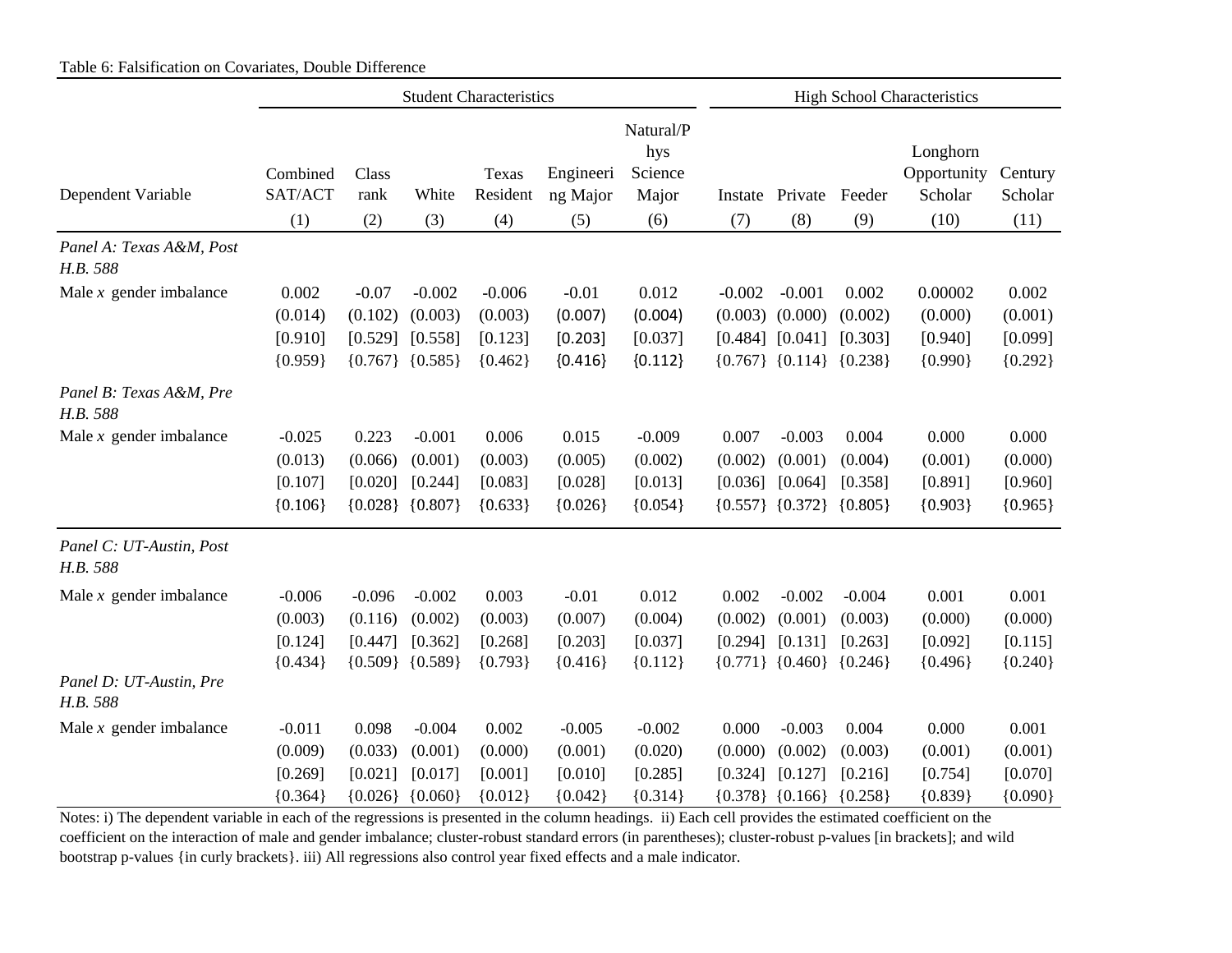Table 6: Falsification on Covariates, Double Difference

| | Student Characteristics | | | | | | High School Characteristics | | | | |
|---|---|---|---|---|---|---|---|---|---|---|---|
| Dependent Variable | Combined SAT/ACT | Class rank | White | Texas Resident | Engineering Major | Natural/Phys Science Major | Instate | Private | Feeder | Longhorn Opportunity Scholar | Century Scholar |
| | (1) | (2) | (3) | (4) | (5) | (6) | (7) | (8) | (9) | (10) | (11) |
| *Panel A: Texas A&M, Post H.B. 588* | | | | | | | | | | | |
| Male *x* gender imbalance | 0.002 | -0.07 | -0.002 | -0.006 | -0.01 | 0.012 | -0.002 | -0.001 | 0.002 | 0.00002 | 0.002 |
| | (0.014) | (0.102) | (0.003) | (0.003) | (0.007) | (0.004) | (0.003) | (0.000) | (0.002) | (0.000) | (0.001) |
| | [0.910] | [0.529] | [0.558] | [0.123] | [0.203] | [0.037] | [0.484] | [0.041] | [0.303] | [0.940] | [0.099] |
| | {0.959} | {0.767} | {0.585} | {0.462} | {0.416} | {0.112} | {0.767} | {0.114} | {0.238} | {0.990} | {0.292} |
| *Panel B: Texas A&M, Pre H.B. 588* | | | | | | | | | | | |
| Male *x* gender imbalance | -0.025 | 0.223 | -0.001 | 0.006 | 0.015 | -0.009 | 0.007 | -0.003 | 0.004 | 0.000 | 0.000 |
| | (0.013) | (0.066) | (0.001) | (0.003) | (0.005) | (0.002) | (0.002) | (0.001) | (0.004) | (0.001) | (0.000) |
| | [0.107] | [0.020] | [0.244] | [0.083] | [0.028] | [0.013] | [0.036] | [0.064] | [0.358] | [0.891] | [0.960] |
| | {0.106} | {0.028} | {0.807} | {0.633} | {0.026} | {0.054} | {0.557} | {0.372} | {0.805} | {0.903} | {0.965} |
| *Panel C: UT-Austin, Post H.B. 588* | | | | | | | | | | | |
| Male *x* gender imbalance | -0.006 | -0.096 | -0.002 | 0.003 | -0.01 | 0.012 | 0.002 | -0.002 | -0.004 | 0.001 | 0.001 |
| | (0.003) | (0.116) | (0.002) | (0.003) | (0.007) | (0.004) | (0.002) | (0.001) | (0.003) | (0.000) | (0.000) |
| | [0.124] | [0.447] | [0.362] | [0.268] | [0.203] | [0.037] | [0.294] | [0.131] | [0.263] | [0.092] | [0.115] |
| | {0.434} | {0.509} | {0.589} | {0.793} | {0.416} | {0.112} | {0.771} | {0.460} | {0.246} | {0.496} | {0.240} |
| *Panel D: UT-Austin, Pre H.B. 588* | | | | | | | | | | | |
| Male *x* gender imbalance | -0.011 | 0.098 | -0.004 | 0.002 | -0.005 | -0.002 | 0.000 | -0.003 | 0.004 | 0.000 | 0.001 |
| | (0.009) | (0.033) | (0.001) | (0.000) | (0.001) | (0.020) | (0.000) | (0.002) | (0.003) | (0.001) | (0.001) |
| | [0.269] | [0.021] | [0.017] | [0.001] | [0.010] | [0.285] | [0.324] | [0.127] | [0.216] | [0.754] | [0.070] |
| | {0.364} | {0.026} | {0.060} | {0.012} | {0.042} | {0.314} | {0.378} | {0.166} | {0.258} | {0.839} | {0.090} |

Notes: i) The dependent variable in each of the regressions is presented in the column headings. ii) Each cell provides the estimated coefficient on the coefficient on the interaction of male and gender imbalance; cluster-robust standard errors (in parentheses); cluster-robust p-values [in brackets]; and wild bootstrap p-values {in curly brackets}. iii) All regressions also control year fixed effects and a male indicator.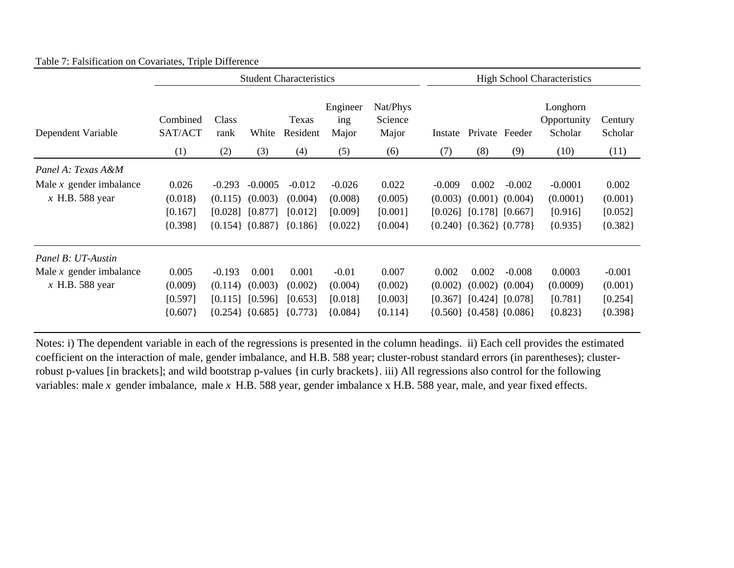Table 7: Falsification on Covariates, Triple Difference

| | Student Characteristics | | | | | | High School Characteristics | | | | |
|---|---|---|---|---|---|---|---|---|---|---|---|
| Dependent Variable | Combined SAT/ACT | Class rank | White | Texas Resident | Engineering Major | Nat/Phys Science Major | Instate | Private | Feeder | Longhorn Opportunity Scholar | Century Scholar |
| | (1) | (2) | (3) | (4) | (5) | (6) | (7) | (8) | (9) | (10) | (11) |
| *Panel A: Texas A&M* | | | | | | | | | | | |
| Male *x* gender imbalance *x* H.B. 588 year | 0.026 | -0.293 | -0.0005 | -0.012 | -0.026 | 0.022 | -0.009 | 0.002 | -0.002 | -0.0001 | 0.002 |
| | (0.018) | (0.115) | (0.003) | (0.004) | (0.008) | (0.005) | (0.003) | (0.001) | (0.004) | (0.0001) | (0.001) |
| | [0.167] | [0.028] | [0.877] | [0.012] | [0.009] | [0.001] | [0.026] | [0.178] | [0.667] | [0.916] | [0.052] |
| | {0.398} | {0.154} | {0.887} | {0.186} | {0.022} | {0.004} | {0.240} | {0.362} | {0.778} | {0.935} | {0.382} |
| *Panel B: UT-Austin* | | | | | | | | | | | |
| Male *x* gender imbalance *x* H.B. 588 year | 0.005 | -0.193 | 0.001 | 0.001 | -0.01 | 0.007 | 0.002 | 0.002 | -0.008 | 0.0003 | -0.001 |
| | (0.009) | (0.114) | (0.003) | (0.002) | (0.004) | (0.002) | (0.002) | (0.002) | (0.004) | (0.0009) | (0.001) |
| | [0.597] | [0.115] | [0.596] | [0.653] | [0.018] | [0.003] | [0.367] | [0.424] | [0.078] | [0.781] | [0.254] |
| | {0.607} | {0.254} | {0.685} | {0.773} | {0.084} | {0.114} | {0.560} | {0.458} | {0.086} | {0.823} | {0.398} |

Notes: i) The dependent variable in each of the regressions is presented in the column headings. ii) Each cell provides the estimated coefficient on the interaction of male, gender imbalance, and H.B. 588 year; cluster-robust standard errors (in parentheses); cluster-robust p-values [in brackets]; and wild bootstrap p-values {in curly brackets}. iii) All regressions also control for the following variables: male *x* gender imbalance, male *x* H.B. 588 year, gender imbalance x H.B. 588 year, male, and year fixed effects.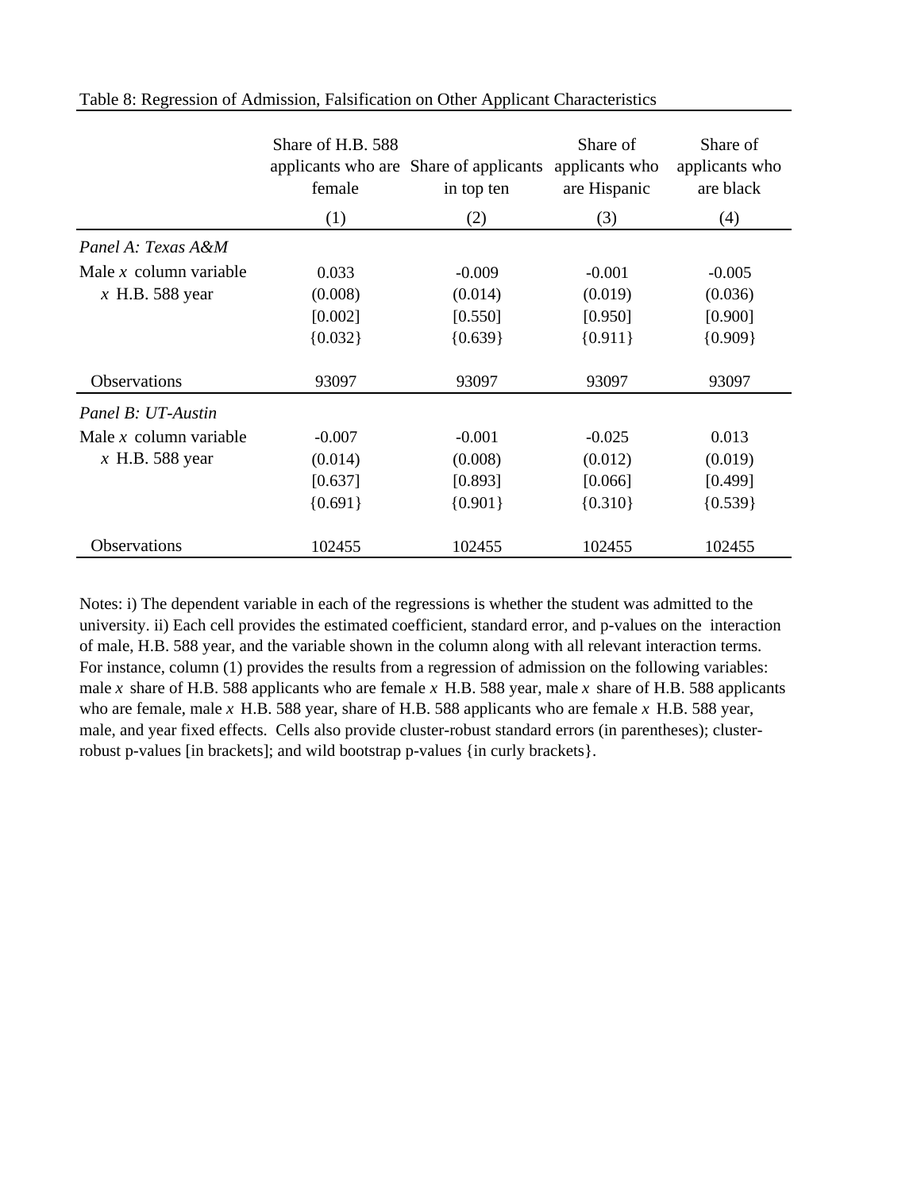Table 8: Regression of Admission, Falsification on Other Applicant Characteristics

| | Share of H.B. 588 applicants who are female | Share of applicants in top ten | Share of applicants who are Hispanic | Share of applicants who are black |
|---|---|---|---|---|
| | (1) | (2) | (3) | (4) |
| *Panel A: Texas A&M* | | | | |
| Male *x* column variable | 0.033 | -0.009 | -0.001 | -0.005 |
| *x* H.B. 588 year | (0.008) | (0.014) | (0.019) | (0.036) |
| | [0.002] | [0.550] | [0.950] | [0.900] |
| | {0.032} | {0.639} | {0.911} | {0.909} |
| Observations | 93097 | 93097 | 93097 | 93097 |
| *Panel B: UT-Austin* | | | | |
| Male *x* column variable | -0.007 | -0.001 | -0.025 | 0.013 |
| *x* H.B. 588 year | (0.014) | (0.008) | (0.012) | (0.019) |
| | [0.637] | [0.893] | [0.066] | [0.499] |
| | {0.691} | {0.901} | {0.310} | {0.539} |
| Observations | 102455 | 102455 | 102455 | 102455 |

Notes: i) The dependent variable in each of the regressions is whether the student was admitted to the university. ii) Each cell provides the estimated coefficient, standard error, and p-values on the interaction of male, H.B. 588 year, and the variable shown in the column along with all relevant interaction terms. For instance, column (1) provides the results from a regression of admission on the following variables: male *x* share of H.B. 588 applicants who are female *x* H.B. 588 year, male *x* share of H.B. 588 applicants who are female, male *x* H.B. 588 year, share of H.B. 588 applicants who are female *x* H.B. 588 year, male, and year fixed effects. Cells also provide cluster-robust standard errors (in parentheses); cluster-robust p-values [in brackets]; and wild bootstrap p-values {in curly brackets}.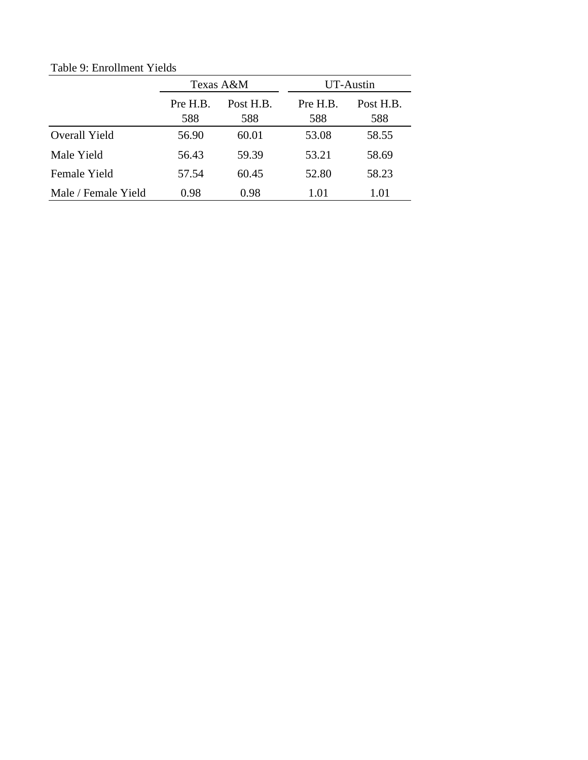Table 9: Enrollment Yields

| | Texas A&M | | UT-Austin | |
|---|---|---|---|---|
| | Pre H.B. 588 | Post H.B. 588 | Pre H.B. 588 | Post H.B. 588 |
| Overall Yield | 56.90 | 60.01 | 53.08 | 58.55 |
| Male Yield | 56.43 | 59.39 | 53.21 | 58.69 |
| Female Yield | 57.54 | 60.45 | 52.80 | 58.23 |
| Male / Female Yield | 0.98 | 0.98 | 1.01 | 1.01 |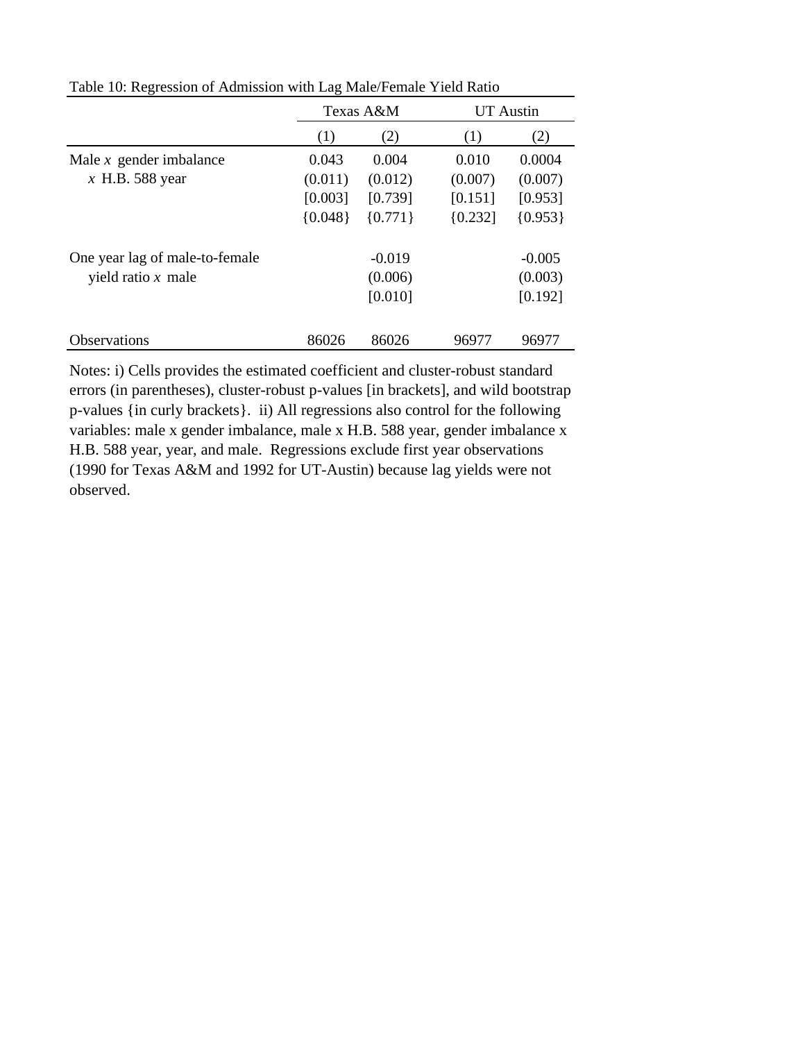Table 10: Regression of Admission with Lag Male/Female Yield Ratio

| | Texas A&M | | UT Austin | |
|---|---|---|---|---|
| | (1) | (2) | (1) | (2) |
| Male *x* gender imbalance | 0.043 | 0.004 | 0.010 | 0.0004 |
| *x* H.B. 588 year | (0.011) | (0.012) | (0.007) | (0.007) |
| | [0.003] | [0.739] | [0.151] | [0.953] |
| | {0.048} | {0.771} | {0.232] | {0.953} |
| One year lag of male-to-female | | -0.019 | | -0.005 |
| yield ratio *x* male | | (0.006) | | (0.003) |
| | | [0.010] | | [0.192] |
| Observations | 86026 | 86026 | 96977 | 96977 |

Notes: i) Cells provides the estimated coefficient and cluster-robust standard errors (in parentheses), cluster-robust p-values [in brackets], and wild bootstrap p-values {in curly brackets}. ii) All regressions also control for the following variables: male x gender imbalance, male x H.B. 588 year, gender imbalance x H.B. 588 year, year, and male. Regressions exclude first year observations (1990 for Texas A&M and 1992 for UT-Austin) because lag yields were not observed.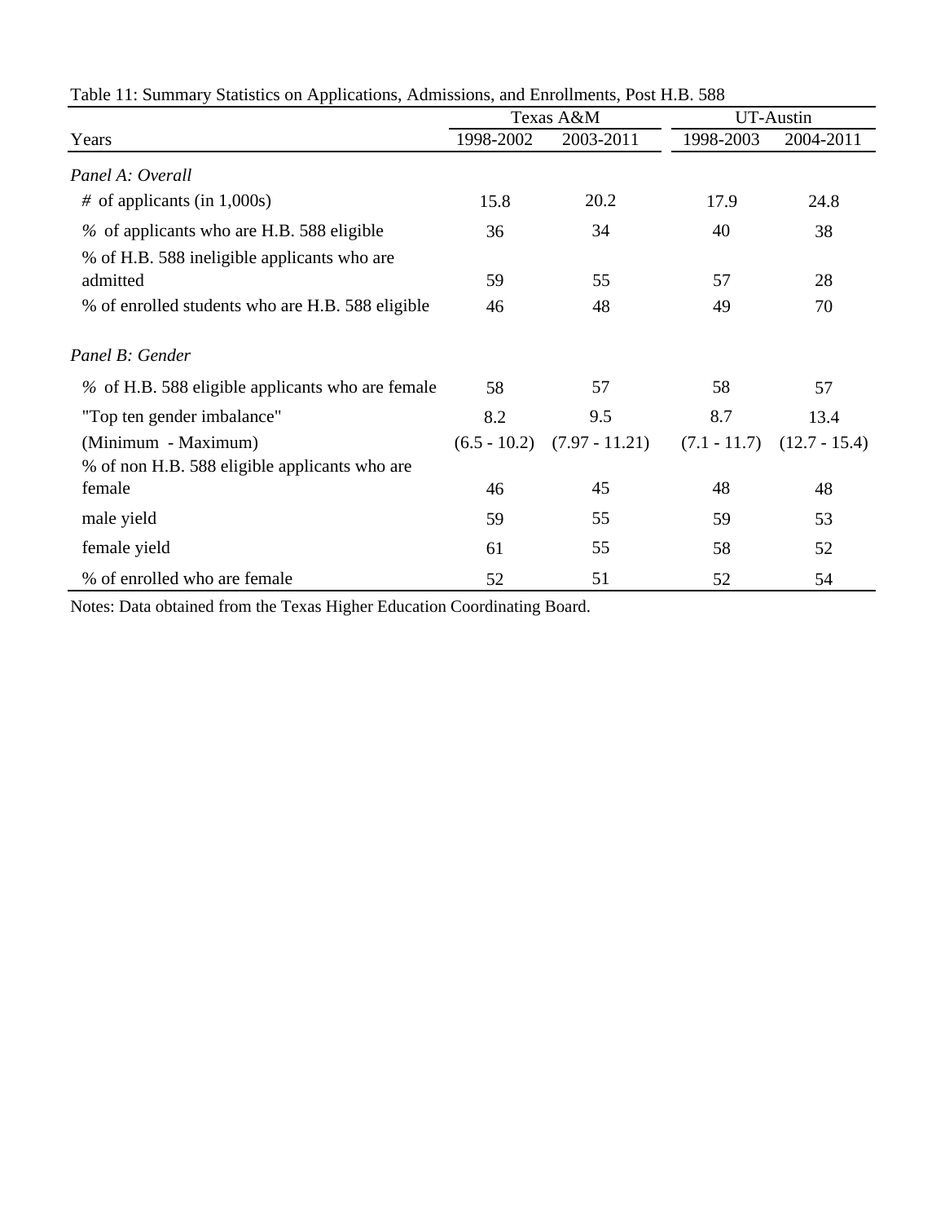Table 11: Summary Statistics on Applications, Admissions, and Enrollments, Post H.B. 588

| | Texas A&M | | UT-Austin | |
|---|---|---|---|---|
| Years | 1998-2002 | 2003-2011 | 1998-2003 | 2004-2011 |
| *Panel A: Overall* | | | | |
| # of applicants (in 1,000s) | 15.8 | 20.2 | 17.9 | 24.8 |
| % of applicants who are H.B. 588 eligible | 36 | 34 | 40 | 38 |
| % of H.B. 588 ineligible applicants who are admitted | 59 | 55 | 57 | 28 |
| % of enrolled students who are H.B. 588 eligible | 46 | 48 | 49 | 70 |
| *Panel B: Gender* | | | | |
| % of H.B. 588 eligible applicants who are female | 58 | 57 | 58 | 57 |
| "Top ten gender imbalance" | 8.2 | 9.5 | 8.7 | 13.4 |
| (Minimum - Maximum) | (6.5 - 10.2) | (7.97 - 11.21) | (7.1 - 11.7) | (12.7 - 15.4) |
| % of non H.B. 588 eligible applicants who are female | 46 | 45 | 48 | 48 |
| male yield | 59 | 55 | 59 | 53 |
| female yield | 61 | 55 | 58 | 52 |
| % of enrolled who are female | 52 | 51 | 52 | 54 |

Notes: Data obtained from the Texas Higher Education Coordinating Board.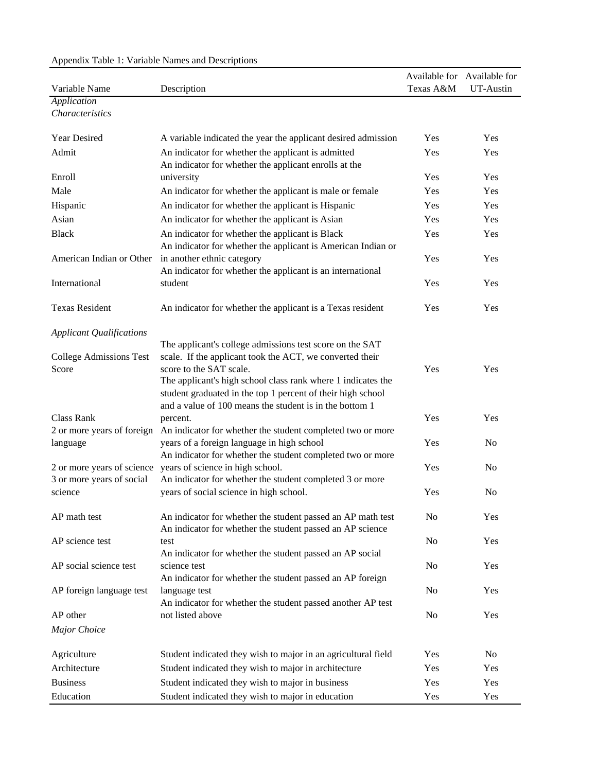Appendix Table 1: Variable Names and Descriptions

| Variable Name | Description | Available for Texas A&M | Available for UT-Austin |
|---|---|---|---|
| *Application Characteristics* | | | |
| Year Desired | A variable indicated the year the applicant desired admission | Yes | Yes |
| Admit | An indicator for whether the applicant is admitted | Yes | Yes |
| Enroll | An indicator for whether the applicant enrolls at the university | Yes | Yes |
| Male | An indicator for whether the applicant is male or female | Yes | Yes |
| Hispanic | An indicator for whether the applicant is Hispanic | Yes | Yes |
| Asian | An indicator for whether the applicant is Asian | Yes | Yes |
| Black | An indicator for whether the applicant is Black | Yes | Yes |
| American Indian or Other | An indicator for whether the applicant is American Indian or in another ethnic category | Yes | Yes |
| International | An indicator for whether the applicant is an international student | Yes | Yes |
| Texas Resident | An indicator for whether the applicant is a Texas resident | Yes | Yes |
| *Applicant Qualifications* | | | |
| College Admissions Test Score | The applicant's college admissions test score on the SAT scale. If the applicant took the ACT, we converted their score to the SAT scale. | Yes | Yes |
| Class Rank | The applicant's high school class rank where 1 indicates the student graduated in the top 1 percent of their high school and a value of 100 means the student is in the bottom 1 percent. | Yes | Yes |
| 2 or more years of foreign language | An indicator for whether the student completed two or more years of a foreign language in high school | Yes | No |
| 2 or more years of science | An indicator for whether the student completed two or more years of science in high school. | Yes | No |
| 3 or more years of social science | An indicator for whether the student completed 3 or more years of social science in high school. | Yes | No |
| AP math test | An indicator for whether the student passed an AP math test | No | Yes |
| AP science test | An indicator for whether the student passed an AP science test | No | Yes |
| AP social science test | An indicator for whether the student passed an AP social science test | No | Yes |
| AP foreign language test | An indicator for whether the student passed an AP foreign language test | No | Yes |
| AP other | An indicator for whether the student passed another AP test not listed above | No | Yes |
| *Major Choice* | | | |
| Agriculture | Student indicated they wish to major in an agricultural field | Yes | No |
| Architecture | Student indicated they wish to major in architecture | Yes | Yes |
| Business | Student indicated they wish to major in business | Yes | Yes |
| Education | Student indicated they wish to major in education | Yes | Yes |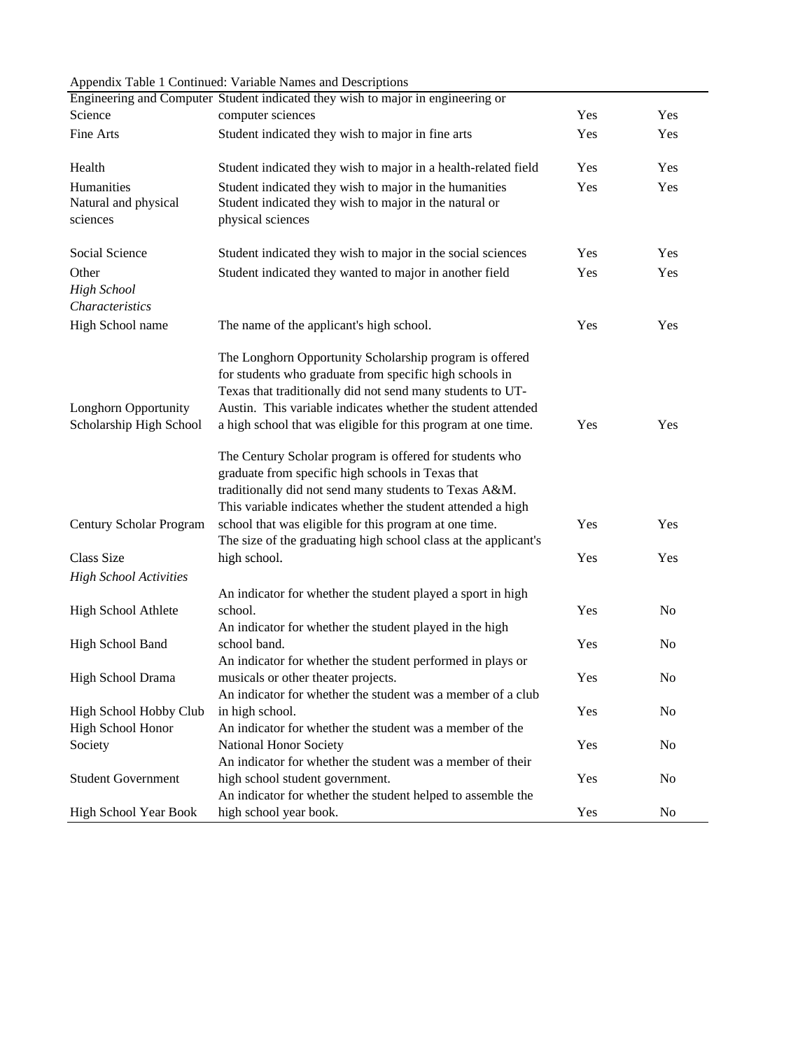Appendix Table 1 Continued: Variable Names and Descriptions

| | | | |
|---|---|---|---|
| Engineering and Computer Science | Student indicated they wish to major in engineering or computer sciences | Yes | Yes |
| Fine Arts | Student indicated they wish to major in fine arts | Yes | Yes |
| Health | Student indicated they wish to major in a health-related field | Yes | Yes |
| Humanities | Student indicated they wish to major in the humanities | Yes | Yes |
| Natural and physical sciences | Student indicated they wish to major in the natural or physical sciences | | |
| Social Science | Student indicated they wish to major in the social sciences | Yes | Yes |
| Other | Student indicated they wanted to major in another field | Yes | Yes |
| *High School Characteristics* | | | |
| High School name | The name of the applicant's high school. | Yes | Yes |
| Longhorn Opportunity Scholarship High School | The Longhorn Opportunity Scholarship program is offered for students who graduate from specific high schools in Texas that traditionally did not send many students to UT-Austin. This variable indicates whether the student attended a high school that was eligible for this program at one time. | Yes | Yes |
| Century Scholar Program | The Century Scholar program is offered for students who graduate from specific high schools in Texas that traditionally did not send many students to Texas A&M. This variable indicates whether the student attended a high school that was eligible for this program at one time. | Yes | Yes |
| Class Size | The size of the graduating high school class at the applicant's high school. | Yes | Yes |
| *High School Activities* | | | |
| High School Athlete | An indicator for whether the student played a sport in high school. | Yes | No |
| High School Band | An indicator for whether the student played in the high school band. | Yes | No |
| High School Drama | An indicator for whether the student performed in plays or musicals or other theater projects. | Yes | No |
| High School Hobby Club | An indicator for whether the student was a member of a club in high school. | Yes | No |
| High School Honor Society | An indicator for whether the student was a member of the National Honor Society | Yes | No |
| Student Government | An indicator for whether the student was a member of their high school student government. | Yes | No |
| High School Year Book | An indicator for whether the student helped to assemble the high school year book. | Yes | No |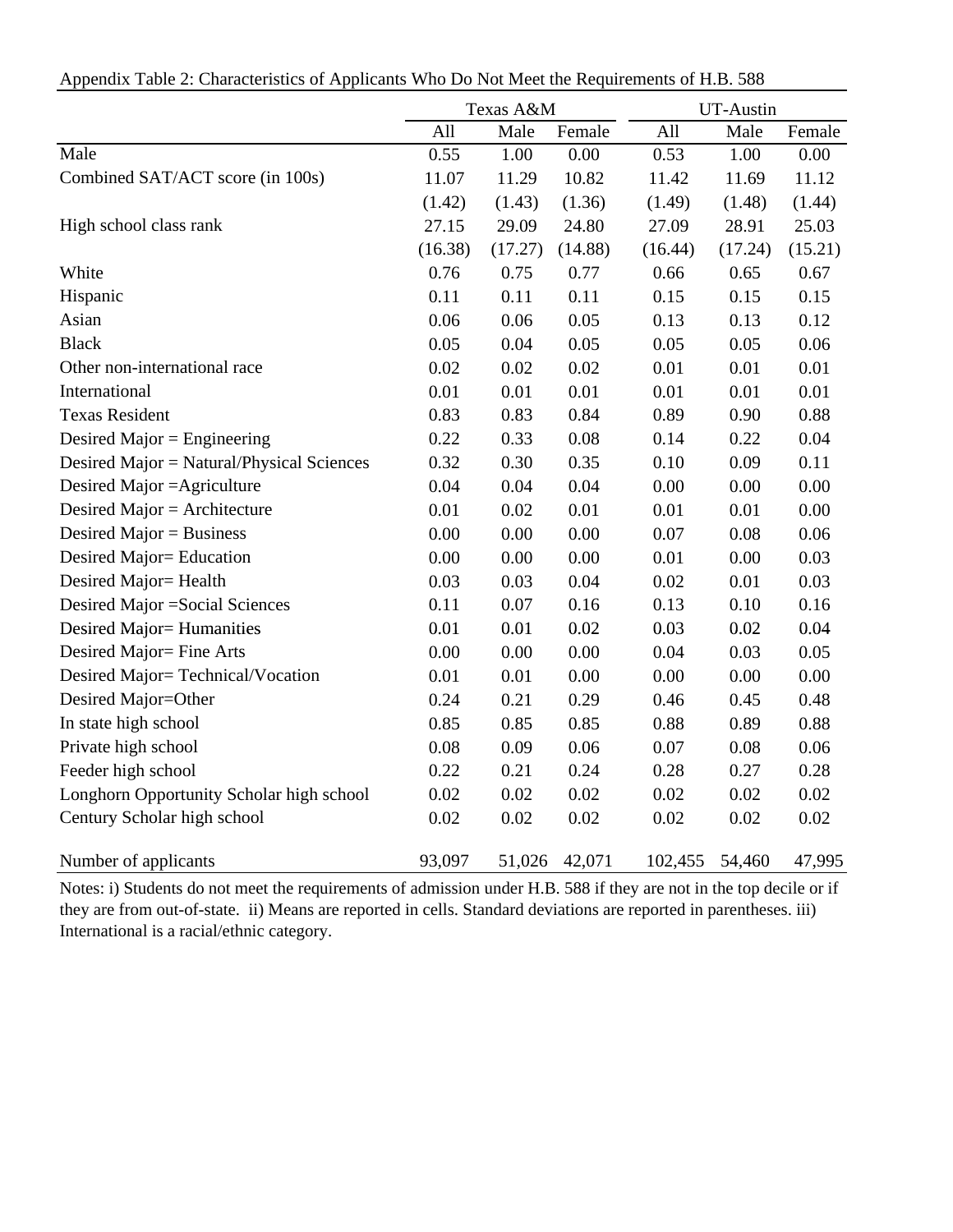Appendix Table 2: Characteristics of Applicants Who Do Not Meet the Requirements of H.B. 588

| | Texas A&M | | | UT-Austin | | |
|---|---|---|---|---|---|---|
| | All | Male | Female | All | Male | Female |
| Male | 0.55 | 1.00 | 0.00 | 0.53 | 1.00 | 0.00 |
| Combined SAT/ACT score (in 100s) | 11.07 | 11.29 | 10.82 | 11.42 | 11.69 | 11.12 |
| | (1.42) | (1.43) | (1.36) | (1.49) | (1.48) | (1.44) |
| High school class rank | 27.15 | 29.09 | 24.80 | 27.09 | 28.91 | 25.03 |
| | (16.38) | (17.27) | (14.88) | (16.44) | (17.24) | (15.21) |
| White | 0.76 | 0.75 | 0.77 | 0.66 | 0.65 | 0.67 |
| Hispanic | 0.11 | 0.11 | 0.11 | 0.15 | 0.15 | 0.15 |
| Asian | 0.06 | 0.06 | 0.05 | 0.13 | 0.13 | 0.12 |
| Black | 0.05 | 0.04 | 0.05 | 0.05 | 0.05 | 0.06 |
| Other non-international race | 0.02 | 0.02 | 0.02 | 0.01 | 0.01 | 0.01 |
| International | 0.01 | 0.01 | 0.01 | 0.01 | 0.01 | 0.01 |
| Texas Resident | 0.83 | 0.83 | 0.84 | 0.89 | 0.90 | 0.88 |
| Desired Major = Engineering | 0.22 | 0.33 | 0.08 | 0.14 | 0.22 | 0.04 |
| Desired Major = Natural/Physical Sciences | 0.32 | 0.30 | 0.35 | 0.10 | 0.09 | 0.11 |
| Desired Major =Agriculture | 0.04 | 0.04 | 0.04 | 0.00 | 0.00 | 0.00 |
| Desired Major = Architecture | 0.01 | 0.02 | 0.01 | 0.01 | 0.01 | 0.00 |
| Desired Major = Business | 0.00 | 0.00 | 0.00 | 0.07 | 0.08 | 0.06 |
| Desired Major= Education | 0.00 | 0.00 | 0.00 | 0.01 | 0.00 | 0.03 |
| Desired Major= Health | 0.03 | 0.03 | 0.04 | 0.02 | 0.01 | 0.03 |
| Desired Major =Social Sciences | 0.11 | 0.07 | 0.16 | 0.13 | 0.10 | 0.16 |
| Desired Major= Humanities | 0.01 | 0.01 | 0.02 | 0.03 | 0.02 | 0.04 |
| Desired Major= Fine Arts | 0.00 | 0.00 | 0.00 | 0.04 | 0.03 | 0.05 |
| Desired Major= Technical/Vocation | 0.01 | 0.01 | 0.00 | 0.00 | 0.00 | 0.00 |
| Desired Major=Other | 0.24 | 0.21 | 0.29 | 0.46 | 0.45 | 0.48 |
| In state high school | 0.85 | 0.85 | 0.85 | 0.88 | 0.89 | 0.88 |
| Private high school | 0.08 | 0.09 | 0.06 | 0.07 | 0.08 | 0.06 |
| Feeder high school | 0.22 | 0.21 | 0.24 | 0.28 | 0.27 | 0.28 |
| Longhorn Opportunity Scholar high school | 0.02 | 0.02 | 0.02 | 0.02 | 0.02 | 0.02 |
| Century Scholar high school | 0.02 | 0.02 | 0.02 | 0.02 | 0.02 | 0.02 |
| Number of applicants | 93,097 | 51,026 | 42,071 | 102,455 | 54,460 | 47,995 |

Notes: i) Students do not meet the requirements of admission under H.B. 588 if they are not in the top decile or if they are from out-of-state. ii) Means are reported in cells. Standard deviations are reported in parentheses. iii) International is a racial/ethnic category.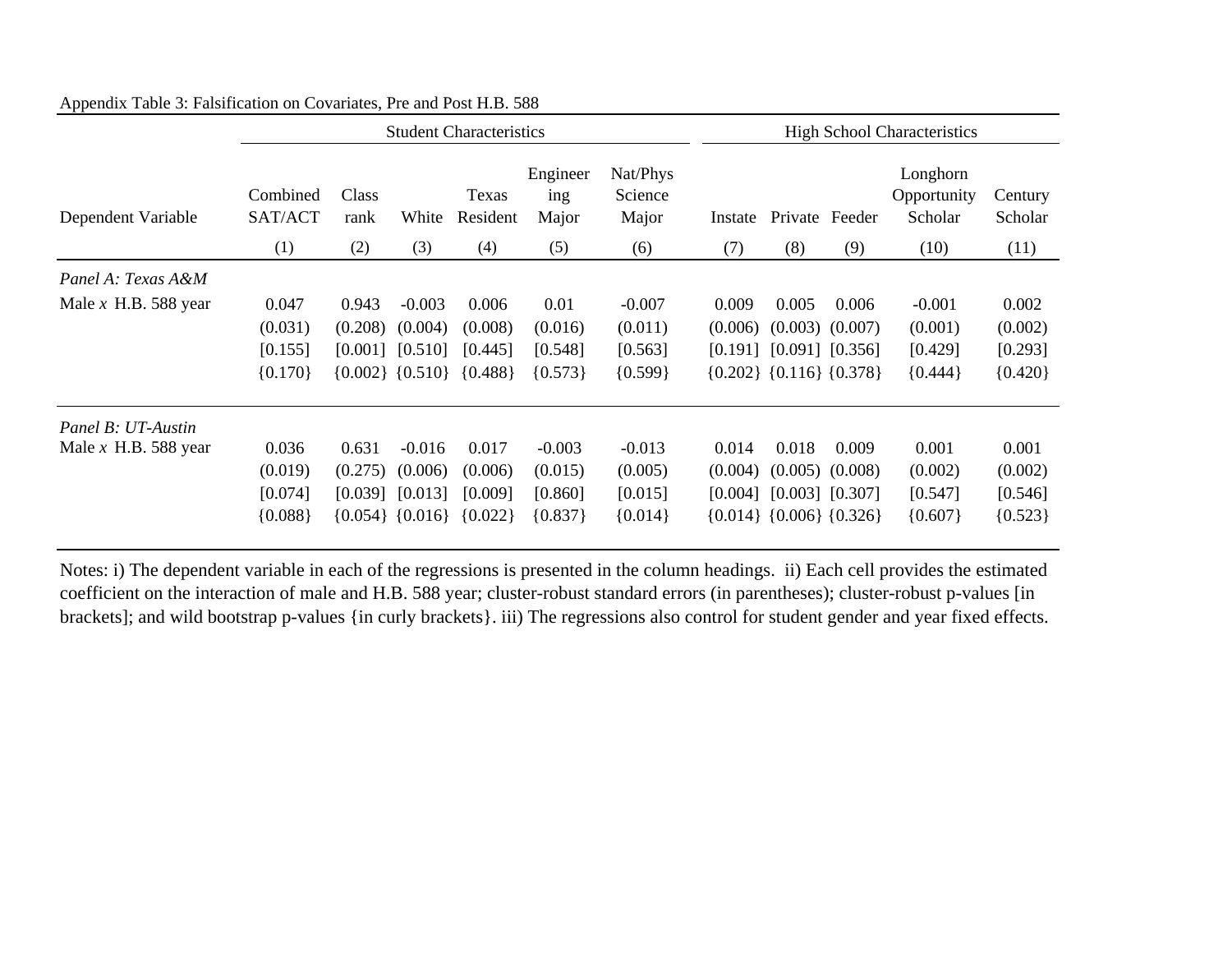Appendix Table 3: Falsification on Covariates, Pre and Post H.B. 588

| | Student Characteristics | | | | | | High School Characteristics | | | | |
|---|---|---|---|---|---|---|---|---|---|---|---|
| Dependent Variable | Combined SAT/ACT | Class rank | White | Texas Resident | Engineering Major | Nat/Phys Science Major | Instate | Private | Feeder | Longhorn Opportunity Scholar | Century Scholar |
| | (1) | (2) | (3) | (4) | (5) | (6) | (7) | (8) | (9) | (10) | (11) |
| *Panel A: Texas A&M* | | | | | | | | | | | |
| Male *x* H.B. 588 year | 0.047 | 0.943 | -0.003 | 0.006 | 0.01 | -0.007 | 0.009 | 0.005 | 0.006 | -0.001 | 0.002 |
| | (0.031) | (0.208) | (0.004) | (0.008) | (0.016) | (0.011) | (0.006) | (0.003) | (0.007) | (0.001) | (0.002) |
| | [0.155] | [0.001] | [0.510] | [0.445] | [0.548] | [0.563] | [0.191] | [0.091] | [0.356] | [0.429] | [0.293] |
| | {0.170} | {0.002} | {0.510} | {0.488} | {0.573} | {0.599} | {0.202} | {0.116} | {0.378} | {0.444} | {0.420} |
| *Panel B: UT-Austin* | | | | | | | | | | | |
| Male *x* H.B. 588 year | 0.036 | 0.631 | -0.016 | 0.017 | -0.003 | -0.013 | 0.014 | 0.018 | 0.009 | 0.001 | 0.001 |
| | (0.019) | (0.275) | (0.006) | (0.006) | (0.015) | (0.005) | (0.004) | (0.005) | (0.008) | (0.002) | (0.002) |
| | [0.074] | [0.039] | [0.013] | [0.009] | [0.860] | [0.015] | [0.004] | [0.003] | [0.307] | [0.547] | [0.546] |
| | {0.088} | {0.054} | {0.016} | {0.022} | {0.837} | {0.014} | {0.014} | {0.006} | {0.326} | {0.607} | {0.523} |

Notes: i) The dependent variable in each of the regressions is presented in the column headings. ii) Each cell provides the estimated coefficient on the interaction of male and H.B. 588 year; cluster-robust standard errors (in parentheses); cluster-robust p-values [in brackets]; and wild bootstrap p-values {in curly brackets}. iii) The regressions also control for student gender and year fixed effects.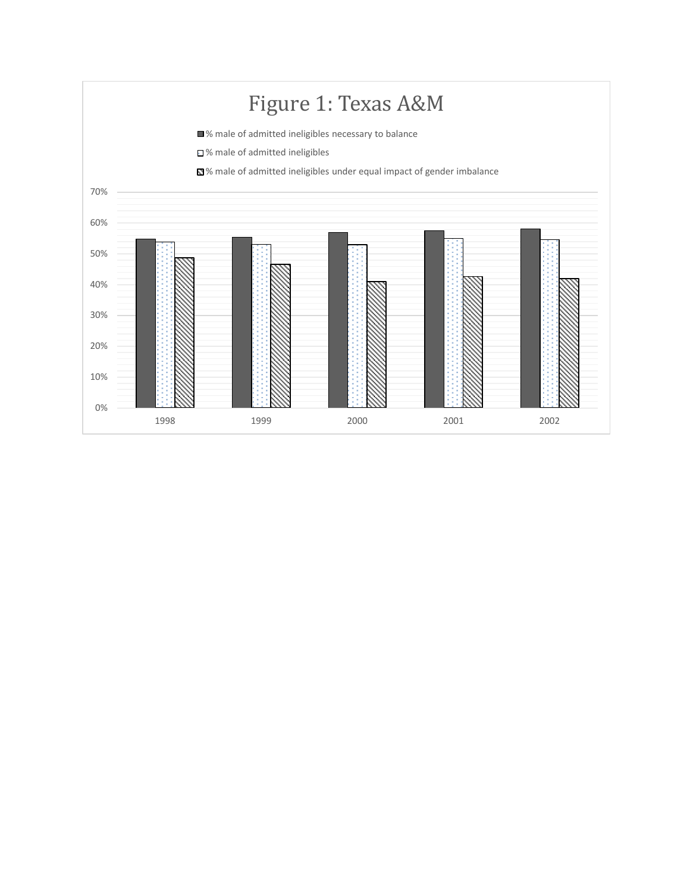# Figure 1: Texas A&M

■ % male of admitted ineligibles necessary to balance

□ % male of admitted ineligibles

▨ % male of admitted ineligibles under equal impact of gender imbalance

70%

60%

50%

40%

30%

20%

10%

0%

1998 1999 2000 2001 2002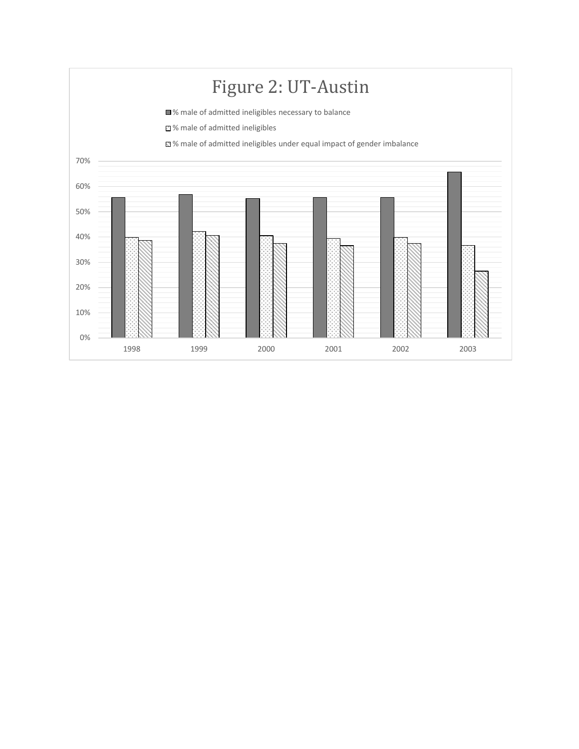Figure 2: UT-Austin

% male of admitted ineligibles necessary to balance

% male of admitted ineligibles

% male of admitted ineligibles under equal impact of gender imbalance

70%
60%
50%
40%
30%
20%
10%
0%

1998
1999
2000
2001
2002
2003